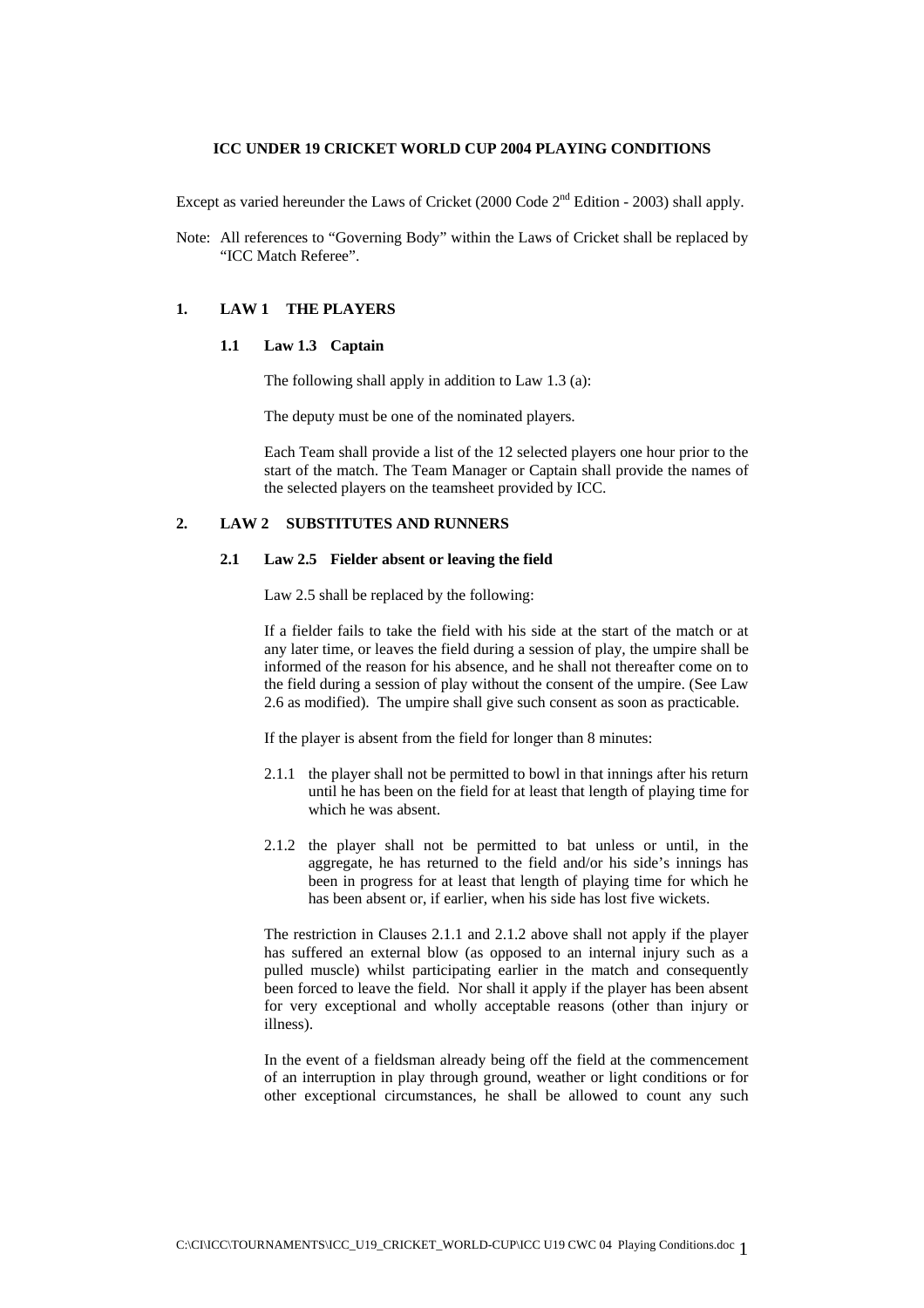# ICC UNDER 19 CRICKET WORLD CUP 2004 PLAYING CONDITIONS

Except as varied hereunder the Laws of Cricket (2000 Code 2nd Edition - 2003) shall apply.

Note: All references to "Governing Body" within the Laws of Cricket shall be replaced by "ICC Match Referee".

## 1. LAW 1 THE PLAYERS

### 1.1 Law 1.3 Captain

The following shall apply in addition to Law 1.3 (a):

The deputy must be one of the nominated players.

Each Team shall provide a list of the 12 selected players one hour prior to the start of the match. The Team Manager or Captain shall provide the names of the selected players on the teamsheet provided by ICC.

## 2. LAW 2 SUBSTITUTES AND RUNNERS

### 2.1 Law 2.5 Fielder absent or leaving the field

Law 2.5 shall be replaced by the following:

If a fielder fails to take the field with his side at the start of the match or at any later time, or leaves the field during a session of play, the umpire shall be informed of the reason for his absence, and he shall not thereafter come on to the field during a session of play without the consent of the umpire. (See Law 2.6 as modified). The umpire shall give such consent as soon as practicable.

If the player is absent from the field for longer than 8 minutes:

2.1.1 the player shall not be permitted to bowl in that innings after his return until he has been on the field for at least that length of playing time for which he was absent.

2.1.2 the player shall not be permitted to bat unless or until, in the aggregate, he has returned to the field and/or his side's innings has been in progress for at least that length of playing time for which he has been absent or, if earlier, when his side has lost five wickets.

The restriction in Clauses 2.1.1 and 2.1.2 above shall not apply if the player has suffered an external blow (as opposed to an internal injury such as a pulled muscle) whilst participating earlier in the match and consequently been forced to leave the field. Nor shall it apply if the player has been absent for very exceptional and wholly acceptable reasons (other than injury or illness).

In the event of a fieldsman already being off the field at the commencement of an interruption in play through ground, weather or light conditions or for other exceptional circumstances, he shall be allowed to count any such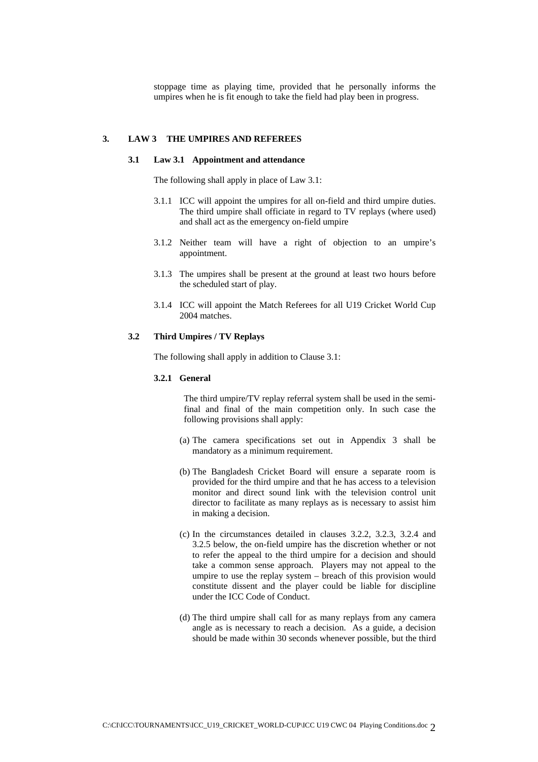stoppage time as playing time, provided that he personally informs the umpires when he is fit enough to take the field had play been in progress.

## 3. LAW 3 THE UMPIRES AND REFEREES

### 3.1 Law 3.1 Appointment and attendance

The following shall apply in place of Law 3.1:

3.1.1 ICC will appoint the umpires for all on-field and third umpire duties. The third umpire shall officiate in regard to TV replays (where used) and shall act as the emergency on-field umpire

3.1.2 Neither team will have a right of objection to an umpire's appointment.

3.1.3 The umpires shall be present at the ground at least two hours before the scheduled start of play.

3.1.4 ICC will appoint the Match Referees for all U19 Cricket World Cup 2004 matches.

### 3.2 Third Umpires / TV Replays

The following shall apply in addition to Clause 3.1:

#### 3.2.1 General

The third umpire/TV replay referral system shall be used in the semi-final and final of the main competition only. In such case the following provisions shall apply:

(a) The camera specifications set out in Appendix 3 shall be mandatory as a minimum requirement.

(b) The Bangladesh Cricket Board will ensure a separate room is provided for the third umpire and that he has access to a television monitor and direct sound link with the television control unit director to facilitate as many replays as is necessary to assist him in making a decision.

(c) In the circumstances detailed in clauses 3.2.2, 3.2.3, 3.2.4 and 3.2.5 below, the on-field umpire has the discretion whether or not to refer the appeal to the third umpire for a decision and should take a common sense approach. Players may not appeal to the umpire to use the replay system – breach of this provision would constitute dissent and the player could be liable for discipline under the ICC Code of Conduct.

(d) The third umpire shall call for as many replays from any camera angle as is necessary to reach a decision. As a guide, a decision should be made within 30 seconds whenever possible, but the third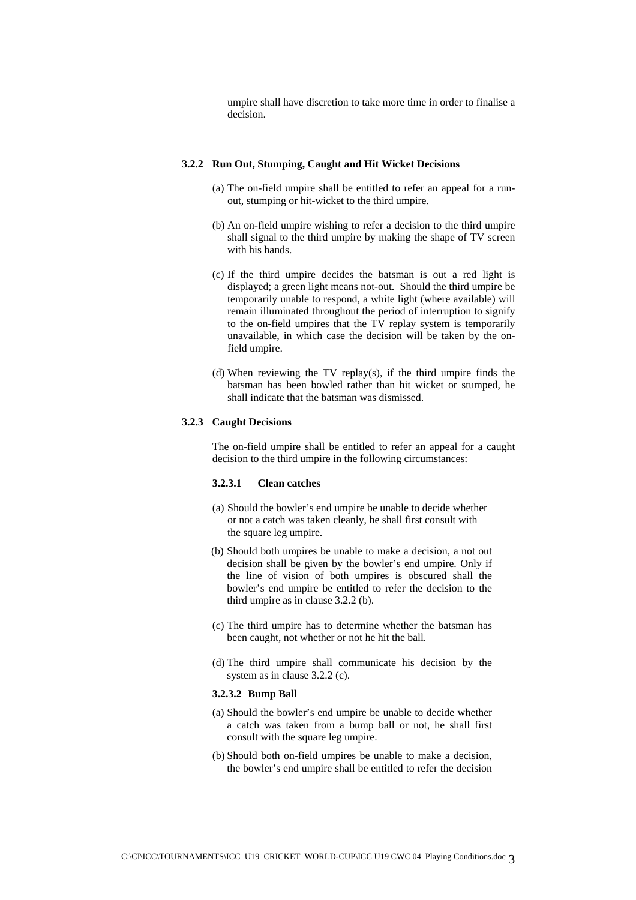umpire shall have discretion to take more time in order to finalise a decision.

### 3.2.2 Run Out, Stumping, Caught and Hit Wicket Decisions

(a) The on-field umpire shall be entitled to refer an appeal for a run-out, stumping or hit-wicket to the third umpire.

(b) An on-field umpire wishing to refer a decision to the third umpire shall signal to the third umpire by making the shape of TV screen with his hands.

(c) If the third umpire decides the batsman is out a red light is displayed; a green light means not-out. Should the third umpire be temporarily unable to respond, a white light (where available) will remain illuminated throughout the period of interruption to signify to the on-field umpires that the TV replay system is temporarily unavailable, in which case the decision will be taken by the on-field umpire.

(d) When reviewing the TV replay(s), if the third umpire finds the batsman has been bowled rather than hit wicket or stumped, he shall indicate that the batsman was dismissed.

### 3.2.3 Caught Decisions

The on-field umpire shall be entitled to refer an appeal for a caught decision to the third umpire in the following circumstances:

#### 3.2.3.1 Clean catches

(a) Should the bowler's end umpire be unable to decide whether or not a catch was taken cleanly, he shall first consult with the square leg umpire.

(b) Should both umpires be unable to make a decision, a not out decision shall be given by the bowler's end umpire. Only if the line of vision of both umpires is obscured shall the bowler's end umpire be entitled to refer the decision to the third umpire as in clause 3.2.2 (b).

(c) The third umpire has to determine whether the batsman has been caught, not whether or not he hit the ball.

(d) The third umpire shall communicate his decision by the system as in clause 3.2.2 (c).

#### 3.2.3.2 Bump Ball

(a) Should the bowler's end umpire be unable to decide whether a catch was taken from a bump ball or not, he shall first consult with the square leg umpire.

(b) Should both on-field umpires be unable to make a decision, the bowler's end umpire shall be entitled to refer the decision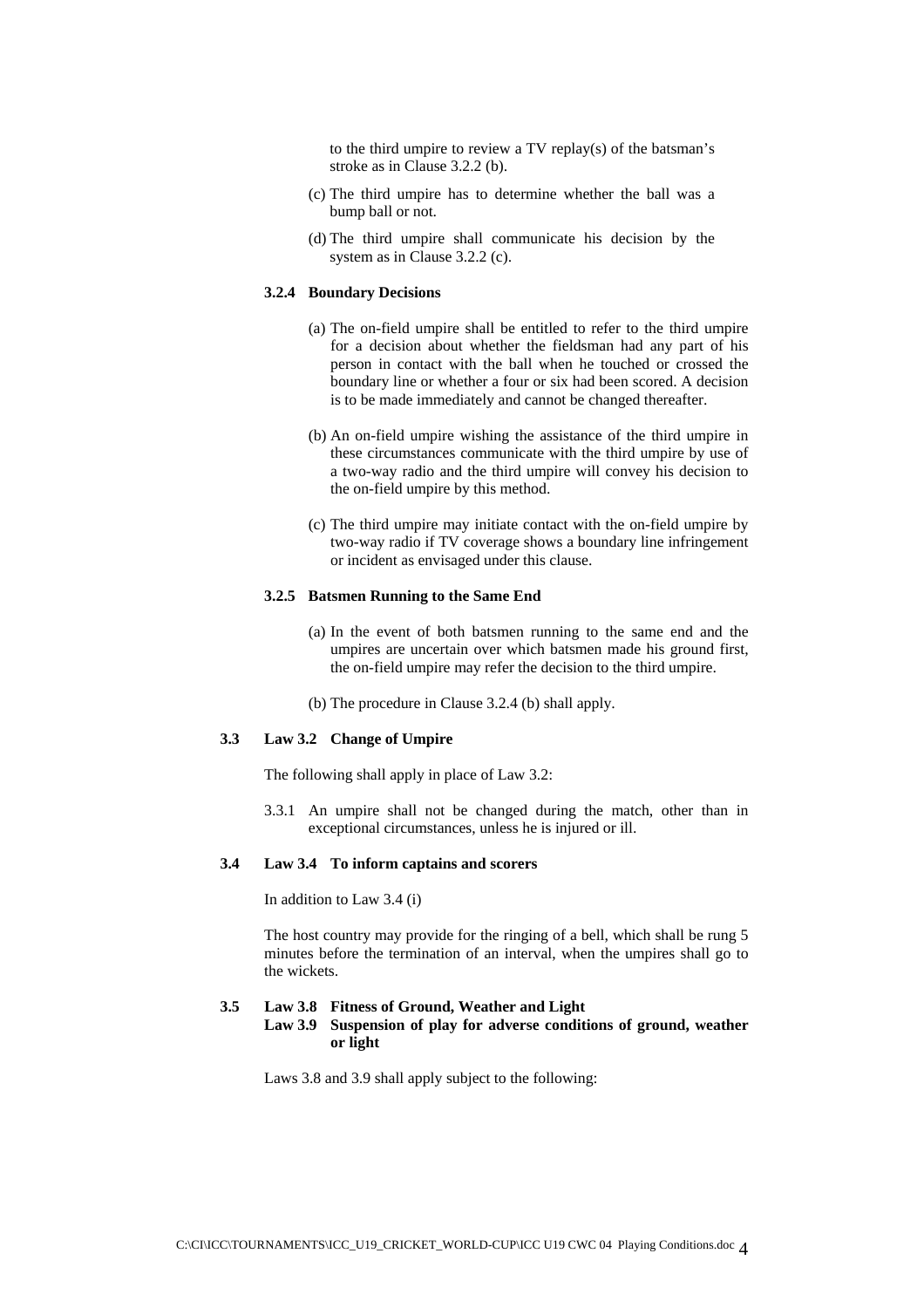to the third umpire to review a TV replay(s) of the batsman's stroke as in Clause 3.2.2 (b).

(c) The third umpire has to determine whether the ball was a bump ball or not.

(d) The third umpire shall communicate his decision by the system as in Clause 3.2.2 (c).

#### 3.2.4 Boundary Decisions

(a) The on-field umpire shall be entitled to refer to the third umpire for a decision about whether the fieldsman had any part of his person in contact with the ball when he touched or crossed the boundary line or whether a four or six had been scored. A decision is to be made immediately and cannot be changed thereafter.

(b) An on-field umpire wishing the assistance of the third umpire in these circumstances communicate with the third umpire by use of a two-way radio and the third umpire will convey his decision to the on-field umpire by this method.

(c) The third umpire may initiate contact with the on-field umpire by two-way radio if TV coverage shows a boundary line infringement or incident as envisaged under this clause.

#### 3.2.5 Batsmen Running to the Same End

(a) In the event of both batsmen running to the same end and the umpires are uncertain over which batsmen made his ground first, the on-field umpire may refer the decision to the third umpire.

(b) The procedure in Clause 3.2.4 (b) shall apply.

### 3.3 Law 3.2 Change of Umpire

The following shall apply in place of Law 3.2:

3.3.1 An umpire shall not be changed during the match, other than in exceptional circumstances, unless he is injured or ill.

### 3.4 Law 3.4 To inform captains and scorers

In addition to Law 3.4 (i)

The host country may provide for the ringing of a bell, which shall be rung 5 minutes before the termination of an interval, when the umpires shall go to the wickets.

### 3.5 Law 3.8 Fitness of Ground, Weather and Light
### Law 3.9 Suspension of play for adverse conditions of ground, weather or light

Laws 3.8 and 3.9 shall apply subject to the following: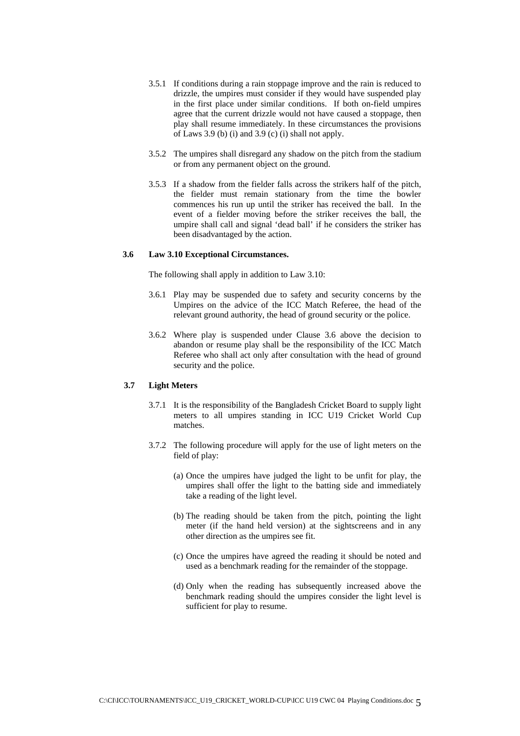3.5.1 If conditions during a rain stoppage improve and the rain is reduced to drizzle, the umpires must consider if they would have suspended play in the first place under similar conditions. If both on-field umpires agree that the current drizzle would not have caused a stoppage, then play shall resume immediately. In these circumstances the provisions of Laws 3.9 (b) (i) and 3.9 (c) (i) shall not apply.

3.5.2 The umpires shall disregard any shadow on the pitch from the stadium or from any permanent object on the ground.

3.5.3 If a shadow from the fielder falls across the strikers half of the pitch, the fielder must remain stationary from the time the bowler commences his run up until the striker has received the ball. In the event of a fielder moving before the striker receives the ball, the umpire shall call and signal 'dead ball' if he considers the striker has been disadvantaged by the action.

**3.6 Law 3.10 Exceptional Circumstances.**

The following shall apply in addition to Law 3.10:

3.6.1 Play may be suspended due to safety and security concerns by the Umpires on the advice of the ICC Match Referee, the head of the relevant ground authority, the head of ground security or the police.

3.6.2 Where play is suspended under Clause 3.6 above the decision to abandon or resume play shall be the responsibility of the ICC Match Referee who shall act only after consultation with the head of ground security and the police.

**3.7 Light Meters**

3.7.1 It is the responsibility of the Bangladesh Cricket Board to supply light meters to all umpires standing in ICC U19 Cricket World Cup matches.

3.7.2 The following procedure will apply for the use of light meters on the field of play:

(a) Once the umpires have judged the light to be unfit for play, the umpires shall offer the light to the batting side and immediately take a reading of the light level.

(b) The reading should be taken from the pitch, pointing the light meter (if the hand held version) at the sightscreens and in any other direction as the umpires see fit.

(c) Once the umpires have agreed the reading it should be noted and used as a benchmark reading for the remainder of the stoppage.

(d) Only when the reading has subsequently increased above the benchmark reading should the umpires consider the light level is sufficient for play to resume.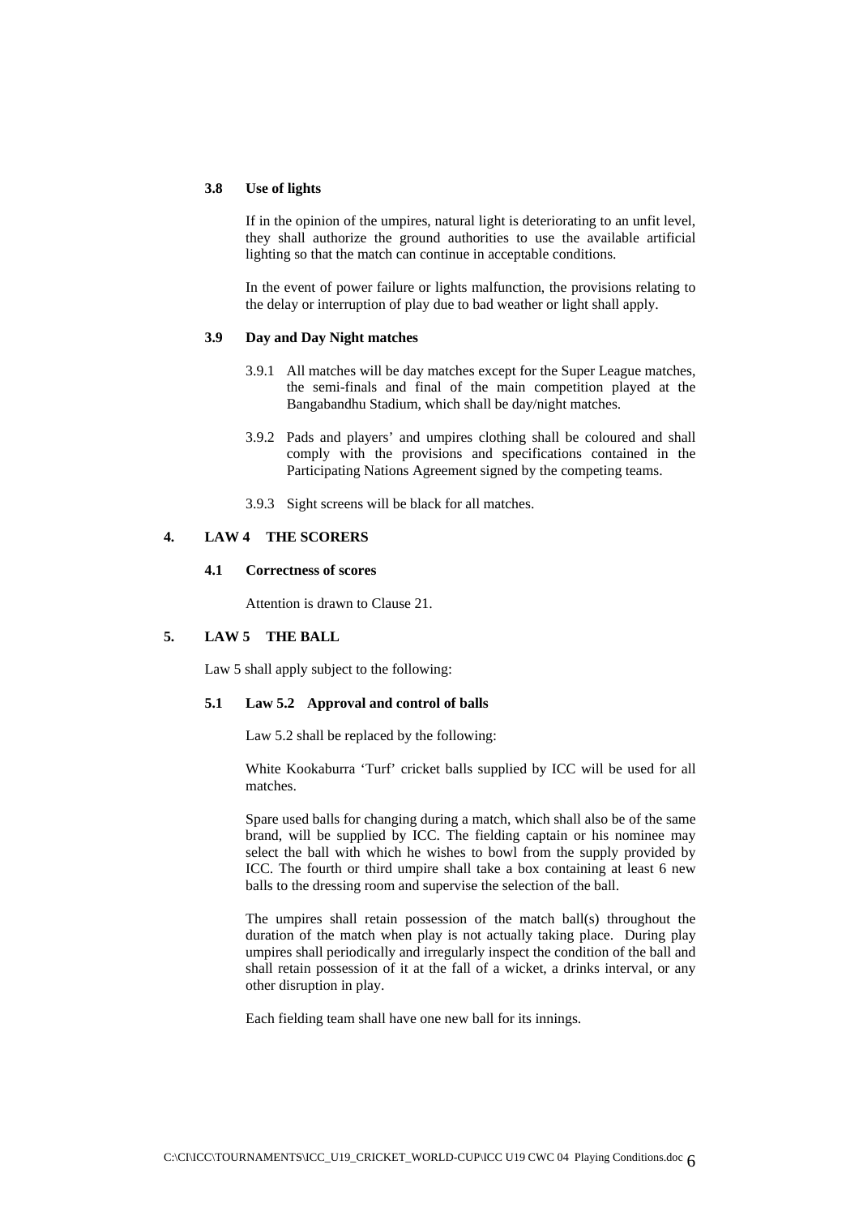### 3.8 Use of lights

If in the opinion of the umpires, natural light is deteriorating to an unfit level, they shall authorize the ground authorities to use the available artificial lighting so that the match can continue in acceptable conditions.

In the event of power failure or lights malfunction, the provisions relating to the delay or interruption of play due to bad weather or light shall apply.

### 3.9 Day and Day Night matches

3.9.1 All matches will be day matches except for the Super League matches, the semi-finals and final of the main competition played at the Bangabandhu Stadium, which shall be day/night matches.

3.9.2 Pads and players' and umpires clothing shall be coloured and shall comply with the provisions and specifications contained in the Participating Nations Agreement signed by the competing teams.

3.9.3 Sight screens will be black for all matches.

## 4. LAW 4 THE SCORERS

### 4.1 Correctness of scores

Attention is drawn to Clause 21.

## 5. LAW 5 THE BALL

Law 5 shall apply subject to the following:

### 5.1 Law 5.2 Approval and control of balls

Law 5.2 shall be replaced by the following:

White Kookaburra 'Turf' cricket balls supplied by ICC will be used for all matches.

Spare used balls for changing during a match, which shall also be of the same brand, will be supplied by ICC. The fielding captain or his nominee may select the ball with which he wishes to bowl from the supply provided by ICC. The fourth or third umpire shall take a box containing at least 6 new balls to the dressing room and supervise the selection of the ball.

The umpires shall retain possession of the match ball(s) throughout the duration of the match when play is not actually taking place. During play umpires shall periodically and irregularly inspect the condition of the ball and shall retain possession of it at the fall of a wicket, a drinks interval, or any other disruption in play.

Each fielding team shall have one new ball for its innings.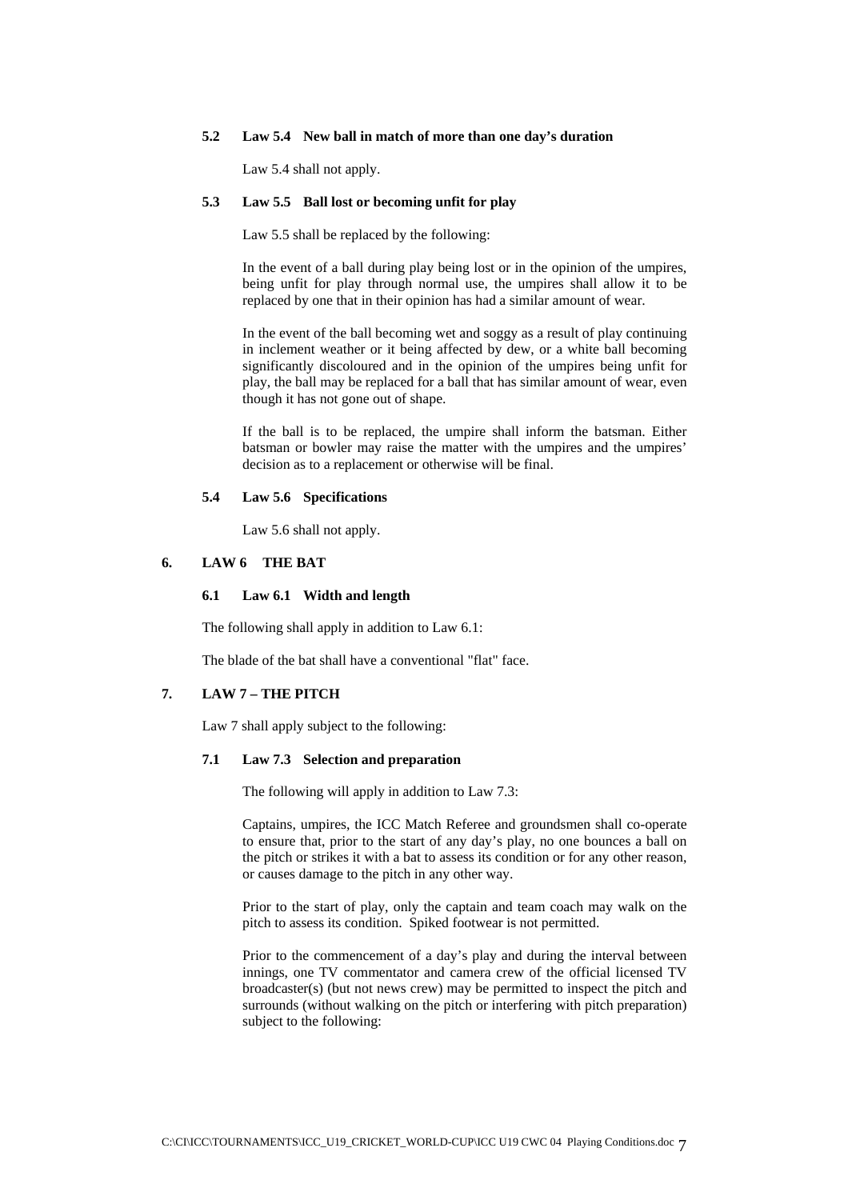### 5.2 Law 5.4 New ball in match of more than one day's duration

Law 5.4 shall not apply.

### 5.3 Law 5.5 Ball lost or becoming unfit for play

Law 5.5 shall be replaced by the following:

In the event of a ball during play being lost or in the opinion of the umpires, being unfit for play through normal use, the umpires shall allow it to be replaced by one that in their opinion has had a similar amount of wear.

In the event of the ball becoming wet and soggy as a result of play continuing in inclement weather or it being affected by dew, or a white ball becoming significantly discoloured and in the opinion of the umpires being unfit for play, the ball may be replaced for a ball that has similar amount of wear, even though it has not gone out of shape.

If the ball is to be replaced, the umpire shall inform the batsman. Either batsman or bowler may raise the matter with the umpires and the umpires' decision as to a replacement or otherwise will be final.

### 5.4 Law 5.6 Specifications

Law 5.6 shall not apply.

## 6. LAW 6 THE BAT

### 6.1 Law 6.1 Width and length

The following shall apply in addition to Law 6.1:

The blade of the bat shall have a conventional "flat" face.

## 7. LAW 7 – THE PITCH

Law 7 shall apply subject to the following:

### 7.1 Law 7.3 Selection and preparation

The following will apply in addition to Law 7.3:

Captains, umpires, the ICC Match Referee and groundsmen shall co-operate to ensure that, prior to the start of any day's play, no one bounces a ball on the pitch or strikes it with a bat to assess its condition or for any other reason, or causes damage to the pitch in any other way.

Prior to the start of play, only the captain and team coach may walk on the pitch to assess its condition. Spiked footwear is not permitted.

Prior to the commencement of a day's play and during the interval between innings, one TV commentator and camera crew of the official licensed TV broadcaster(s) (but not news crew) may be permitted to inspect the pitch and surrounds (without walking on the pitch or interfering with pitch preparation) subject to the following: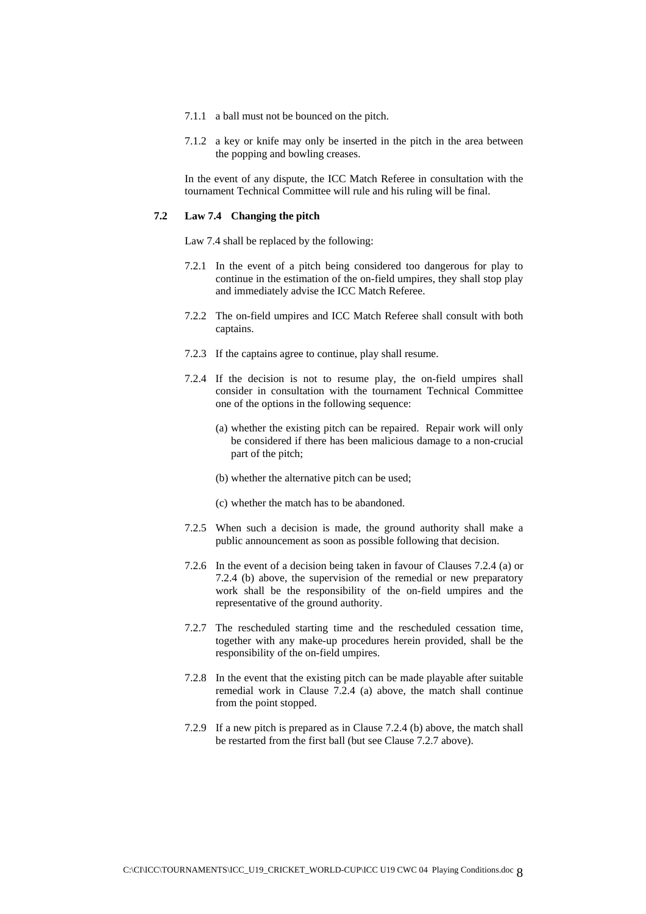7.1.1 a ball must not be bounced on the pitch.

7.1.2 a key or knife may only be inserted in the pitch in the area between the popping and bowling creases.

In the event of any dispute, the ICC Match Referee in consultation with the tournament Technical Committee will rule and his ruling will be final.

### 7.2 Law 7.4 Changing the pitch

Law 7.4 shall be replaced by the following:

7.2.1 In the event of a pitch being considered too dangerous for play to continue in the estimation of the on-field umpires, they shall stop play and immediately advise the ICC Match Referee.

7.2.2 The on-field umpires and ICC Match Referee shall consult with both captains.

7.2.3 If the captains agree to continue, play shall resume.

7.2.4 If the decision is not to resume play, the on-field umpires shall consider in consultation with the tournament Technical Committee one of the options in the following sequence:

(a) whether the existing pitch can be repaired. Repair work will only be considered if there has been malicious damage to a non-crucial part of the pitch;

(b) whether the alternative pitch can be used;

(c) whether the match has to be abandoned.

7.2.5 When such a decision is made, the ground authority shall make a public announcement as soon as possible following that decision.

7.2.6 In the event of a decision being taken in favour of Clauses 7.2.4 (a) or 7.2.4 (b) above, the supervision of the remedial or new preparatory work shall be the responsibility of the on-field umpires and the representative of the ground authority.

7.2.7 The rescheduled starting time and the rescheduled cessation time, together with any make-up procedures herein provided, shall be the responsibility of the on-field umpires.

7.2.8 In the event that the existing pitch can be made playable after suitable remedial work in Clause 7.2.4 (a) above, the match shall continue from the point stopped.

7.2.9 If a new pitch is prepared as in Clause 7.2.4 (b) above, the match shall be restarted from the first ball (but see Clause 7.2.7 above).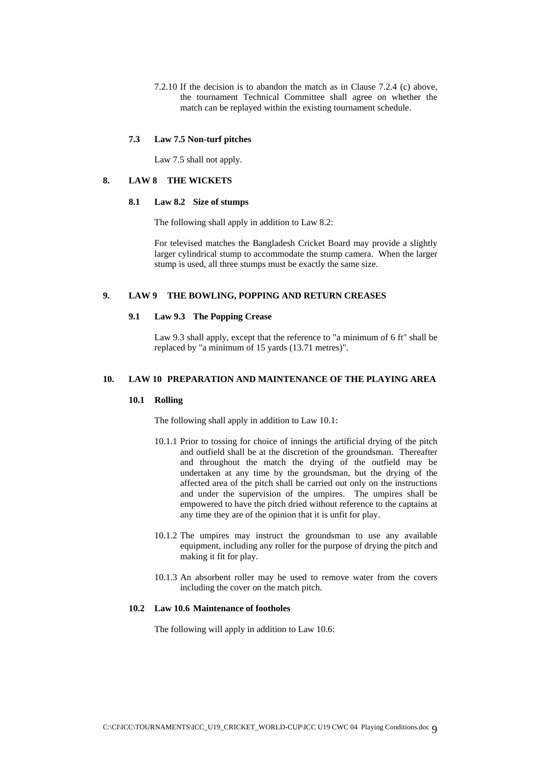7.2.10 If the decision is to abandon the match as in Clause 7.2.4 (c) above, the tournament Technical Committee shall agree on whether the match can be replayed within the existing tournament schedule.

### 7.3 Law 7.5 Non-turf pitches

Law 7.5 shall not apply.

## 8. LAW 8 THE WICKETS

### 8.1 Law 8.2 Size of stumps

The following shall apply in addition to Law 8.2:

For televised matches the Bangladesh Cricket Board may provide a slightly larger cylindrical stump to accommodate the stump camera. When the larger stump is used, all three stumps must be exactly the same size.

## 9. LAW 9 THE BOWLING, POPPING AND RETURN CREASES

### 9.1 Law 9.3 The Popping Crease

Law 9.3 shall apply, except that the reference to "a minimum of 6 ft" shall be replaced by "a minimum of 15 yards (13.71 metres)".

## 10. LAW 10 PREPARATION AND MAINTENANCE OF THE PLAYING AREA

### 10.1 Rolling

The following shall apply in addition to Law 10.1:

10.1.1 Prior to tossing for choice of innings the artificial drying of the pitch and outfield shall be at the discretion of the groundsman. Thereafter and throughout the match the drying of the outfield may be undertaken at any time by the groundsman, but the drying of the affected area of the pitch shall be carried out only on the instructions and under the supervision of the umpires. The umpires shall be empowered to have the pitch dried without reference to the captains at any time they are of the opinion that it is unfit for play.

10.1.2 The umpires may instruct the groundsman to use any available equipment, including any roller for the purpose of drying the pitch and making it fit for play.

10.1.3 An absorbent roller may be used to remove water from the covers including the cover on the match pitch.

### 10.2 Law 10.6 Maintenance of footholes

The following will apply in addition to Law 10.6: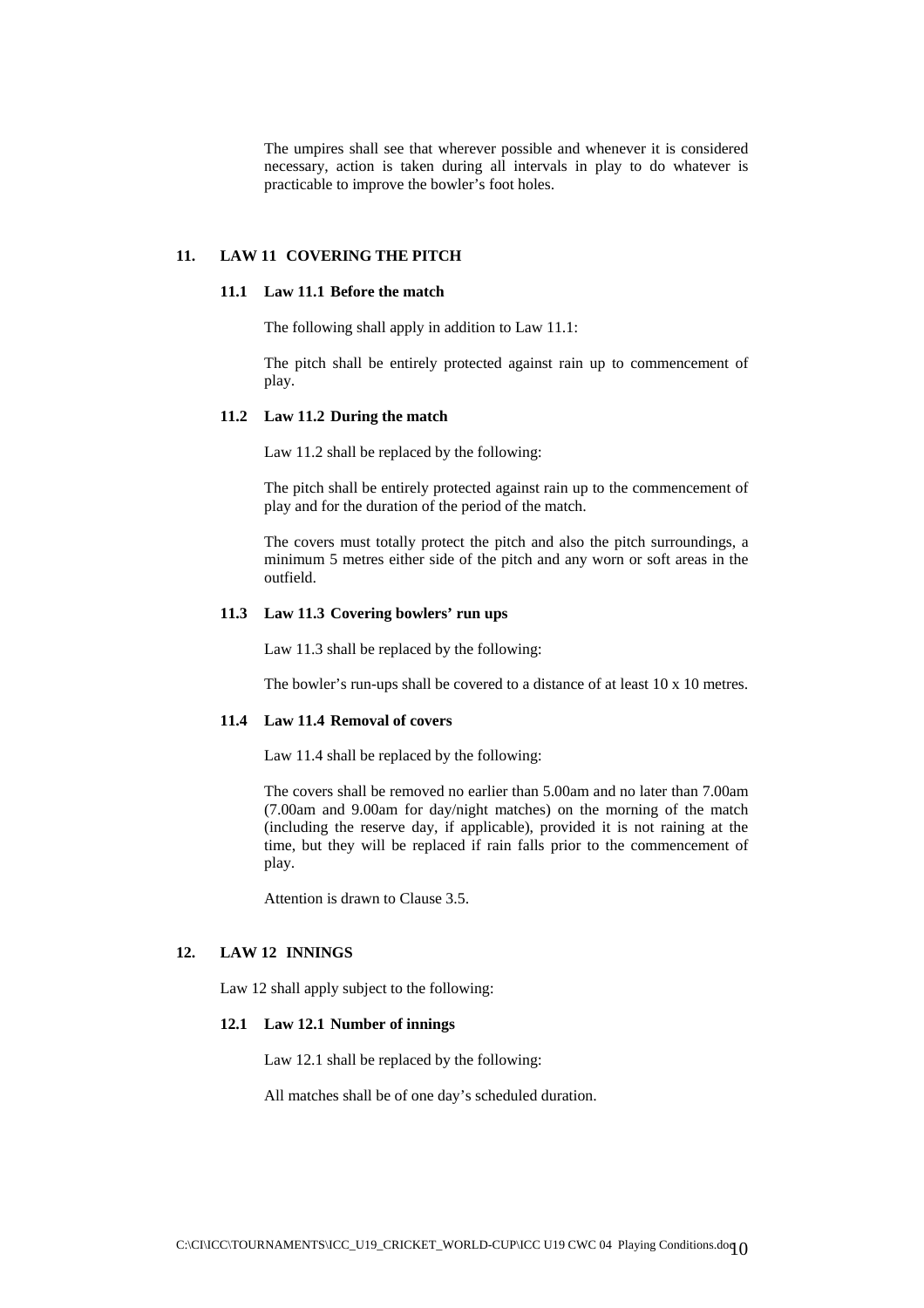The umpires shall see that wherever possible and whenever it is considered necessary, action is taken during all intervals in play to do whatever is practicable to improve the bowler's foot holes.

## 11. LAW 11 COVERING THE PITCH

### 11.1 Law 11.1 Before the match

The following shall apply in addition to Law 11.1:

The pitch shall be entirely protected against rain up to commencement of play.

### 11.2 Law 11.2 During the match

Law 11.2 shall be replaced by the following:

The pitch shall be entirely protected against rain up to the commencement of play and for the duration of the period of the match.

The covers must totally protect the pitch and also the pitch surroundings, a minimum 5 metres either side of the pitch and any worn or soft areas in the outfield.

### 11.3 Law 11.3 Covering bowlers' run ups

Law 11.3 shall be replaced by the following:

The bowler's run-ups shall be covered to a distance of at least 10 x 10 metres.

### 11.4 Law 11.4 Removal of covers

Law 11.4 shall be replaced by the following:

The covers shall be removed no earlier than 5.00am and no later than 7.00am (7.00am and 9.00am for day/night matches) on the morning of the match (including the reserve day, if applicable), provided it is not raining at the time, but they will be replaced if rain falls prior to the commencement of play.

Attention is drawn to Clause 3.5.

## 12. LAW 12 INNINGS

Law 12 shall apply subject to the following:

### 12.1 Law 12.1 Number of innings

Law 12.1 shall be replaced by the following:

All matches shall be of one day's scheduled duration.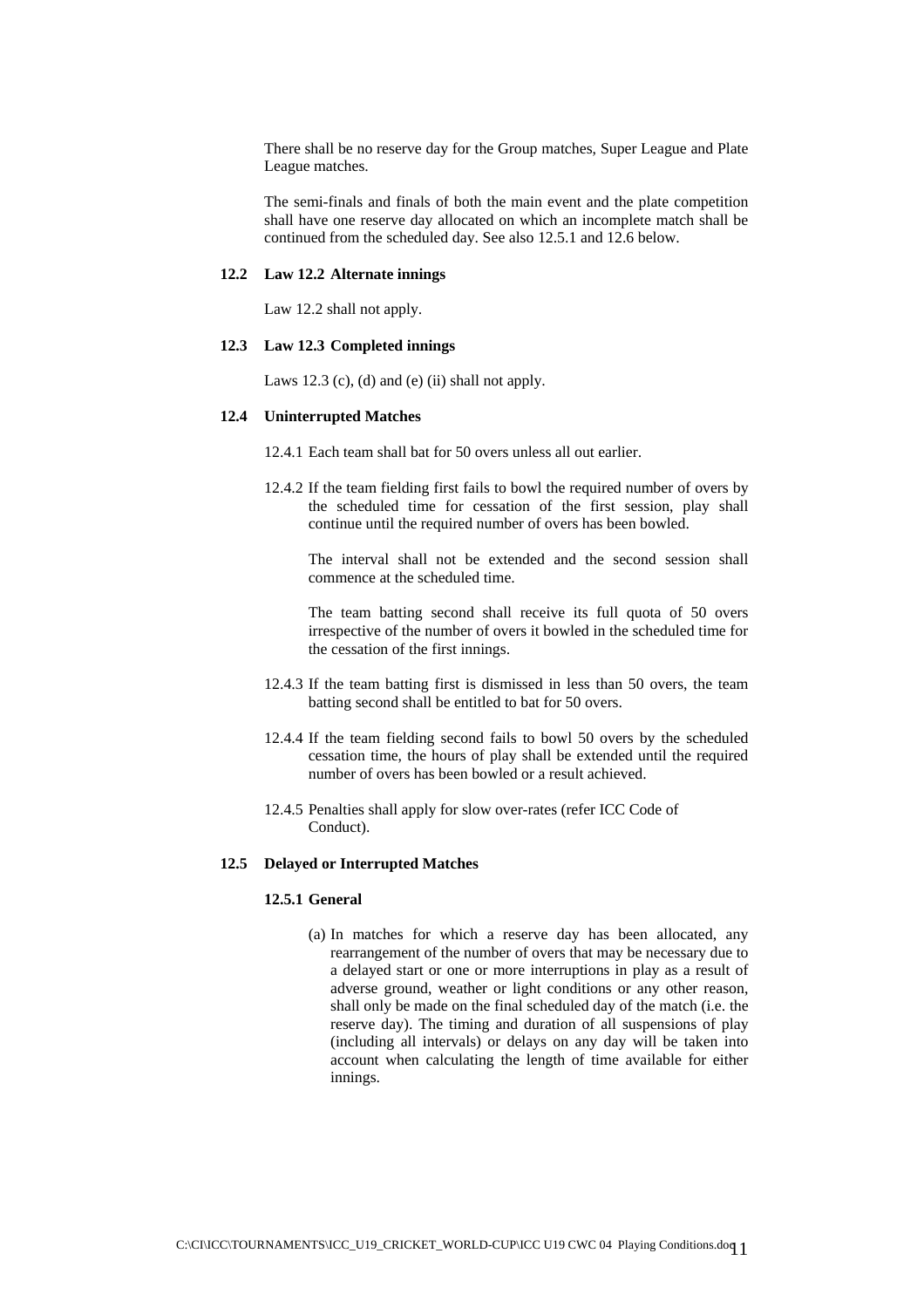There shall be no reserve day for the Group matches, Super League and Plate League matches.

The semi-finals and finals of both the main event and the plate competition shall have one reserve day allocated on which an incomplete match shall be continued from the scheduled day. See also 12.5.1 and 12.6 below.

### 12.2 Law 12.2 Alternate innings

Law 12.2 shall not apply.

### 12.3 Law 12.3 Completed innings

Laws 12.3 (c), (d) and (e) (ii) shall not apply.

### 12.4 Uninterrupted Matches

12.4.1 Each team shall bat for 50 overs unless all out earlier.

12.4.2 If the team fielding first fails to bowl the required number of overs by the scheduled time for cessation of the first session, play shall continue until the required number of overs has been bowled.

The interval shall not be extended and the second session shall commence at the scheduled time.

The team batting second shall receive its full quota of 50 overs irrespective of the number of overs it bowled in the scheduled time for the cessation of the first innings.

12.4.3 If the team batting first is dismissed in less than 50 overs, the team batting second shall be entitled to bat for 50 overs.

12.4.4 If the team fielding second fails to bowl 50 overs by the scheduled cessation time, the hours of play shall be extended until the required number of overs has been bowled or a result achieved.

12.4.5 Penalties shall apply for slow over-rates (refer ICC Code of Conduct).

### 12.5 Delayed or Interrupted Matches

#### 12.5.1 General

(a) In matches for which a reserve day has been allocated, any rearrangement of the number of overs that may be necessary due to a delayed start or one or more interruptions in play as a result of adverse ground, weather or light conditions or any other reason, shall only be made on the final scheduled day of the match (i.e. the reserve day). The timing and duration of all suspensions of play (including all intervals) or delays on any day will be taken into account when calculating the length of time available for either innings.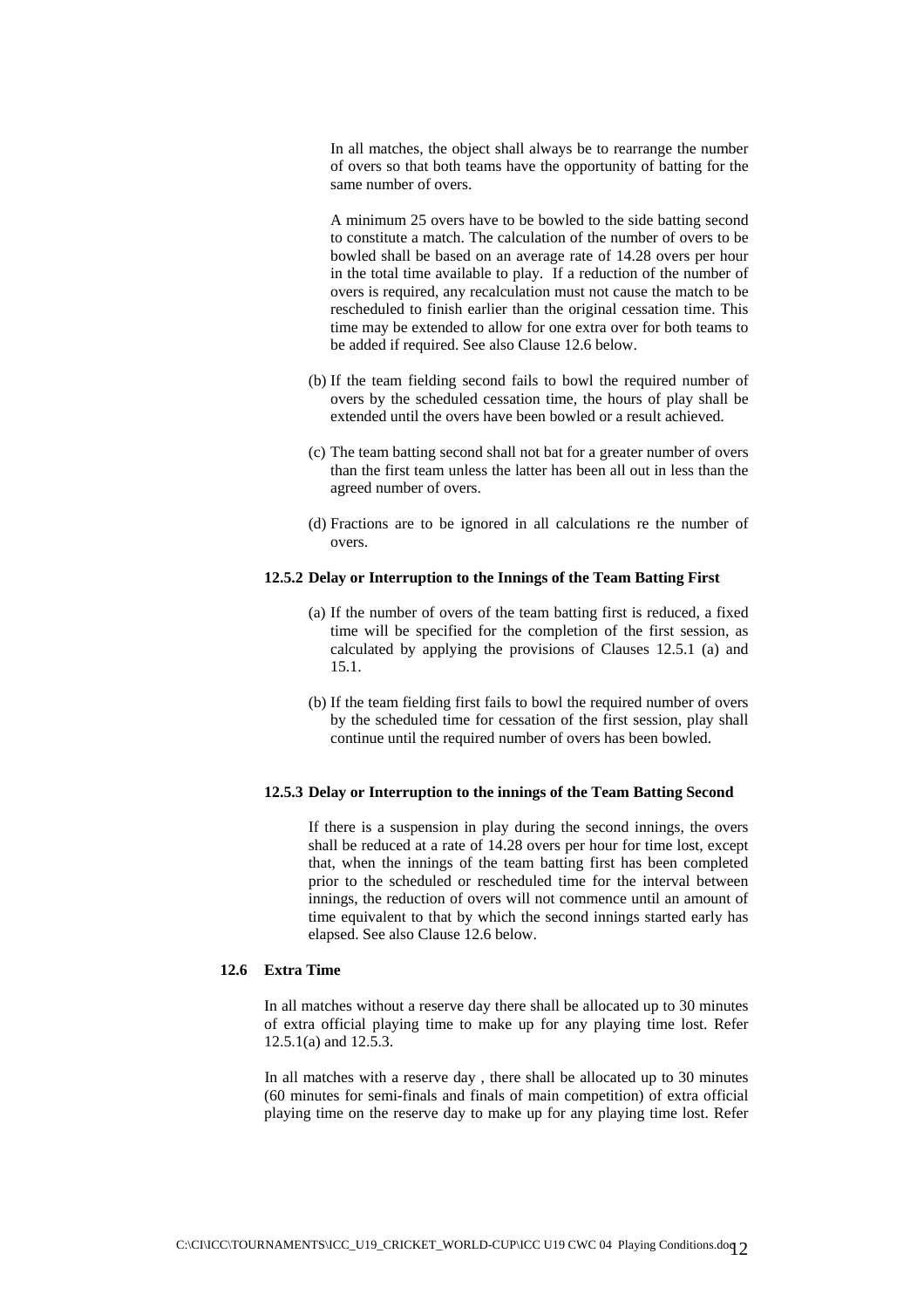In all matches, the object shall always be to rearrange the number of overs so that both teams have the opportunity of batting for the same number of overs.

A minimum 25 overs have to be bowled to the side batting second to constitute a match. The calculation of the number of overs to be bowled shall be based on an average rate of 14.28 overs per hour in the total time available to play. If a reduction of the number of overs is required, any recalculation must not cause the match to be rescheduled to finish earlier than the original cessation time. This time may be extended to allow for one extra over for both teams to be added if required. See also Clause 12.6 below.

(b) If the team fielding second fails to bowl the required number of overs by the scheduled cessation time, the hours of play shall be extended until the overs have been bowled or a result achieved.

(c) The team batting second shall not bat for a greater number of overs than the first team unless the latter has been all out in less than the agreed number of overs.

(d) Fractions are to be ignored in all calculations re the number of overs.

#### 12.5.2 Delay or Interruption to the Innings of the Team Batting First

(a) If the number of overs of the team batting first is reduced, a fixed time will be specified for the completion of the first session, as calculated by applying the provisions of Clauses 12.5.1 (a) and 15.1.

(b) If the team fielding first fails to bowl the required number of overs by the scheduled time for cessation of the first session, play shall continue until the required number of overs has been bowled.

#### 12.5.3 Delay or Interruption to the innings of the Team Batting Second

If there is a suspension in play during the second innings, the overs shall be reduced at a rate of 14.28 overs per hour for time lost, except that, when the innings of the team batting first has been completed prior to the scheduled or rescheduled time for the interval between innings, the reduction of overs will not commence until an amount of time equivalent to that by which the second innings started early has elapsed. See also Clause 12.6 below.

### 12.6 Extra Time

In all matches without a reserve day there shall be allocated up to 30 minutes of extra official playing time to make up for any playing time lost. Refer 12.5.1(a) and 12.5.3.

In all matches with a reserve day , there shall be allocated up to 30 minutes (60 minutes for semi-finals and finals of main competition) of extra official playing time on the reserve day to make up for any playing time lost. Refer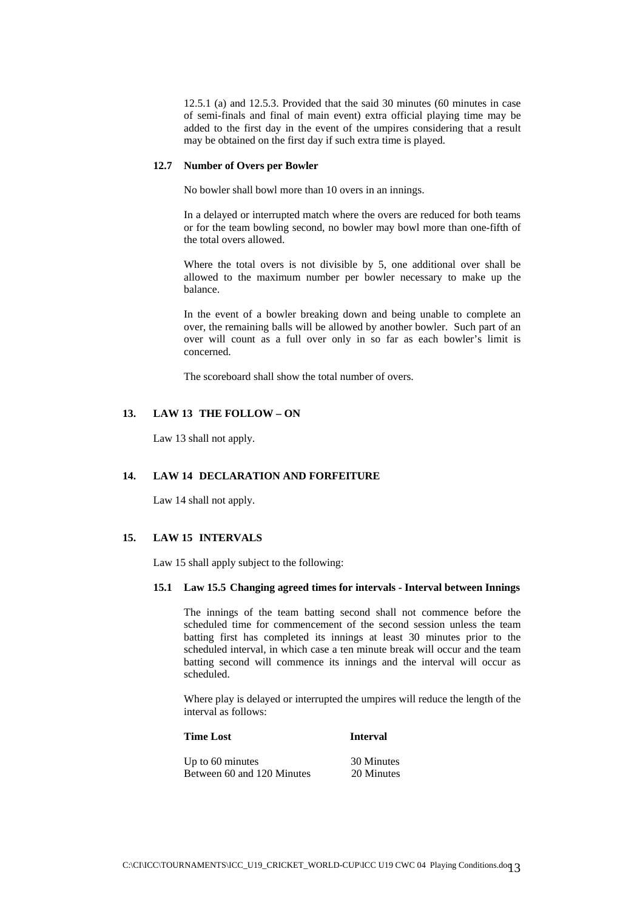12.5.1 (a) and 12.5.3. Provided that the said 30 minutes (60 minutes in case of semi-finals and final of main event) extra official playing time may be added to the first day in the event of the umpires considering that a result may be obtained on the first day if such extra time is played.

### 12.7 Number of Overs per Bowler

No bowler shall bowl more than 10 overs in an innings.

In a delayed or interrupted match where the overs are reduced for both teams or for the team bowling second, no bowler may bowl more than one-fifth of the total overs allowed.

Where the total overs is not divisible by 5, one additional over shall be allowed to the maximum number per bowler necessary to make up the balance.

In the event of a bowler breaking down and being unable to complete an over, the remaining balls will be allowed by another bowler. Such part of an over will count as a full over only in so far as each bowler's limit is concerned.

The scoreboard shall show the total number of overs.

## 13. LAW 13 THE FOLLOW – ON

Law 13 shall not apply.

## 14. LAW 14 DECLARATION AND FORFEITURE

Law 14 shall not apply.

## 15. LAW 15 INTERVALS

Law 15 shall apply subject to the following:

### 15.1 Law 15.5 Changing agreed times for intervals - Interval between Innings

The innings of the team batting second shall not commence before the scheduled time for commencement of the second session unless the team batting first has completed its innings at least 30 minutes prior to the scheduled interval, in which case a ten minute break will occur and the team batting second will commence its innings and the interval will occur as scheduled.

Where play is delayed or interrupted the umpires will reduce the length of the interval as follows:

| Time Lost | Interval |
|---|---|
| Up to 60 minutes | 30 Minutes |
| Between 60 and 120 Minutes | 20 Minutes |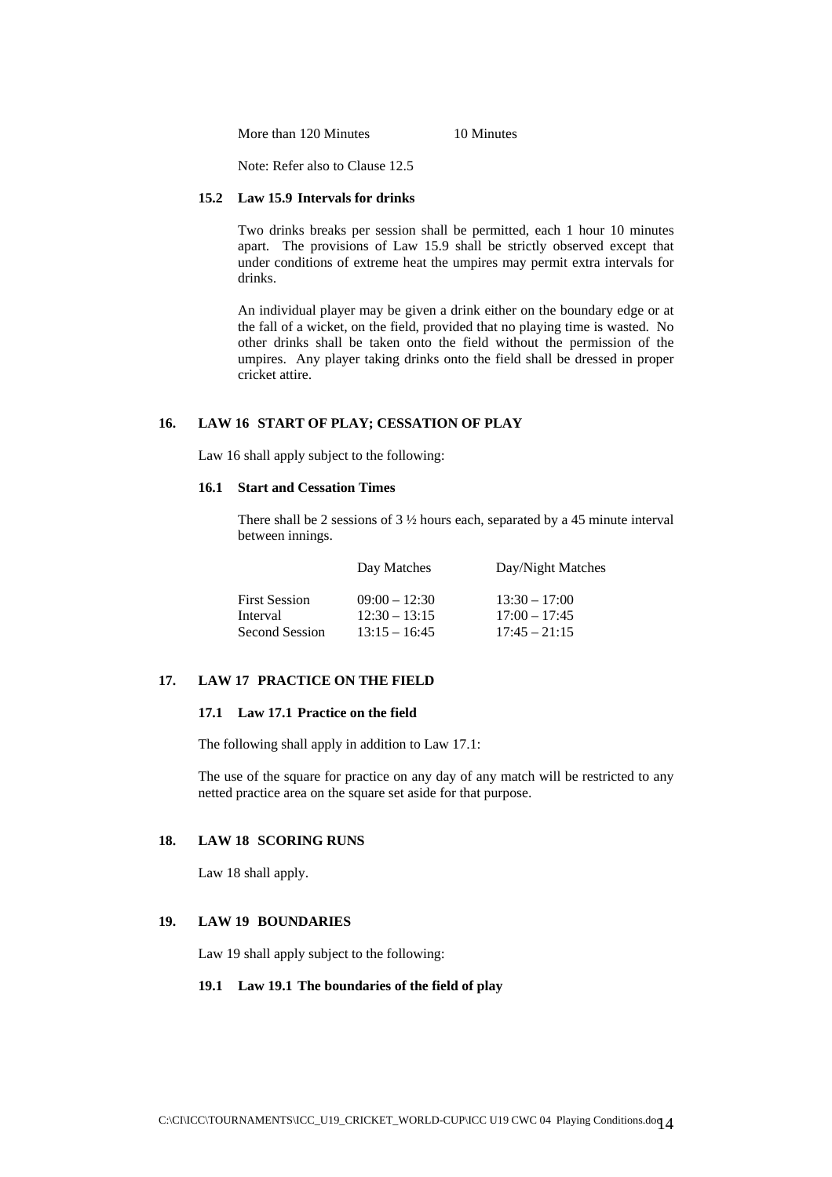| | |
|---|---|
| More than 120 Minutes | 10 Minutes |

Note: Refer also to Clause 12.5

### 15.2 Law 15.9 Intervals for drinks

Two drinks breaks per session shall be permitted, each 1 hour 10 minutes apart. The provisions of Law 15.9 shall be strictly observed except that under conditions of extreme heat the umpires may permit extra intervals for drinks.

An individual player may be given a drink either on the boundary edge or at the fall of a wicket, on the field, provided that no playing time is wasted. No other drinks shall be taken onto the field without the permission of the umpires. Any player taking drinks onto the field shall be dressed in proper cricket attire.

## 16. LAW 16 START OF PLAY; CESSATION OF PLAY

Law 16 shall apply subject to the following:

### 16.1 Start and Cessation Times

There shall be 2 sessions of 3 ½ hours each, separated by a 45 minute interval between innings.

| | Day Matches | Day/Night Matches |
|---|---|---|
| First Session | 09:00 – 12:30 | 13:30 – 17:00 |
| Interval | 12:30 – 13:15 | 17:00 – 17:45 |
| Second Session | 13:15 – 16:45 | 17:45 – 21:15 |

## 17. LAW 17 PRACTICE ON THE FIELD

### 17.1 Law 17.1 Practice on the field

The following shall apply in addition to Law 17.1:

The use of the square for practice on any day of any match will be restricted to any netted practice area on the square set aside for that purpose.

## 18. LAW 18 SCORING RUNS

Law 18 shall apply.

## 19. LAW 19 BOUNDARIES

Law 19 shall apply subject to the following:

### 19.1 Law 19.1 The boundaries of the field of play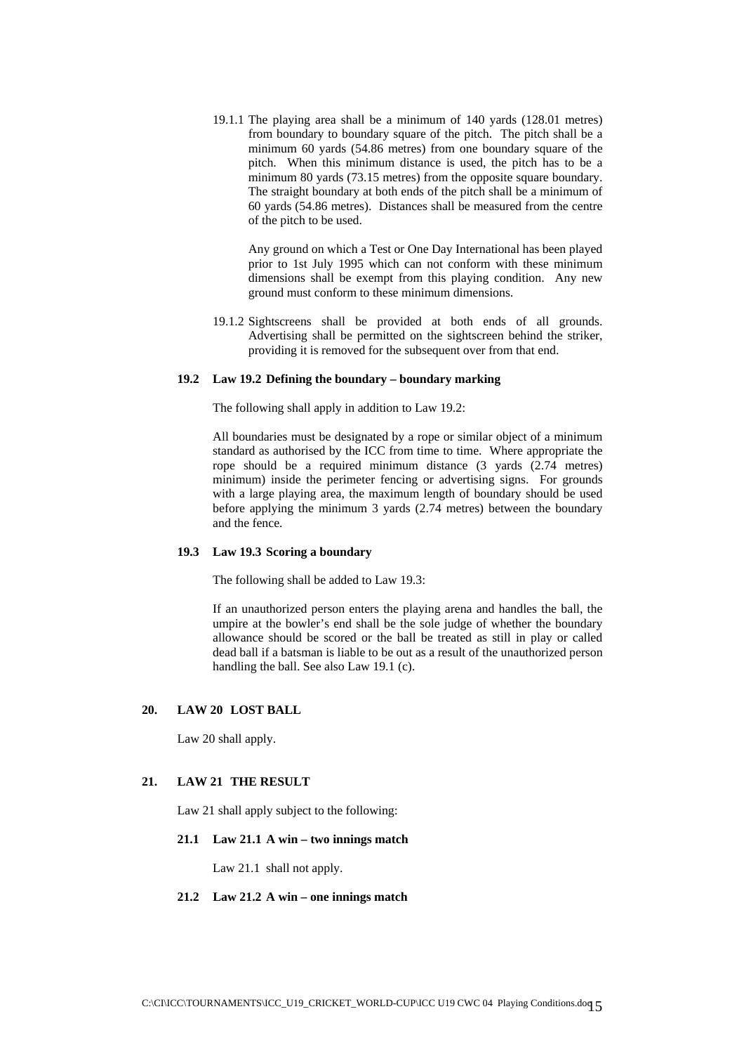19.1.1 The playing area shall be a minimum of 140 yards (128.01 metres) from boundary to boundary square of the pitch. The pitch shall be a minimum 60 yards (54.86 metres) from one boundary square of the pitch. When this minimum distance is used, the pitch has to be a minimum 80 yards (73.15 metres) from the opposite square boundary. The straight boundary at both ends of the pitch shall be a minimum of 60 yards (54.86 metres). Distances shall be measured from the centre of the pitch to be used.

Any ground on which a Test or One Day International has been played prior to 1st July 1995 which can not conform with these minimum dimensions shall be exempt from this playing condition. Any new ground must conform to these minimum dimensions.

19.1.2 Sightscreens shall be provided at both ends of all grounds. Advertising shall be permitted on the sightscreen behind the striker, providing it is removed for the subsequent over from that end.

**19.2 Law 19.2 Defining the boundary – boundary marking**

The following shall apply in addition to Law 19.2:

All boundaries must be designated by a rope or similar object of a minimum standard as authorised by the ICC from time to time. Where appropriate the rope should be a required minimum distance (3 yards (2.74 metres) minimum) inside the perimeter fencing or advertising signs. For grounds with a large playing area, the maximum length of boundary should be used before applying the minimum 3 yards (2.74 metres) between the boundary and the fence.

**19.3 Law 19.3 Scoring a boundary**

The following shall be added to Law 19.3:

If an unauthorized person enters the playing arena and handles the ball, the umpire at the bowler's end shall be the sole judge of whether the boundary allowance should be scored or the ball be treated as still in play or called dead ball if a batsman is liable to be out as a result of the unauthorized person handling the ball. See also Law 19.1 (c).

## 20. LAW 20 LOST BALL

Law 20 shall apply.

## 21. LAW 21 THE RESULT

Law 21 shall apply subject to the following:

**21.1 Law 21.1 A win – two innings match**

Law 21.1 shall not apply.

**21.2 Law 21.2 A win – one innings match**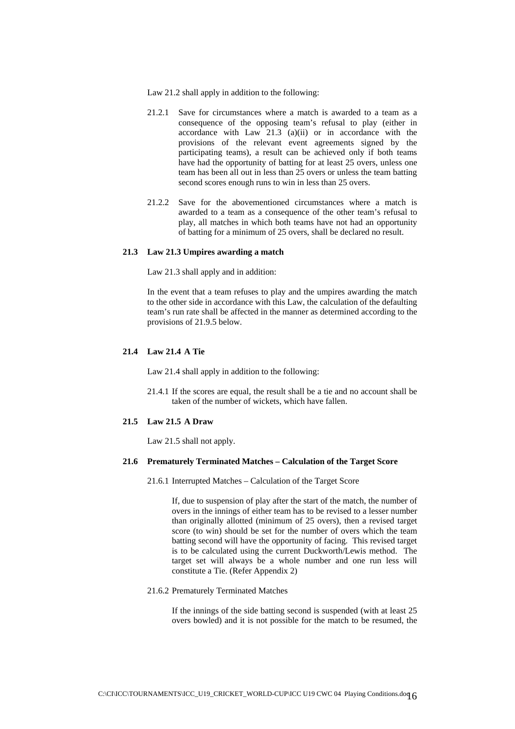Law 21.2 shall apply in addition to the following:

21.2.1 Save for circumstances where a match is awarded to a team as a consequence of the opposing team's refusal to play (either in accordance with Law 21.3 (a)(ii) or in accordance with the provisions of the relevant event agreements signed by the participating teams), a result can be achieved only if both teams have had the opportunity of batting for at least 25 overs, unless one team has been all out in less than 25 overs or unless the team batting second scores enough runs to win in less than 25 overs.

21.2.2 Save for the abovementioned circumstances where a match is awarded to a team as a consequence of the other team's refusal to play, all matches in which both teams have not had an opportunity of batting for a minimum of 25 overs, shall be declared no result.

### 21.3 Law 21.3 Umpires awarding a match

Law 21.3 shall apply and in addition:

In the event that a team refuses to play and the umpires awarding the match to the other side in accordance with this Law, the calculation of the defaulting team's run rate shall be affected in the manner as determined according to the provisions of 21.9.5 below.

### 21.4 Law 21.4 A Tie

Law 21.4 shall apply in addition to the following:

21.4.1 If the scores are equal, the result shall be a tie and no account shall be taken of the number of wickets, which have fallen.

### 21.5 Law 21.5 A Draw

Law 21.5 shall not apply.

### 21.6 Prematurely Terminated Matches – Calculation of the Target Score

21.6.1 Interrupted Matches – Calculation of the Target Score

If, due to suspension of play after the start of the match, the number of overs in the innings of either team has to be revised to a lesser number than originally allotted (minimum of 25 overs), then a revised target score (to win) should be set for the number of overs which the team batting second will have the opportunity of facing. This revised target is to be calculated using the current Duckworth/Lewis method. The target set will always be a whole number and one run less will constitute a Tie. (Refer Appendix 2)

21.6.2 Prematurely Terminated Matches

If the innings of the side batting second is suspended (with at least 25 overs bowled) and it is not possible for the match to be resumed, the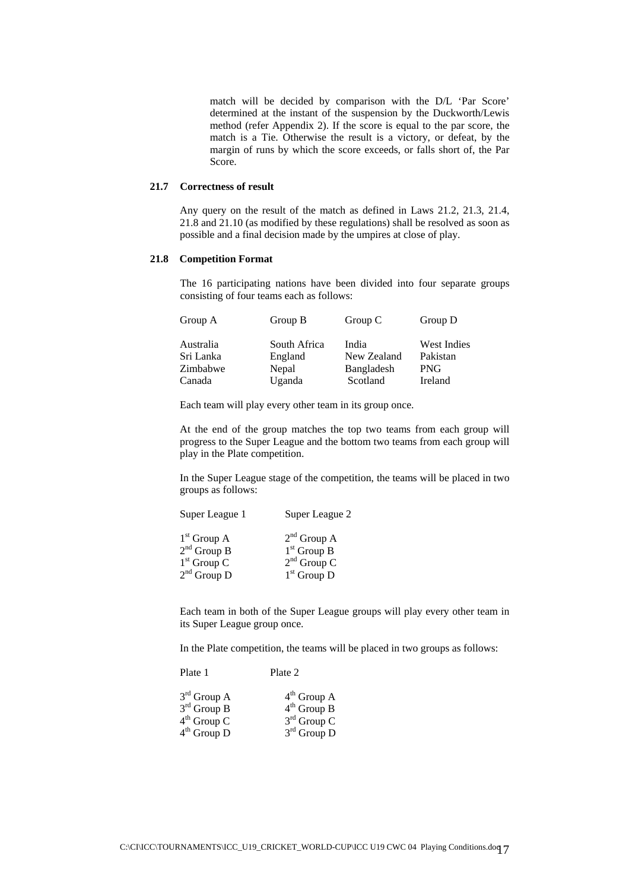match will be decided by comparison with the D/L 'Par Score' determined at the instant of the suspension by the Duckworth/Lewis method (refer Appendix 2). If the score is equal to the par score, the match is a Tie. Otherwise the result is a victory, or defeat, by the margin of runs by which the score exceeds, or falls short of, the Par Score.

### 21.7 Correctness of result

Any query on the result of the match as defined in Laws 21.2, 21.3, 21.4, 21.8 and 21.10 (as modified by these regulations) shall be resolved as soon as possible and a final decision made by the umpires at close of play.

### 21.8 Competition Format

The 16 participating nations have been divided into four separate groups consisting of four teams each as follows:

| Group A | Group B | Group C | Group D |
|---|---|---|---|
| Australia | South Africa | India | West Indies |
| Sri Lanka | England | New Zealand | Pakistan |
| Zimbabwe | Nepal | Bangladesh | PNG |
| Canada | Uganda | Scotland | Ireland |

Each team will play every other team in its group once.

At the end of the group matches the top two teams from each group will progress to the Super League and the bottom two teams from each group will play in the Plate competition.

In the Super League stage of the competition, the teams will be placed in two groups as follows:

| Super League 1 | Super League 2 |
|---|---|
| 1st Group A | 2nd Group A |
| 2nd Group B | 1st Group B |
| 1st Group C | 2nd Group C |
| 2nd Group D | 1st Group D |

Each team in both of the Super League groups will play every other team in its Super League group once.

In the Plate competition, the teams will be placed in two groups as follows:

| Plate 1 | Plate 2 |
|---|---|
| 3rd Group A | 4th Group A |
| 3rd Group B | 4th Group B |
| 4th Group C | 3rd Group C |
| 4th Group D | 3rd Group D |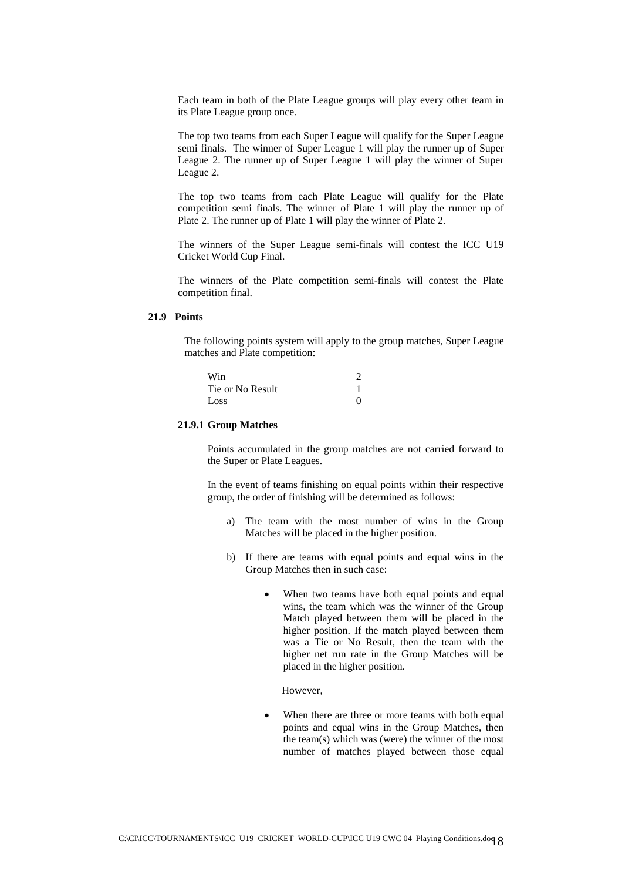Each team in both of the Plate League groups will play every other team in its Plate League group once.

The top two teams from each Super League will qualify for the Super League semi finals. The winner of Super League 1 will play the runner up of Super League 2. The runner up of Super League 1 will play the winner of Super League 2.

The top two teams from each Plate League will qualify for the Plate competition semi finals. The winner of Plate 1 will play the runner up of Plate 2. The runner up of Plate 1 will play the winner of Plate 2.

The winners of the Super League semi-finals will contest the ICC U19 Cricket World Cup Final.

The winners of the Plate competition semi-finals will contest the Plate competition final.

### 21.9 Points

The following points system will apply to the group matches, Super League matches and Plate competition:

| | |
|---|---|
| Win | 2 |
| Tie or No Result | 1 |
| Loss | 0 |

#### 21.9.1 Group Matches

Points accumulated in the group matches are not carried forward to the Super or Plate Leagues.

In the event of teams finishing on equal points within their respective group, the order of finishing will be determined as follows:

a) The team with the most number of wins in the Group Matches will be placed in the higher position.

b) If there are teams with equal points and equal wins in the Group Matches then in such case:

- When two teams have both equal points and equal wins, the team which was the winner of the Group Match played between them will be placed in the higher position. If the match played between them was a Tie or No Result, then the team with the higher net run rate in the Group Matches will be placed in the higher position.

  However,

- When there are three or more teams with both equal points and equal wins in the Group Matches, then the team(s) which was (were) the winner of the most number of matches played between those equal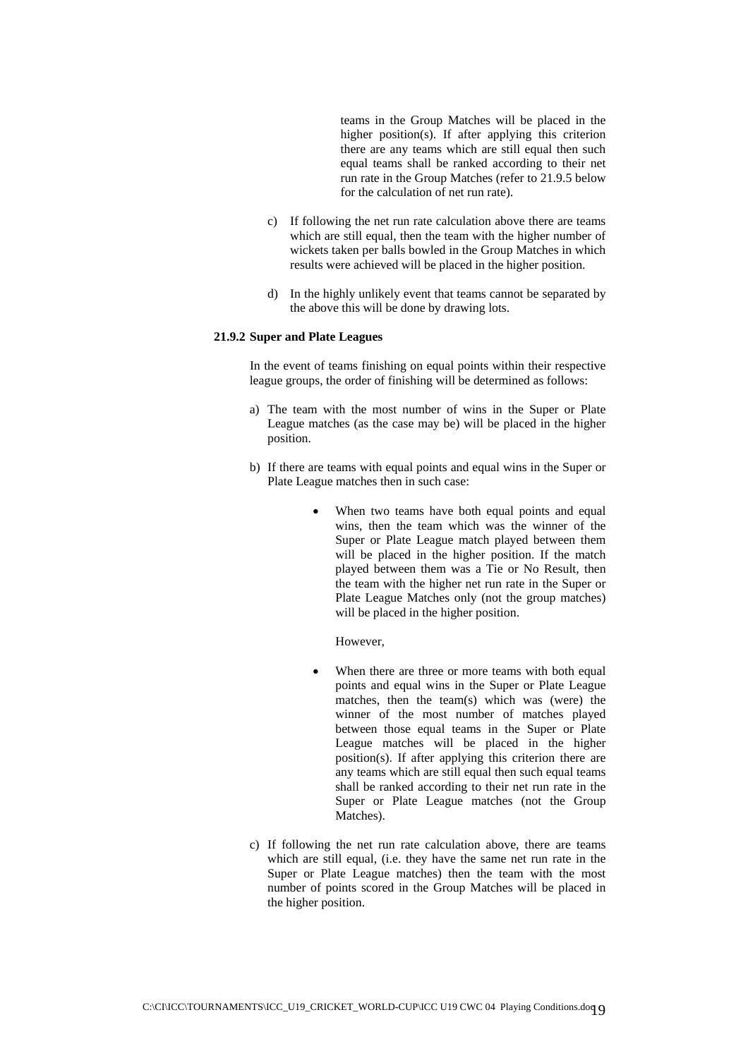teams in the Group Matches will be placed in the higher position(s). If after applying this criterion there are any teams which are still equal then such equal teams shall be ranked according to their net run rate in the Group Matches (refer to 21.9.5 below for the calculation of net run rate).

c) If following the net run rate calculation above there are teams which are still equal, then the team with the higher number of wickets taken per balls bowled in the Group Matches in which results were achieved will be placed in the higher position.

d) In the highly unlikely event that teams cannot be separated by the above this will be done by drawing lots.

**21.9.2 Super and Plate Leagues**

In the event of teams finishing on equal points within their respective league groups, the order of finishing will be determined as follows:

a) The team with the most number of wins in the Super or Plate League matches (as the case may be) will be placed in the higher position.

b) If there are teams with equal points and equal wins in the Super or Plate League matches then in such case:

- When two teams have both equal points and equal wins, then the team which was the winner of the Super or Plate League match played between them will be placed in the higher position. If the match played between them was a Tie or No Result, then the team with the higher net run rate in the Super or Plate League Matches only (not the group matches) will be placed in the higher position.

  However,

- When there are three or more teams with both equal points and equal wins in the Super or Plate League matches, then the team(s) which was (were) the winner of the most number of matches played between those equal teams in the Super or Plate League matches will be placed in the higher position(s). If after applying this criterion there are any teams which are still equal then such equal teams shall be ranked according to their net run rate in the Super or Plate League matches (not the Group Matches).

c) If following the net run rate calculation above, there are teams which are still equal, (i.e. they have the same net run rate in the Super or Plate League matches) then the team with the most number of points scored in the Group Matches will be placed in the higher position.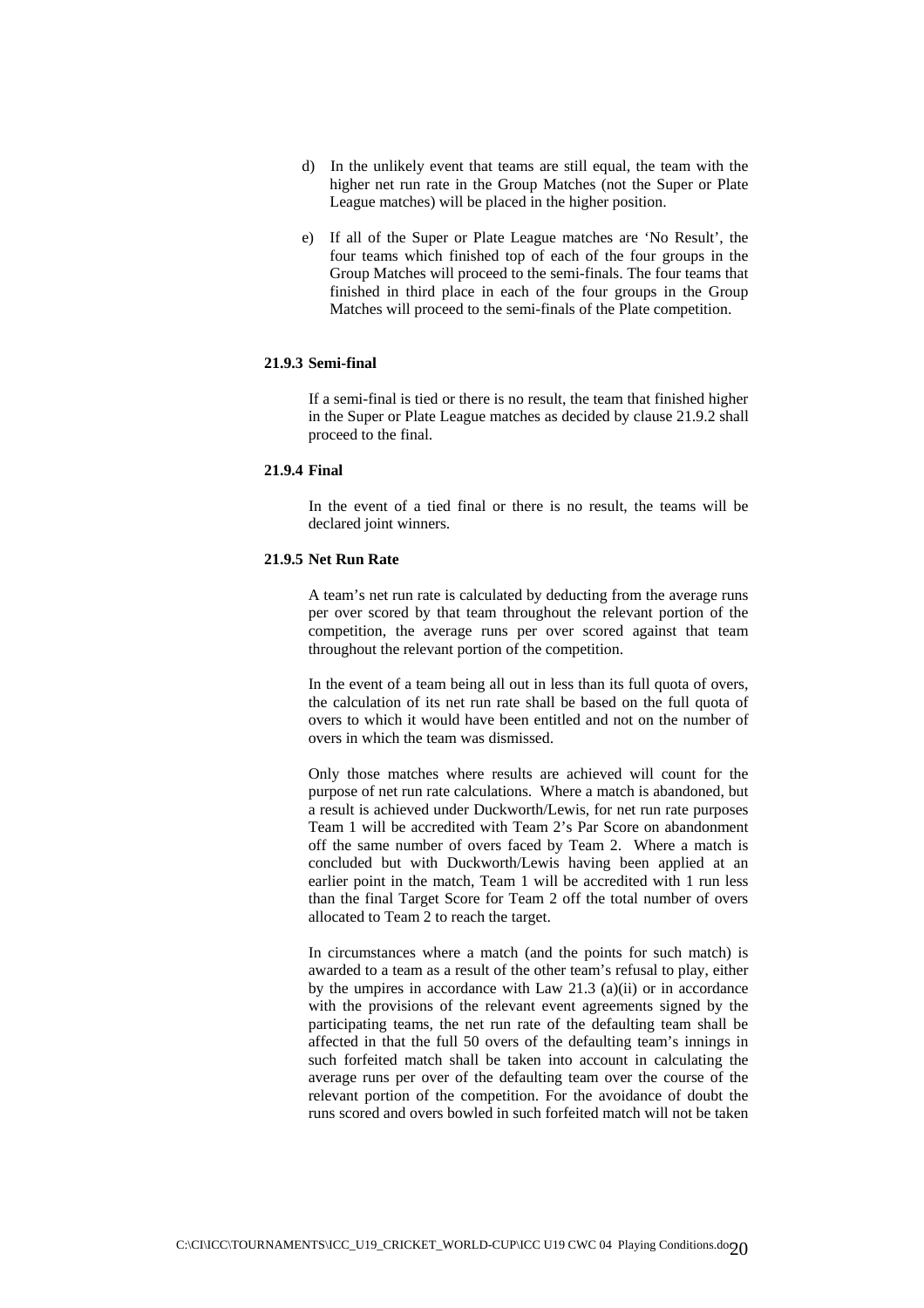d) In the unlikely event that teams are still equal, the team with the higher net run rate in the Group Matches (not the Super or Plate League matches) will be placed in the higher position.

e) If all of the Super or Plate League matches are 'No Result', the four teams which finished top of each of the four groups in the Group Matches will proceed to the semi-finals. The four teams that finished in third place in each of the four groups in the Group Matches will proceed to the semi-finals of the Plate competition.

**21.9.3 Semi-final**

If a semi-final is tied or there is no result, the team that finished higher in the Super or Plate League matches as decided by clause 21.9.2 shall proceed to the final.

**21.9.4 Final**

In the event of a tied final or there is no result, the teams will be declared joint winners.

**21.9.5 Net Run Rate**

A team's net run rate is calculated by deducting from the average runs per over scored by that team throughout the relevant portion of the competition, the average runs per over scored against that team throughout the relevant portion of the competition.

In the event of a team being all out in less than its full quota of overs, the calculation of its net run rate shall be based on the full quota of overs to which it would have been entitled and not on the number of overs in which the team was dismissed.

Only those matches where results are achieved will count for the purpose of net run rate calculations. Where a match is abandoned, but a result is achieved under Duckworth/Lewis, for net run rate purposes Team 1 will be accredited with Team 2's Par Score on abandonment off the same number of overs faced by Team 2. Where a match is concluded but with Duckworth/Lewis having been applied at an earlier point in the match, Team 1 will be accredited with 1 run less than the final Target Score for Team 2 off the total number of overs allocated to Team 2 to reach the target.

In circumstances where a match (and the points for such match) is awarded to a team as a result of the other team's refusal to play, either by the umpires in accordance with Law 21.3 (a)(ii) or in accordance with the provisions of the relevant event agreements signed by the participating teams, the net run rate of the defaulting team shall be affected in that the full 50 overs of the defaulting team's innings in such forfeited match shall be taken into account in calculating the average runs per over of the defaulting team over the course of the relevant portion of the competition. For the avoidance of doubt the runs scored and overs bowled in such forfeited match will not be taken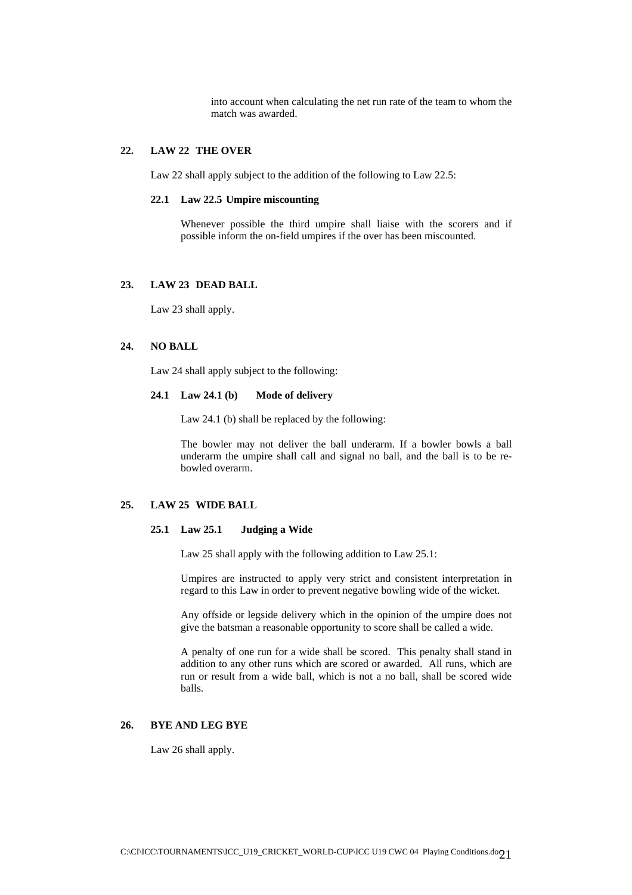into account when calculating the net run rate of the team to whom the match was awarded.

## 22. LAW 22 THE OVER

Law 22 shall apply subject to the addition of the following to Law 22.5:

### 22.1 Law 22.5 Umpire miscounting

Whenever possible the third umpire shall liaise with the scorers and if possible inform the on-field umpires if the over has been miscounted.

## 23. LAW 23 DEAD BALL

Law 23 shall apply.

## 24. NO BALL

Law 24 shall apply subject to the following:

### 24.1 Law 24.1 (b) Mode of delivery

Law 24.1 (b) shall be replaced by the following:

The bowler may not deliver the ball underarm. If a bowler bowls a ball underarm the umpire shall call and signal no ball, and the ball is to be re-bowled overarm.

## 25. LAW 25 WIDE BALL

### 25.1 Law 25.1 Judging a Wide

Law 25 shall apply with the following addition to Law 25.1:

Umpires are instructed to apply very strict and consistent interpretation in regard to this Law in order to prevent negative bowling wide of the wicket.

Any offside or legside delivery which in the opinion of the umpire does not give the batsman a reasonable opportunity to score shall be called a wide.

A penalty of one run for a wide shall be scored. This penalty shall stand in addition to any other runs which are scored or awarded. All runs, which are run or result from a wide ball, which is not a no ball, shall be scored wide balls.

## 26. BYE AND LEG BYE

Law 26 shall apply.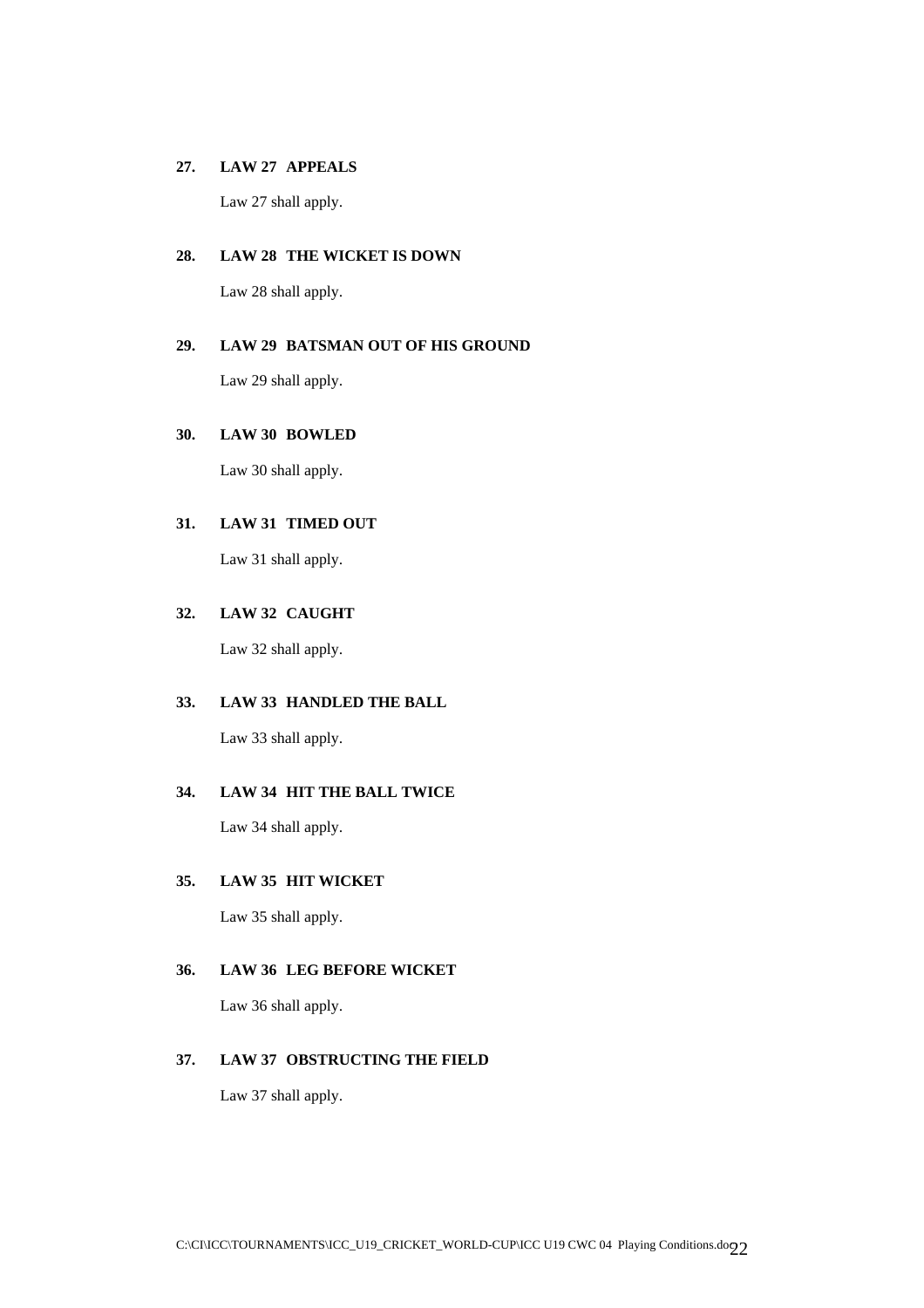**27. LAW 27 APPEALS**

Law 27 shall apply.

**28. LAW 28 THE WICKET IS DOWN**

Law 28 shall apply.

**29. LAW 29 BATSMAN OUT OF HIS GROUND**

Law 29 shall apply.

**30. LAW 30 BOWLED**

Law 30 shall apply.

**31. LAW 31 TIMED OUT**

Law 31 shall apply.

**32. LAW 32 CAUGHT**

Law 32 shall apply.

**33. LAW 33 HANDLED THE BALL**

Law 33 shall apply.

**34. LAW 34 HIT THE BALL TWICE**

Law 34 shall apply.

**35. LAW 35 HIT WICKET**

Law 35 shall apply.

**36. LAW 36 LEG BEFORE WICKET**

Law 36 shall apply.

**37. LAW 37 OBSTRUCTING THE FIELD**

Law 37 shall apply.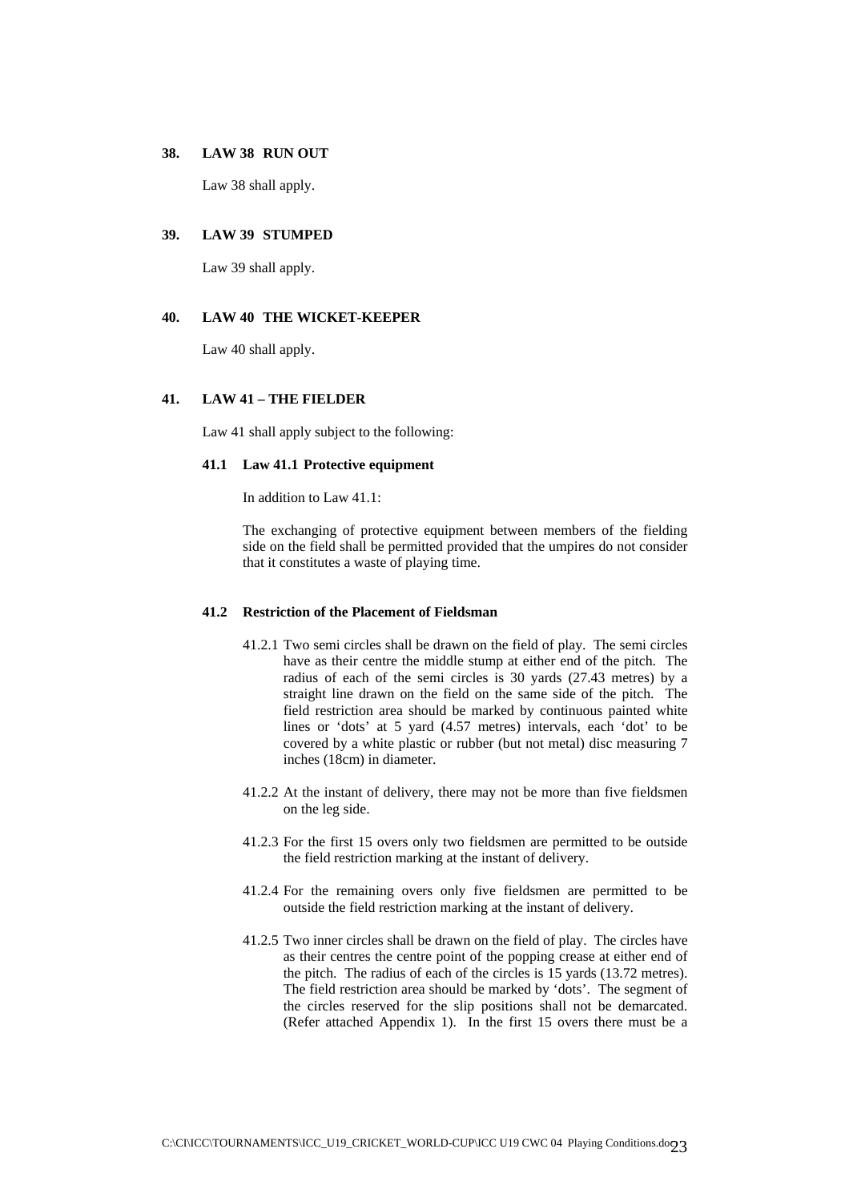**38. LAW 38 RUN OUT**

Law 38 shall apply.

**39. LAW 39 STUMPED**

Law 39 shall apply.

**40. LAW 40 THE WICKET-KEEPER**

Law 40 shall apply.

**41. LAW 41 – THE FIELDER**

Law 41 shall apply subject to the following:

**41.1 Law 41.1 Protective equipment**

In addition to Law 41.1:

The exchanging of protective equipment between members of the fielding side on the field shall be permitted provided that the umpires do not consider that it constitutes a waste of playing time.

**41.2 Restriction of the Placement of Fieldsman**

41.2.1 Two semi circles shall be drawn on the field of play. The semi circles have as their centre the middle stump at either end of the pitch. The radius of each of the semi circles is 30 yards (27.43 metres) by a straight line drawn on the field on the same side of the pitch. The field restriction area should be marked by continuous painted white lines or 'dots' at 5 yard (4.57 metres) intervals, each 'dot' to be covered by a white plastic or rubber (but not metal) disc measuring 7 inches (18cm) in diameter.

41.2.2 At the instant of delivery, there may not be more than five fieldsmen on the leg side.

41.2.3 For the first 15 overs only two fieldsmen are permitted to be outside the field restriction marking at the instant of delivery.

41.2.4 For the remaining overs only five fieldsmen are permitted to be outside the field restriction marking at the instant of delivery.

41.2.5 Two inner circles shall be drawn on the field of play. The circles have as their centres the centre point of the popping crease at either end of the pitch. The radius of each of the circles is 15 yards (13.72 metres). The field restriction area should be marked by 'dots'. The segment of the circles reserved for the slip positions shall not be demarcated. (Refer attached Appendix 1). In the first 15 overs there must be a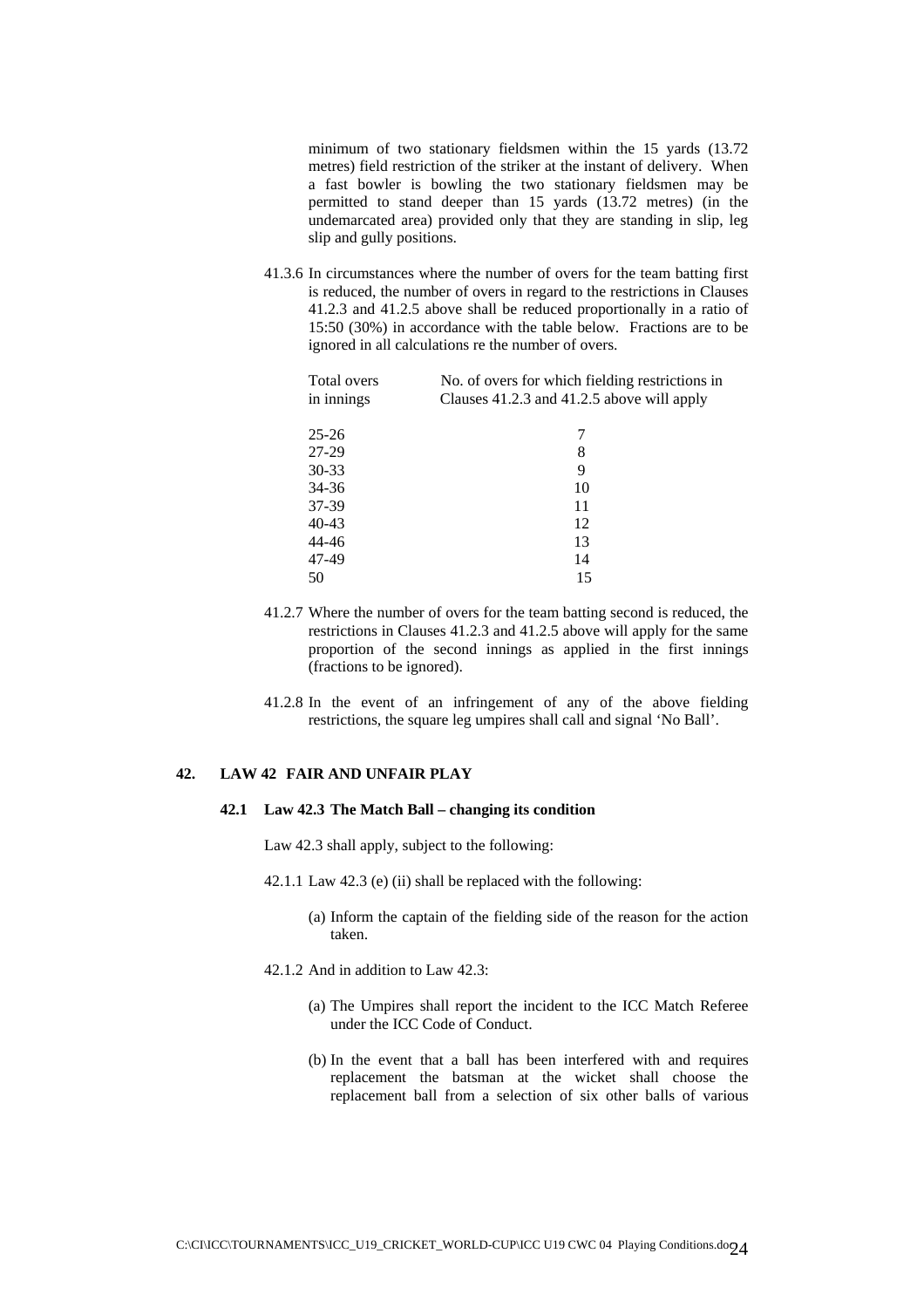minimum of two stationary fieldsmen within the 15 yards (13.72 metres) field restriction of the striker at the instant of delivery. When a fast bowler is bowling the two stationary fieldsmen may be permitted to stand deeper than 15 yards (13.72 metres) (in the undemarcated area) provided only that they are standing in slip, leg slip and gully positions.

41.3.6 In circumstances where the number of overs for the team batting first is reduced, the number of overs in regard to the restrictions in Clauses 41.2.3 and 41.2.5 above shall be reduced proportionally in a ratio of 15:50 (30%) in accordance with the table below. Fractions are to be ignored in all calculations re the number of overs.

| Total overs in innings | No. of overs for which fielding restrictions in Clauses 41.2.3 and 41.2.5 above will apply |
|---|---|
| 25-26 | 7 |
| 27-29 | 8 |
| 30-33 | 9 |
| 34-36 | 10 |
| 37-39 | 11 |
| 40-43 | 12 |
| 44-46 | 13 |
| 47-49 | 14 |
| 50 | 15 |

41.2.7 Where the number of overs for the team batting second is reduced, the restrictions in Clauses 41.2.3 and 41.2.5 above will apply for the same proportion of the second innings as applied in the first innings (fractions to be ignored).

41.2.8 In the event of an infringement of any of the above fielding restrictions, the square leg umpires shall call and signal 'No Ball'.

## 42. LAW 42 FAIR AND UNFAIR PLAY

### 42.1 Law 42.3 The Match Ball – changing its condition

Law 42.3 shall apply, subject to the following:

42.1.1 Law 42.3 (e) (ii) shall be replaced with the following:

(a) Inform the captain of the fielding side of the reason for the action taken.

42.1.2 And in addition to Law 42.3:

(a) The Umpires shall report the incident to the ICC Match Referee under the ICC Code of Conduct.

(b) In the event that a ball has been interfered with and requires replacement the batsman at the wicket shall choose the replacement ball from a selection of six other balls of various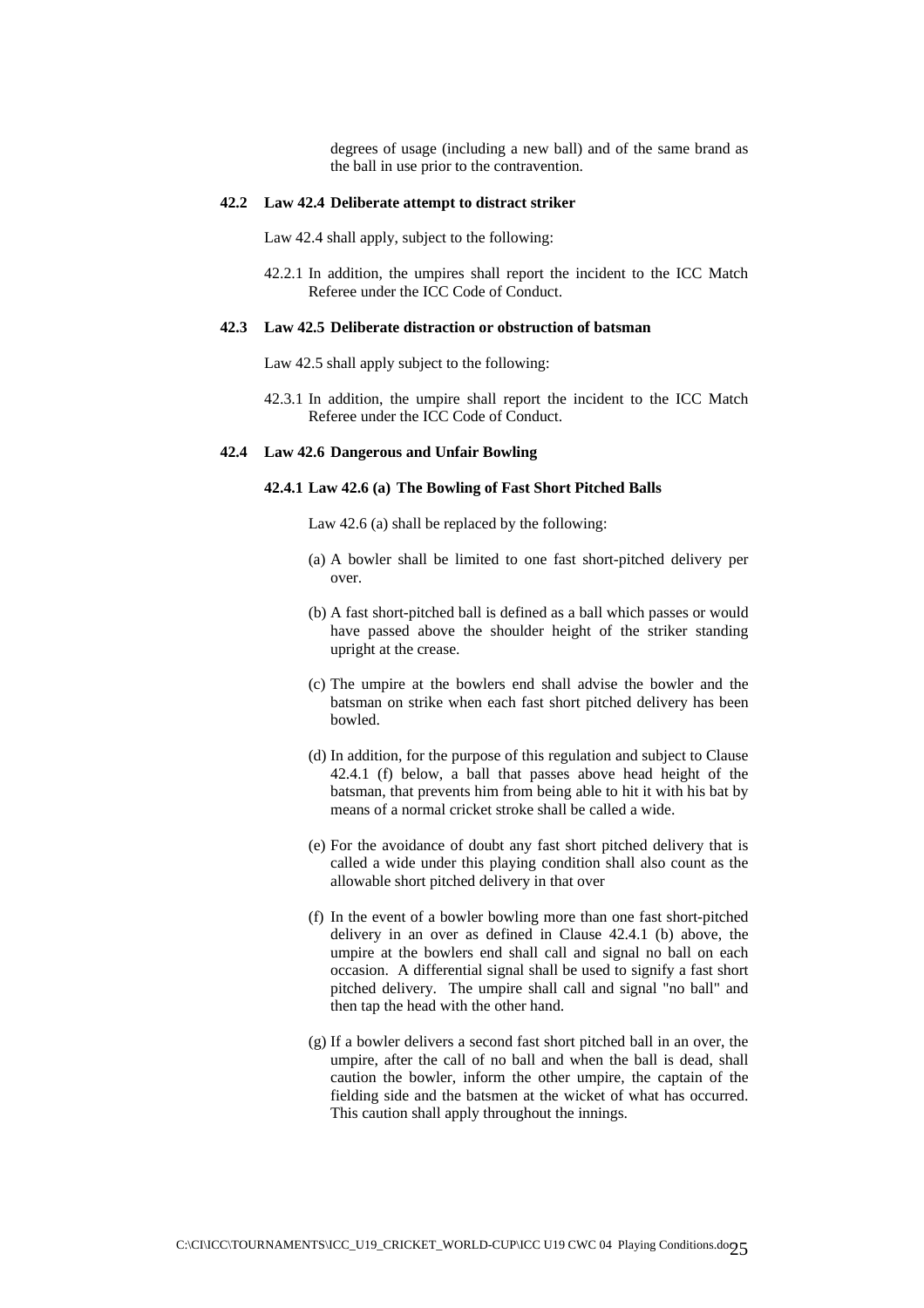degrees of usage (including a new ball) and of the same brand as the ball in use prior to the contravention.

### 42.2 Law 42.4 Deliberate attempt to distract striker

Law 42.4 shall apply, subject to the following:

42.2.1 In addition, the umpires shall report the incident to the ICC Match Referee under the ICC Code of Conduct.

### 42.3 Law 42.5 Deliberate distraction or obstruction of batsman

Law 42.5 shall apply subject to the following:

42.3.1 In addition, the umpire shall report the incident to the ICC Match Referee under the ICC Code of Conduct.

### 42.4 Law 42.6 Dangerous and Unfair Bowling

#### 42.4.1 Law 42.6 (a) The Bowling of Fast Short Pitched Balls

Law 42.6 (a) shall be replaced by the following:

(a) A bowler shall be limited to one fast short-pitched delivery per over.

(b) A fast short-pitched ball is defined as a ball which passes or would have passed above the shoulder height of the striker standing upright at the crease.

(c) The umpire at the bowlers end shall advise the bowler and the batsman on strike when each fast short pitched delivery has been bowled.

(d) In addition, for the purpose of this regulation and subject to Clause 42.4.1 (f) below, a ball that passes above head height of the batsman, that prevents him from being able to hit it with his bat by means of a normal cricket stroke shall be called a wide.

(e) For the avoidance of doubt any fast short pitched delivery that is called a wide under this playing condition shall also count as the allowable short pitched delivery in that over

(f) In the event of a bowler bowling more than one fast short-pitched delivery in an over as defined in Clause 42.4.1 (b) above, the umpire at the bowlers end shall call and signal no ball on each occasion. A differential signal shall be used to signify a fast short pitched delivery. The umpire shall call and signal "no ball" and then tap the head with the other hand.

(g) If a bowler delivers a second fast short pitched ball in an over, the umpire, after the call of no ball and when the ball is dead, shall caution the bowler, inform the other umpire, the captain of the fielding side and the batsmen at the wicket of what has occurred. This caution shall apply throughout the innings.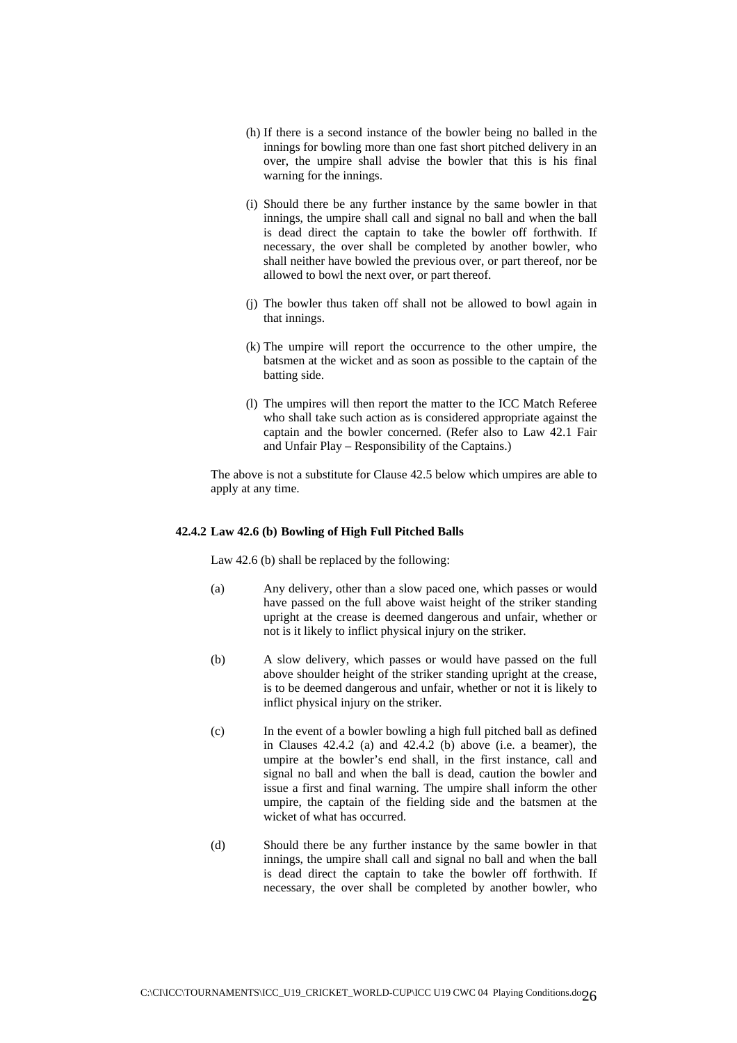(h) If there is a second instance of the bowler being no balled in the innings for bowling more than one fast short pitched delivery in an over, the umpire shall advise the bowler that this is his final warning for the innings.

(i) Should there be any further instance by the same bowler in that innings, the umpire shall call and signal no ball and when the ball is dead direct the captain to take the bowler off forthwith. If necessary, the over shall be completed by another bowler, who shall neither have bowled the previous over, or part thereof, nor be allowed to bowl the next over, or part thereof.

(j) The bowler thus taken off shall not be allowed to bowl again in that innings.

(k) The umpire will report the occurrence to the other umpire, the batsmen at the wicket and as soon as possible to the captain of the batting side.

(l) The umpires will then report the matter to the ICC Match Referee who shall take such action as is considered appropriate against the captain and the bowler concerned. (Refer also to Law 42.1 Fair and Unfair Play – Responsibility of the Captains.)

The above is not a substitute for Clause 42.5 below which umpires are able to apply at any time.

**42.4.2 Law 42.6 (b) Bowling of High Full Pitched Balls**

Law 42.6 (b) shall be replaced by the following:

(a) Any delivery, other than a slow paced one, which passes or would have passed on the full above waist height of the striker standing upright at the crease is deemed dangerous and unfair, whether or not is it likely to inflict physical injury on the striker.

(b) A slow delivery, which passes or would have passed on the full above shoulder height of the striker standing upright at the crease, is to be deemed dangerous and unfair, whether or not it is likely to inflict physical injury on the striker.

(c) In the event of a bowler bowling a high full pitched ball as defined in Clauses 42.4.2 (a) and 42.4.2 (b) above (i.e. a beamer), the umpire at the bowler's end shall, in the first instance, call and signal no ball and when the ball is dead, caution the bowler and issue a first and final warning. The umpire shall inform the other umpire, the captain of the fielding side and the batsmen at the wicket of what has occurred.

(d) Should there be any further instance by the same bowler in that innings, the umpire shall call and signal no ball and when the ball is dead direct the captain to take the bowler off forthwith. If necessary, the over shall be completed by another bowler, who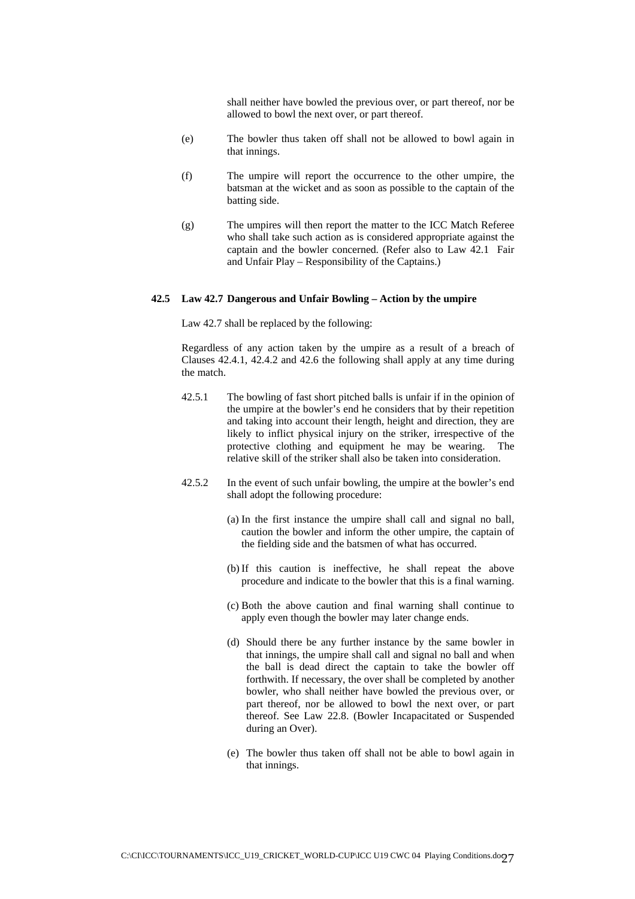shall neither have bowled the previous over, or part thereof, nor be allowed to bowl the next over, or part thereof.

(e) The bowler thus taken off shall not be allowed to bowl again in that innings.

(f) The umpire will report the occurrence to the other umpire, the batsman at the wicket and as soon as possible to the captain of the batting side.

(g) The umpires will then report the matter to the ICC Match Referee who shall take such action as is considered appropriate against the captain and the bowler concerned. (Refer also to Law 42.1 Fair and Unfair Play – Responsibility of the Captains.)

**42.5 Law 42.7 Dangerous and Unfair Bowling – Action by the umpire**

Law 42.7 shall be replaced by the following:

Regardless of any action taken by the umpire as a result of a breach of Clauses 42.4.1, 42.4.2 and 42.6 the following shall apply at any time during the match.

42.5.1 The bowling of fast short pitched balls is unfair if in the opinion of the umpire at the bowler's end he considers that by their repetition and taking into account their length, height and direction, they are likely to inflict physical injury on the striker, irrespective of the protective clothing and equipment he may be wearing. The relative skill of the striker shall also be taken into consideration.

42.5.2 In the event of such unfair bowling, the umpire at the bowler's end shall adopt the following procedure:

(a) In the first instance the umpire shall call and signal no ball, caution the bowler and inform the other umpire, the captain of the fielding side and the batsmen of what has occurred.

(b) If this caution is ineffective, he shall repeat the above procedure and indicate to the bowler that this is a final warning.

(c) Both the above caution and final warning shall continue to apply even though the bowler may later change ends.

(d) Should there be any further instance by the same bowler in that innings, the umpire shall call and signal no ball and when the ball is dead direct the captain to take the bowler off forthwith. If necessary, the over shall be completed by another bowler, who shall neither have bowled the previous over, or part thereof, nor be allowed to bowl the next over, or part thereof. See Law 22.8. (Bowler Incapacitated or Suspended during an Over).

(e) The bowler thus taken off shall not be able to bowl again in that innings.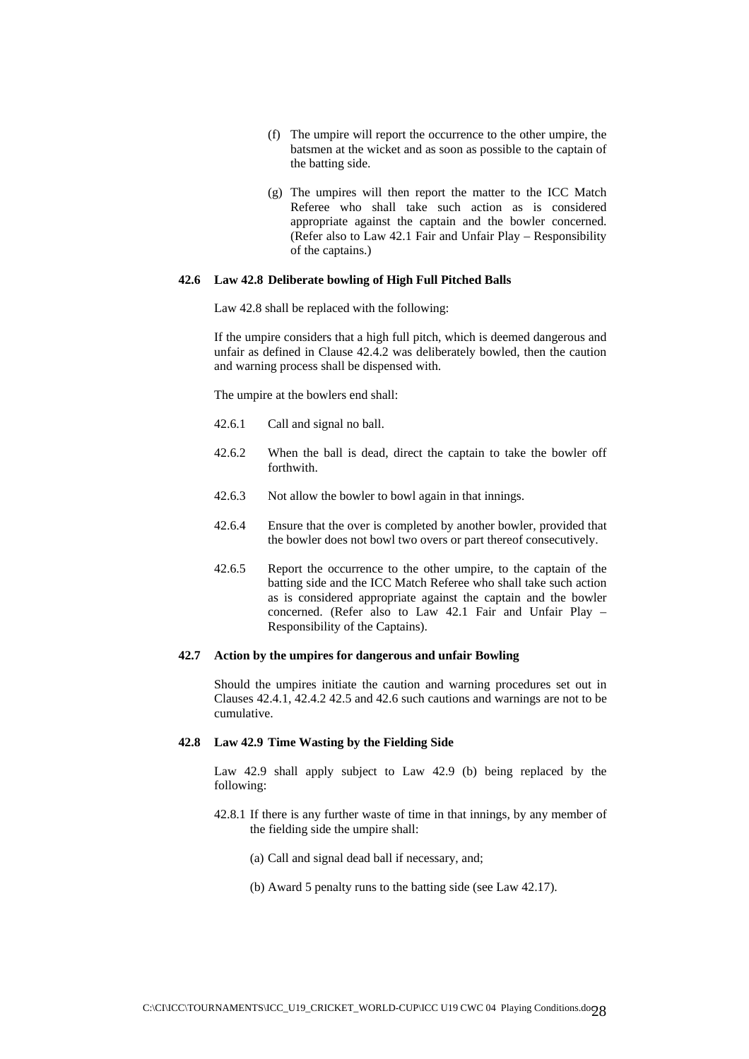(f) The umpire will report the occurrence to the other umpire, the batsmen at the wicket and as soon as possible to the captain of the batting side.

(g) The umpires will then report the matter to the ICC Match Referee who shall take such action as is considered appropriate against the captain and the bowler concerned. (Refer also to Law 42.1 Fair and Unfair Play – Responsibility of the captains.)

**42.6 Law 42.8 Deliberate bowling of High Full Pitched Balls**

Law 42.8 shall be replaced with the following:

If the umpire considers that a high full pitch, which is deemed dangerous and unfair as defined in Clause 42.4.2 was deliberately bowled, then the caution and warning process shall be dispensed with.

The umpire at the bowlers end shall:

42.6.1 Call and signal no ball.

42.6.2 When the ball is dead, direct the captain to take the bowler off forthwith.

42.6.3 Not allow the bowler to bowl again in that innings.

42.6.4 Ensure that the over is completed by another bowler, provided that the bowler does not bowl two overs or part thereof consecutively.

42.6.5 Report the occurrence to the other umpire, to the captain of the batting side and the ICC Match Referee who shall take such action as is considered appropriate against the captain and the bowler concerned. (Refer also to Law 42.1 Fair and Unfair Play – Responsibility of the Captains).

**42.7 Action by the umpires for dangerous and unfair Bowling**

Should the umpires initiate the caution and warning procedures set out in Clauses 42.4.1, 42.4.2 42.5 and 42.6 such cautions and warnings are not to be cumulative.

**42.8 Law 42.9 Time Wasting by the Fielding Side**

Law 42.9 shall apply subject to Law 42.9 (b) being replaced by the following:

42.8.1 If there is any further waste of time in that innings, by any member of the fielding side the umpire shall:

(a) Call and signal dead ball if necessary, and;

(b) Award 5 penalty runs to the batting side (see Law 42.17).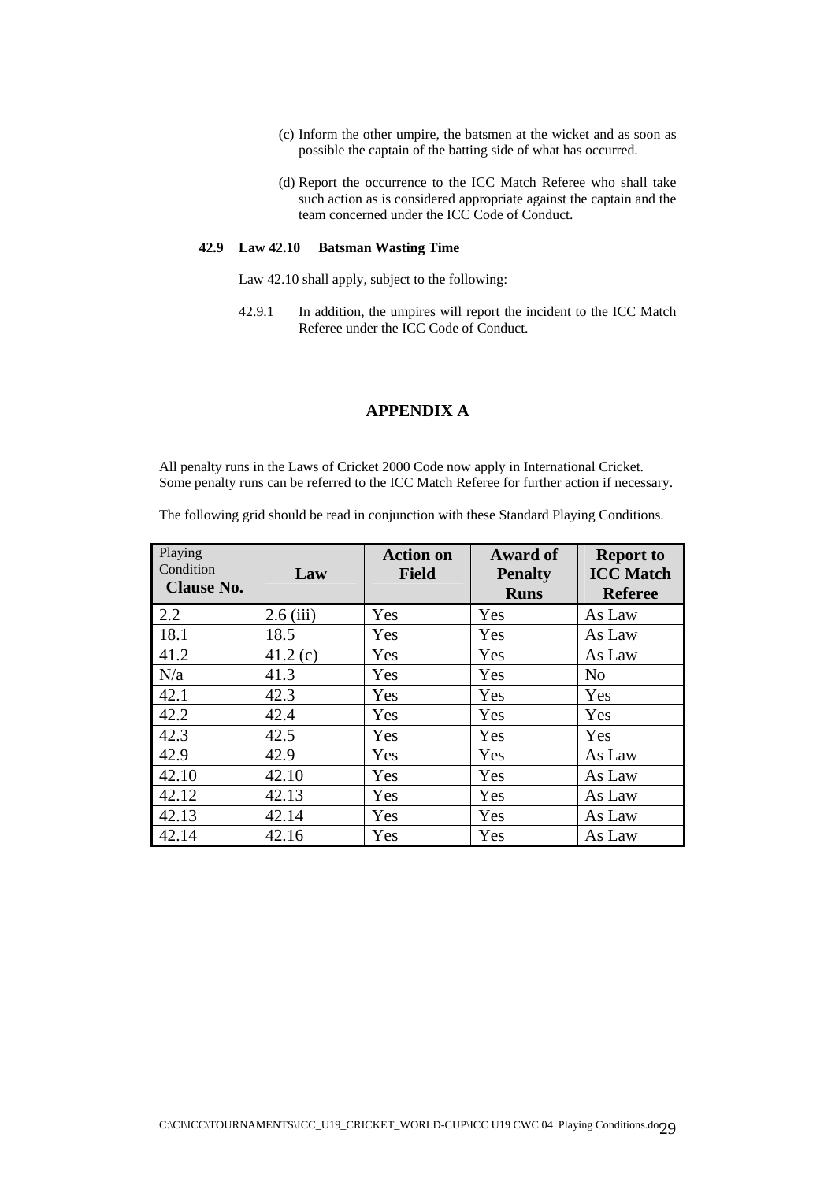(c) Inform the other umpire, the batsmen at the wicket and as soon as possible the captain of the batting side of what has occurred.

(d) Report the occurrence to the ICC Match Referee who shall take such action as is considered appropriate against the captain and the team concerned under the ICC Code of Conduct.

**42.9 Law 42.10 Batsman Wasting Time**

Law 42.10 shall apply, subject to the following:

42.9.1 In addition, the umpires will report the incident to the ICC Match Referee under the ICC Code of Conduct.

## APPENDIX A

All penalty runs in the Laws of Cricket 2000 Code now apply in International Cricket. Some penalty runs can be referred to the ICC Match Referee for further action if necessary.

The following grid should be read in conjunction with these Standard Playing Conditions.

| Playing Condition **Clause No.** | **Law** | **Action on Field** | **Award of Penalty Runs** | **Report to ICC Match Referee** |
|---|---|---|---|---|
| 2.2 | 2.6 (iii) | Yes | Yes | As Law |
| 18.1 | 18.5 | Yes | Yes | As Law |
| 41.2 | 41.2 (c) | Yes | Yes | As Law |
| N/a | 41.3 | Yes | Yes | No |
| 42.1 | 42.3 | Yes | Yes | Yes |
| 42.2 | 42.4 | Yes | Yes | Yes |
| 42.3 | 42.5 | Yes | Yes | Yes |
| 42.9 | 42.9 | Yes | Yes | As Law |
| 42.10 | 42.10 | Yes | Yes | As Law |
| 42.12 | 42.13 | Yes | Yes | As Law |
| 42.13 | 42.14 | Yes | Yes | As Law |
| 42.14 | 42.16 | Yes | Yes | As Law |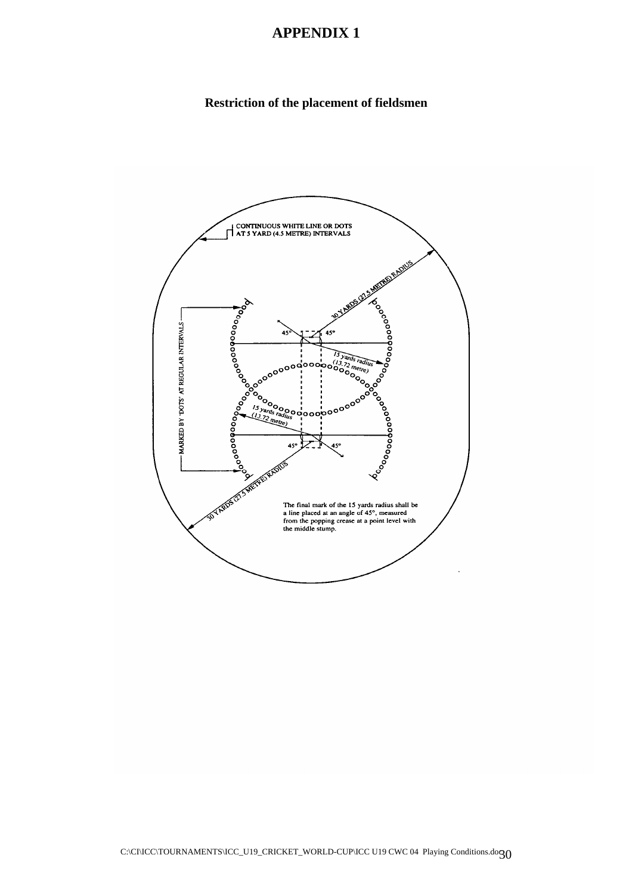# APPENDIX 1

**Restriction of the placement of fieldsmen**

CONTINUOUS WHITE LINE OR DOTS AT 5 YARD (4.5 METRE) INTERVALS

30 YARDS (27.5 METRE) RADIUS

MARKED BY 'DOTS' AT REGULAR INTERVALS

45° 45°

15 yards radius (13.72 metre)

15 yards radius (13.72 metre)

45° 45°

30 YARDS (27.5 METRE) RADIUS

The final mark of the 15 yards radius shall be a line placed at an angle of 45°, measured from the popping crease at a point level with the middle stump.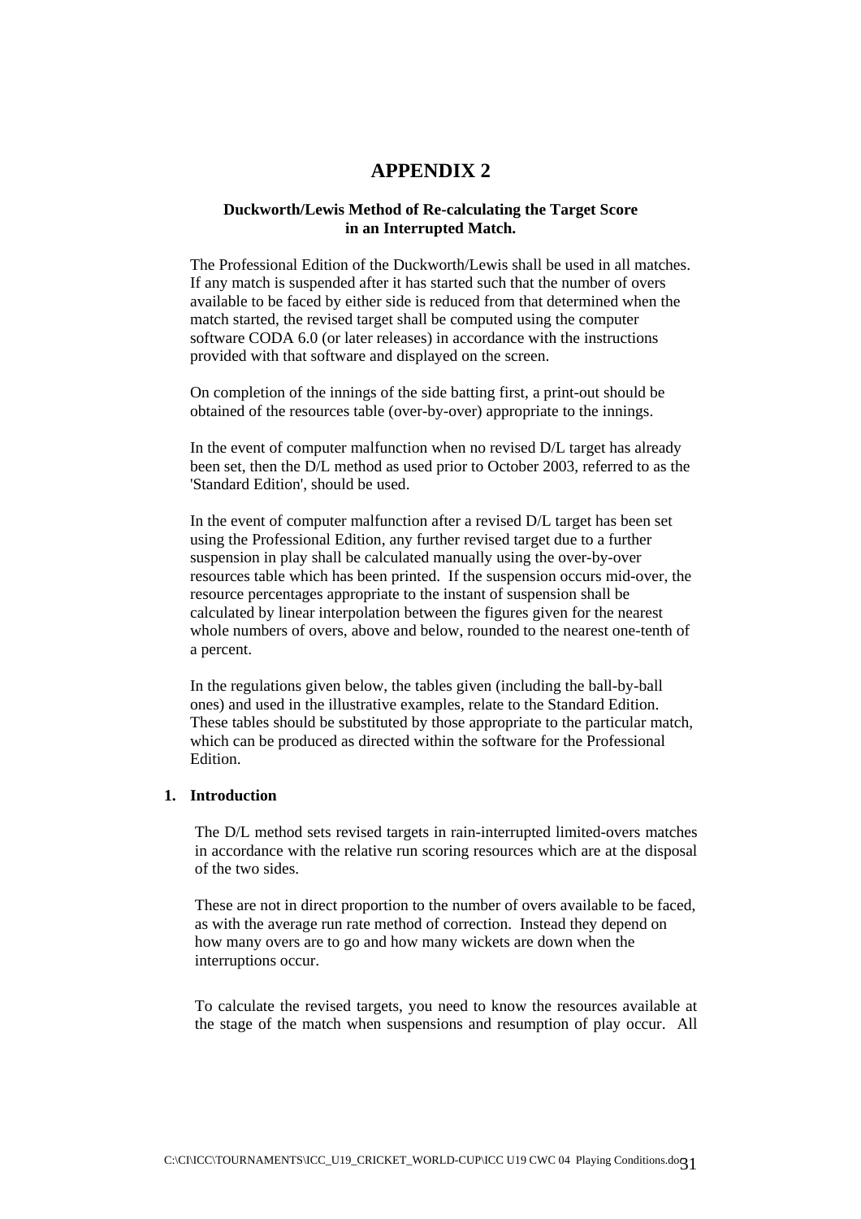# APPENDIX 2

### Duckworth/Lewis Method of Re-calculating the Target Score in an Interrupted Match.

The Professional Edition of the Duckworth/Lewis shall be used in all matches. If any match is suspended after it has started such that the number of overs available to be faced by either side is reduced from that determined when the match started, the revised target shall be computed using the computer software CODA 6.0 (or later releases) in accordance with the instructions provided with that software and displayed on the screen.

On completion of the innings of the side batting first, a print-out should be obtained of the resources table (over-by-over) appropriate to the innings.

In the event of computer malfunction when no revised D/L target has already been set, then the D/L method as used prior to October 2003, referred to as the 'Standard Edition', should be used.

In the event of computer malfunction after a revised D/L target has been set using the Professional Edition, any further revised target due to a further suspension in play shall be calculated manually using the over-by-over resources table which has been printed. If the suspension occurs mid-over, the resource percentages appropriate to the instant of suspension shall be calculated by linear interpolation between the figures given for the nearest whole numbers of overs, above and below, rounded to the nearest one-tenth of a percent.

In the regulations given below, the tables given (including the ball-by-ball ones) and used in the illustrative examples, relate to the Standard Edition. These tables should be substituted by those appropriate to the particular match, which can be produced as directed within the software for the Professional Edition.

## 1. Introduction

The D/L method sets revised targets in rain-interrupted limited-overs matches in accordance with the relative run scoring resources which are at the disposal of the two sides.

These are not in direct proportion to the number of overs available to be faced, as with the average run rate method of correction. Instead they depend on how many overs are to go and how many wickets are down when the interruptions occur.

To calculate the revised targets, you need to know the resources available at the stage of the match when suspensions and resumption of play occur. All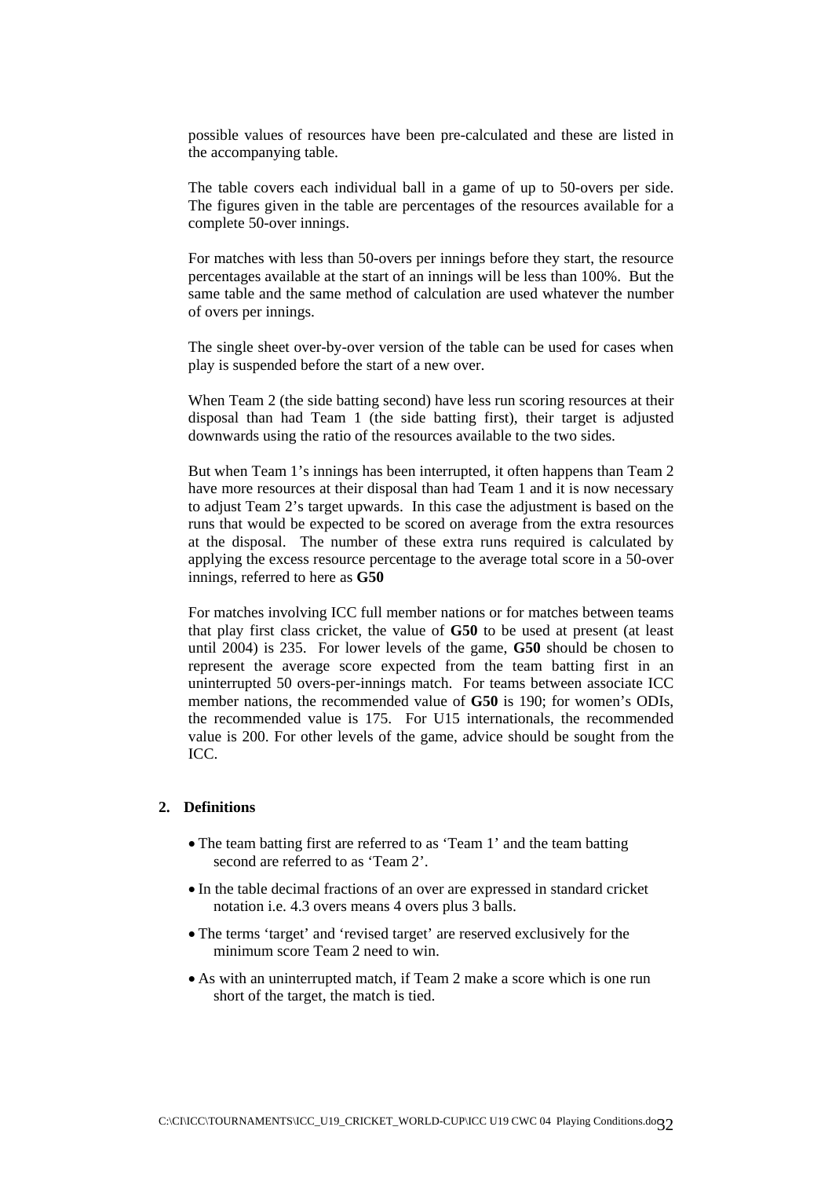possible values of resources have been pre-calculated and these are listed in the accompanying table.

The table covers each individual ball in a game of up to 50-overs per side. The figures given in the table are percentages of the resources available for a complete 50-over innings.

For matches with less than 50-overs per innings before they start, the resource percentages available at the start of an innings will be less than 100%. But the same table and the same method of calculation are used whatever the number of overs per innings.

The single sheet over-by-over version of the table can be used for cases when play is suspended before the start of a new over.

When Team 2 (the side batting second) have less run scoring resources at their disposal than had Team 1 (the side batting first), their target is adjusted downwards using the ratio of the resources available to the two sides.

But when Team 1's innings has been interrupted, it often happens than Team 2 have more resources at their disposal than had Team 1 and it is now necessary to adjust Team 2's target upwards. In this case the adjustment is based on the runs that would be expected to be scored on average from the extra resources at the disposal. The number of these extra runs required is calculated by applying the excess resource percentage to the average total score in a 50-over innings, referred to here as **G50**

For matches involving ICC full member nations or for matches between teams that play first class cricket, the value of **G50** to be used at present (at least until 2004) is 235. For lower levels of the game, **G50** should be chosen to represent the average score expected from the team batting first in an uninterrupted 50 overs-per-innings match. For teams between associate ICC member nations, the recommended value of **G50** is 190; for women's ODIs, the recommended value is 175. For U15 internationals, the recommended value is 200. For other levels of the game, advice should be sought from the ICC.

## 2. Definitions

- The team batting first are referred to as 'Team 1' and the team batting second are referred to as 'Team 2'.
- In the table decimal fractions of an over are expressed in standard cricket notation i.e. 4.3 overs means 4 overs plus 3 balls.
- The terms 'target' and 'revised target' are reserved exclusively for the minimum score Team 2 need to win.
- As with an uninterrupted match, if Team 2 make a score which is one run short of the target, the match is tied.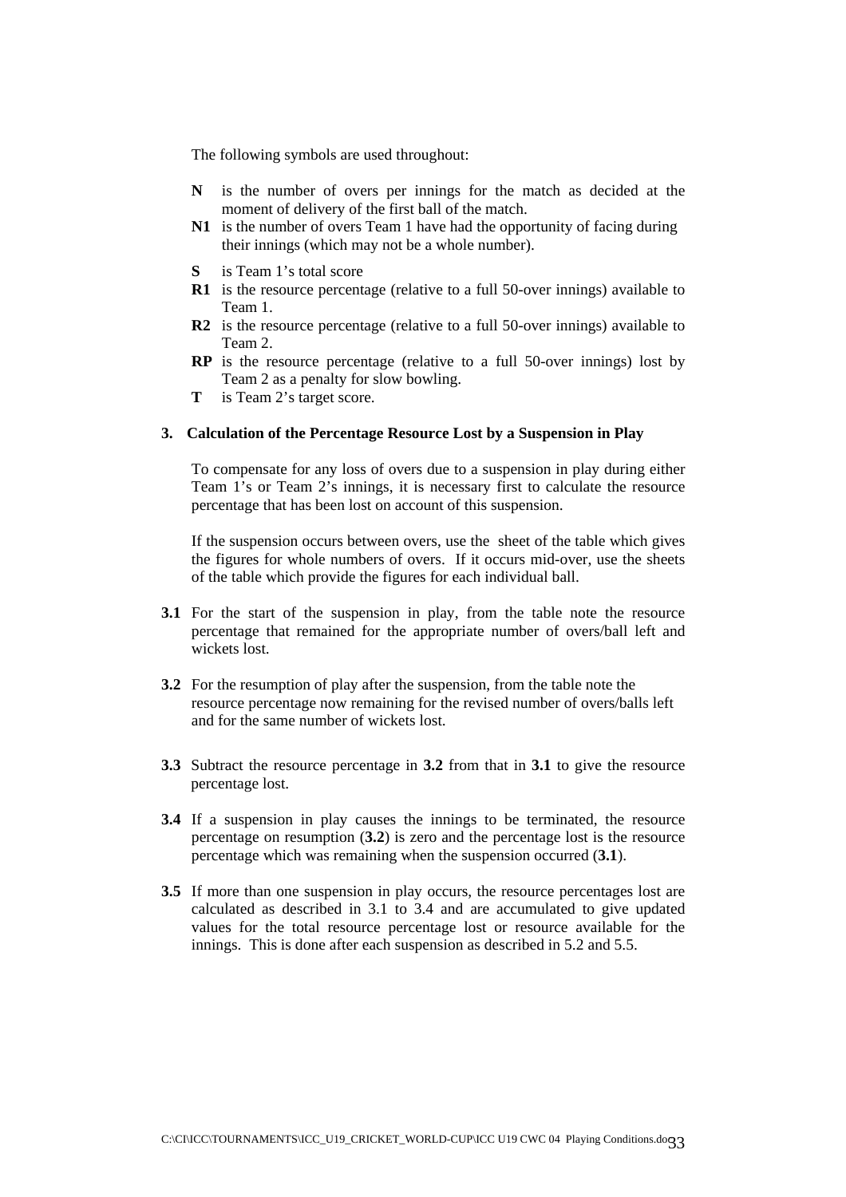The following symbols are used throughout:

- **N** is the number of overs per innings for the match as decided at the moment of delivery of the first ball of the match.
- **N1** is the number of overs Team 1 have had the opportunity of facing during their innings (which may not be a whole number).
- **S** is Team 1's total score
- **R1** is the resource percentage (relative to a full 50-over innings) available to Team 1.
- **R2** is the resource percentage (relative to a full 50-over innings) available to Team 2.
- **RP** is the resource percentage (relative to a full 50-over innings) lost by Team 2 as a penalty for slow bowling.
- **T** is Team 2's target score.

## 3. Calculation of the Percentage Resource Lost by a Suspension in Play

To compensate for any loss of overs due to a suspension in play during either Team 1's or Team 2's innings, it is necessary first to calculate the resource percentage that has been lost on account of this suspension.

If the suspension occurs between overs, use the sheet of the table which gives the figures for whole numbers of overs. If it occurs mid-over, use the sheets of the table which provide the figures for each individual ball.

**3.1** For the start of the suspension in play, from the table note the resource percentage that remained for the appropriate number of overs/ball left and wickets lost.

**3.2** For the resumption of play after the suspension, from the table note the resource percentage now remaining for the revised number of overs/balls left and for the same number of wickets lost.

**3.3** Subtract the resource percentage in **3.2** from that in **3.1** to give the resource percentage lost.

**3.4** If a suspension in play causes the innings to be terminated, the resource percentage on resumption (**3.2**) is zero and the percentage lost is the resource percentage which was remaining when the suspension occurred (**3.1**).

**3.5** If more than one suspension in play occurs, the resource percentages lost are calculated as described in 3.1 to 3.4 and are accumulated to give updated values for the total resource percentage lost or resource available for the innings. This is done after each suspension as described in 5.2 and 5.5.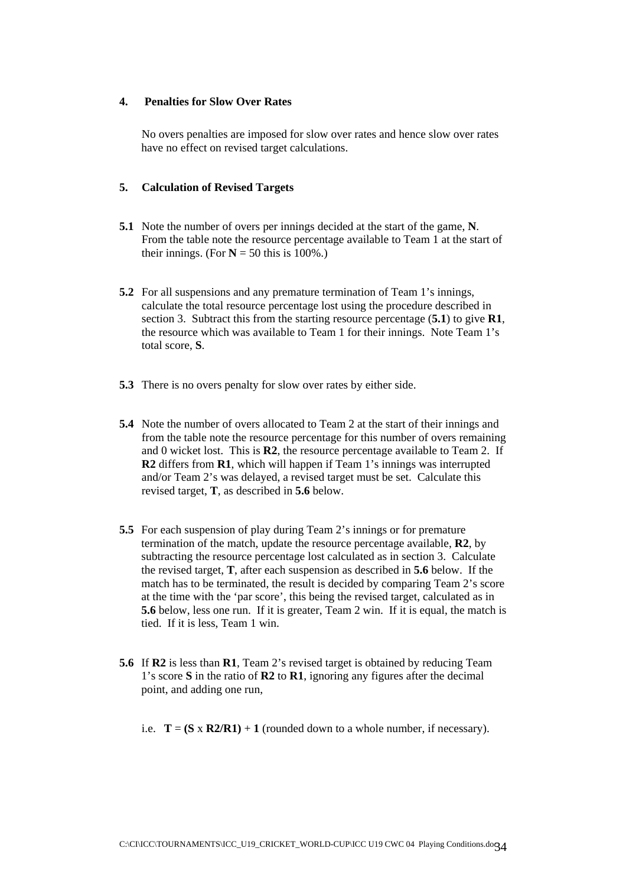## 4. Penalties for Slow Over Rates

No overs penalties are imposed for slow over rates and hence slow over rates have no effect on revised target calculations.

## 5. Calculation of Revised Targets

**5.1** Note the number of overs per innings decided at the start of the game, **N**. From the table note the resource percentage available to Team 1 at the start of their innings. (For **N** = 50 this is 100%.)

**5.2** For all suspensions and any premature termination of Team 1's innings, calculate the total resource percentage lost using the procedure described in section 3. Subtract this from the starting resource percentage (**5.1**) to give **R1**, the resource which was available to Team 1 for their innings. Note Team 1's total score, **S**.

**5.3** There is no overs penalty for slow over rates by either side.

**5.4** Note the number of overs allocated to Team 2 at the start of their innings and from the table note the resource percentage for this number of overs remaining and 0 wicket lost. This is **R2**, the resource percentage available to Team 2. If **R2** differs from **R1**, which will happen if Team 1's innings was interrupted and/or Team 2's was delayed, a revised target must be set. Calculate this revised target, **T**, as described in **5.6** below.

**5.5** For each suspension of play during Team 2's innings or for premature termination of the match, update the resource percentage available, **R2**, by subtracting the resource percentage lost calculated as in section 3. Calculate the revised target, **T**, after each suspension as described in **5.6** below. If the match has to be terminated, the result is decided by comparing Team 2's score at the time with the 'par score', this being the revised target, calculated as in **5.6** below, less one run. If it is greater, Team 2 win. If it is equal, the match is tied. If it is less, Team 1 win.

**5.6** If **R2** is less than **R1**, Team 2's revised target is obtained by reducing Team 1's score **S** in the ratio of **R2** to **R1**, ignoring any figures after the decimal point, and adding one run,

i.e. $\mathbf{T} = (\mathbf{S} \times \mathbf{R2}/\mathbf{R1}) + \mathbf{1}$ (rounded down to a whole number, if necessary).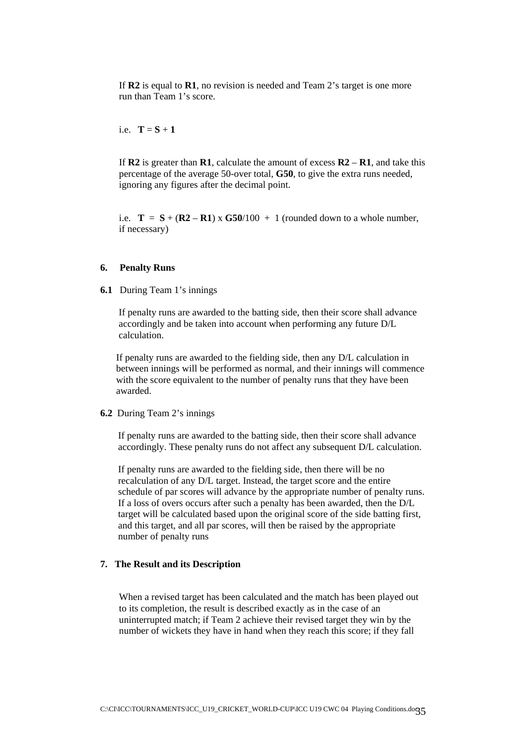If **R2** is equal to **R1**, no revision is needed and Team 2's target is one more run than Team 1's score.

i.e. $\mathbf{T} = \mathbf{S} + \mathbf{1}$

If **R2** is greater than **R1**, calculate the amount of excess **R2** – **R1**, and take this percentage of the average 50-over total, **G50**, to give the extra runs needed, ignoring any figures after the decimal point.

i.e. $\mathbf{T} = \mathbf{S} + (\mathbf{R2} - \mathbf{R1}) \times \mathbf{G50}/100 + 1$ (rounded down to a whole number, if necessary)

**6. Penalty Runs**

**6.1** During Team 1's innings

If penalty runs are awarded to the batting side, then their score shall advance accordingly and be taken into account when performing any future D/L calculation.

If penalty runs are awarded to the fielding side, then any D/L calculation in between innings will be performed as normal, and their innings will commence with the score equivalent to the number of penalty runs that they have been awarded.

**6.2** During Team 2's innings

If penalty runs are awarded to the batting side, then their score shall advance accordingly. These penalty runs do not affect any subsequent D/L calculation.

If penalty runs are awarded to the fielding side, then there will be no recalculation of any D/L target. Instead, the target score and the entire schedule of par scores will advance by the appropriate number of penalty runs. If a loss of overs occurs after such a penalty has been awarded, then the D/L target will be calculated based upon the original score of the side batting first, and this target, and all par scores, will then be raised by the appropriate number of penalty runs

**7. The Result and its Description**

When a revised target has been calculated and the match has been played out to its completion, the result is described exactly as in the case of an uninterrupted match; if Team 2 achieve their revised target they win by the number of wickets they have in hand when they reach this score; if they fall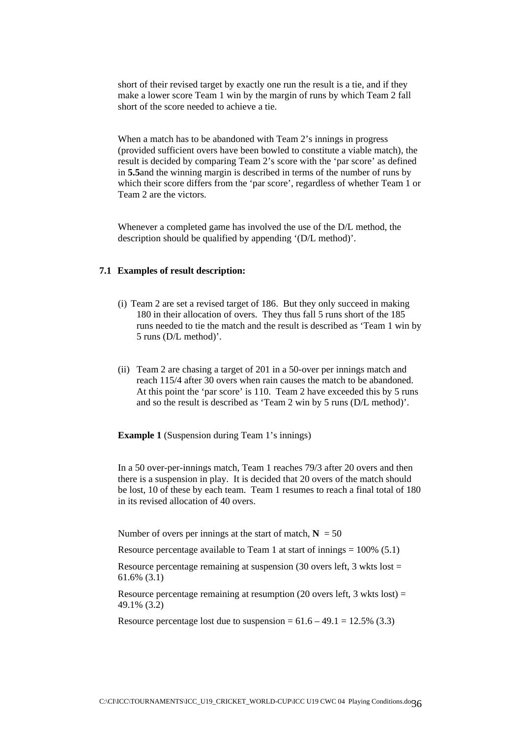short of their revised target by exactly one run the result is a tie, and if they make a lower score Team 1 win by the margin of runs by which Team 2 fall short of the score needed to achieve a tie.

When a match has to be abandoned with Team 2's innings in progress (provided sufficient overs have been bowled to constitute a viable match), the result is decided by comparing Team 2's score with the 'par score' as defined in **5.5**and the winning margin is described in terms of the number of runs by which their score differs from the 'par score', regardless of whether Team 1 or Team 2 are the victors.

Whenever a completed game has involved the use of the D/L method, the description should be qualified by appending '(D/L method)'.

### 7.1 Examples of result description:

(i) Team 2 are set a revised target of 186. But they only succeed in making 180 in their allocation of overs. They thus fall 5 runs short of the 185 runs needed to tie the match and the result is described as 'Team 1 win by 5 runs (D/L method)'.

(ii) Team 2 are chasing a target of 201 in a 50-over per innings match and reach 115/4 after 30 overs when rain causes the match to be abandoned. At this point the 'par score' is 110. Team 2 have exceeded this by 5 runs and so the result is described as 'Team 2 win by 5 runs (D/L method)'.

**Example 1** (Suspension during Team 1's innings)

In a 50 over-per-innings match, Team 1 reaches 79/3 after 20 overs and then there is a suspension in play. It is decided that 20 overs of the match should be lost, 10 of these by each team. Team 1 resumes to reach a final total of 180 in its revised allocation of 40 overs.

Number of overs per innings at the start of match, **N** = 50

Resource percentage available to Team 1 at start of innings = 100% (5.1)

Resource percentage remaining at suspension (30 overs left, 3 wkts lost = 61.6% (3.1)

Resource percentage remaining at resumption (20 overs left, 3 wkts lost) = 49.1% (3.2)

Resource percentage lost due to suspension = 61.6 – 49.1 = 12.5% (3.3)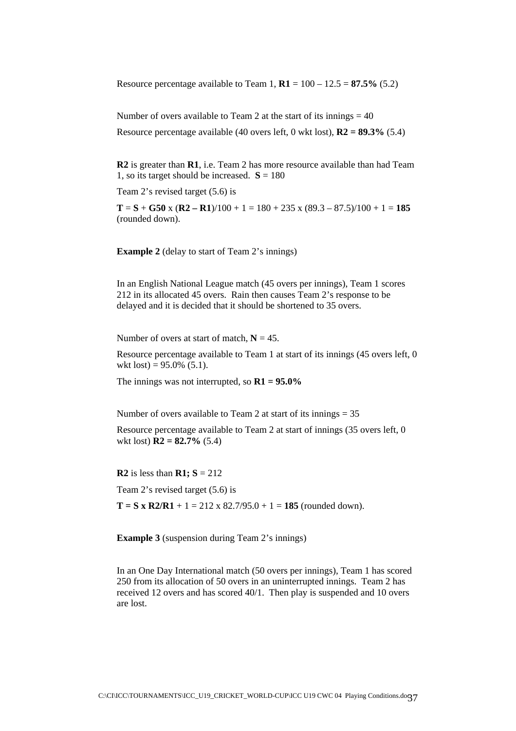Resource percentage available to Team 1, **R1** = 100 – 12.5 = **87.5%** (5.2)

Number of overs available to Team 2 at the start of its innings = 40

Resource percentage available (40 overs left, 0 wkt lost), **R2 = 89.3%** (5.4)

**R2** is greater than **R1**, i.e. Team 2 has more resource available than had Team 1, so its target should be increased. **S** = 180

Team 2's revised target (5.6) is

**T** = **S** + **G50** x (**R2 – R1**)/100 + 1 = 180 + 235 x (89.3 – 87.5)/100 + 1 = **185** (rounded down).

**Example 2** (delay to start of Team 2's innings)

In an English National League match (45 overs per innings), Team 1 scores 212 in its allocated 45 overs. Rain then causes Team 2's response to be delayed and it is decided that it should be shortened to 35 overs.

Number of overs at start of match, **N** = 45.

Resource percentage available to Team 1 at start of its innings (45 overs left, 0 wkt lost) = 95.0% (5.1).

The innings was not interrupted, so **R1 = 95.0%**

Number of overs available to Team 2 at start of its innings = 35

Resource percentage available to Team 2 at start of innings (35 overs left, 0 wkt lost) **R2 = 82.7%** (5.4)

**R2** is less than **R1; S** = 212

Team 2's revised target (5.6) is

**T = S x R2/R1** + 1 = 212 x 82.7/95.0 + 1 = **185** (rounded down).

**Example 3** (suspension during Team 2's innings)

In an One Day International match (50 overs per innings), Team 1 has scored 250 from its allocation of 50 overs in an uninterrupted innings. Team 2 has received 12 overs and has scored 40/1. Then play is suspended and 10 overs are lost.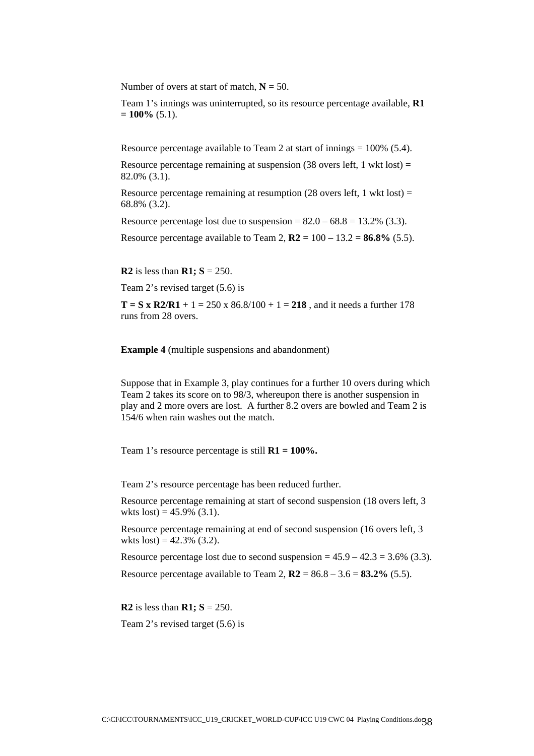Number of overs at start of match, **N** = 50.

Team 1's innings was uninterrupted, so its resource percentage available, **R1 = 100%** (5.1).

Resource percentage available to Team 2 at start of innings = 100% (5.4).

Resource percentage remaining at suspension (38 overs left, 1 wkt lost) = 82.0% (3.1).

Resource percentage remaining at resumption (28 overs left, 1 wkt lost) = 68.8% (3.2).

Resource percentage lost due to suspension = 82.0 – 68.8 = 13.2% (3.3).

Resource percentage available to Team 2, **R2** = 100 – 13.2 = **86.8%** (5.5).

**R2** is less than **R1; S** = 250.

Team 2's revised target (5.6) is

**T = S x R2/R1** + 1 = 250 x 86.8/100 + 1 = **218** , and it needs a further 178 runs from 28 overs.

**Example 4** (multiple suspensions and abandonment)

Suppose that in Example 3, play continues for a further 10 overs during which Team 2 takes its score on to 98/3, whereupon there is another suspension in play and 2 more overs are lost. A further 8.2 overs are bowled and Team 2 is 154/6 when rain washes out the match.

Team 1's resource percentage is still **R1 = 100%.**

Team 2's resource percentage has been reduced further.

Resource percentage remaining at start of second suspension (18 overs left, 3 wkts lost) = 45.9% (3.1).

Resource percentage remaining at end of second suspension (16 overs left, 3 wkts lost) = 42.3% (3.2).

Resource percentage lost due to second suspension = 45.9 – 42.3 = 3.6% (3.3).

Resource percentage available to Team 2, **R2** = 86.8 – 3.6 = **83.2%** (5.5).

**R2** is less than **R1; S** = 250.

Team 2's revised target (5.6) is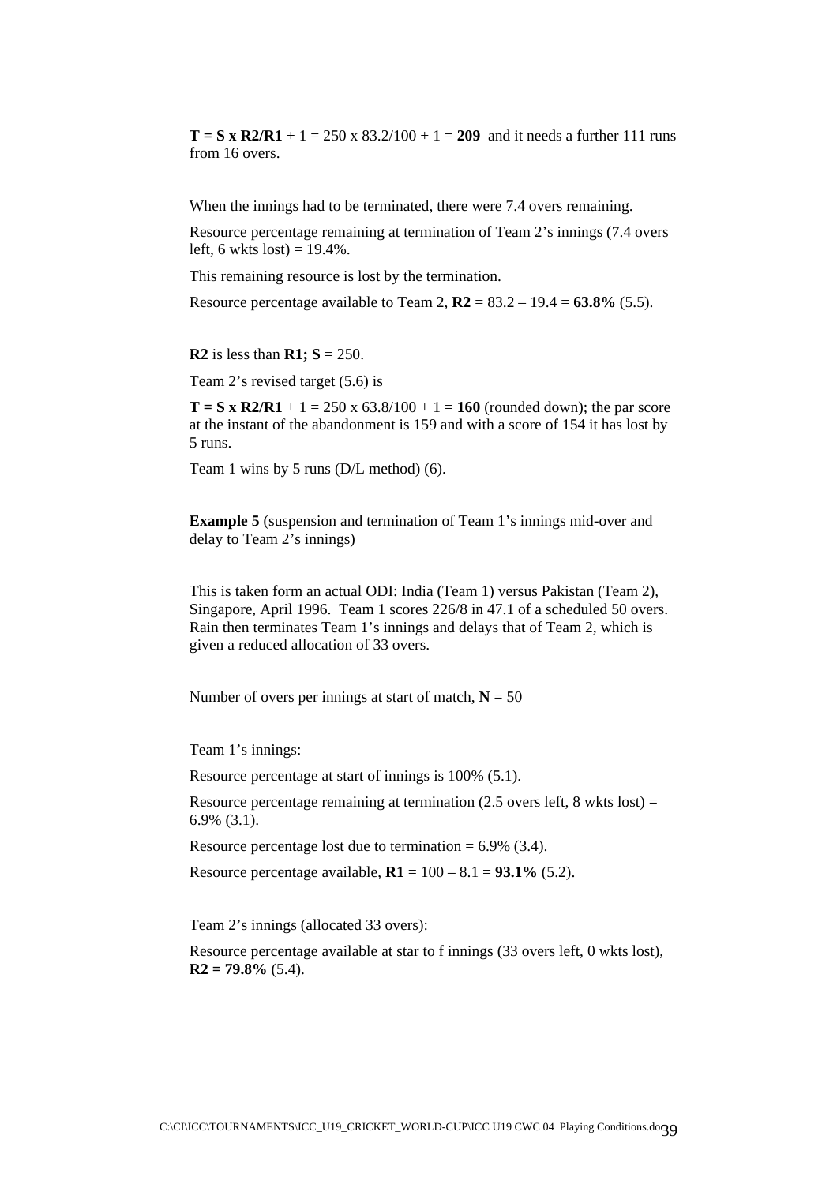**T = S x R2/R1** + 1 = 250 x 83.2/100 + 1 = **209** and it needs a further 111 runs from 16 overs.

When the innings had to be terminated, there were 7.4 overs remaining.

Resource percentage remaining at termination of Team 2's innings (7.4 overs left, 6 wkts lost) = 19.4%.

This remaining resource is lost by the termination.

Resource percentage available to Team 2, **R2** = 83.2 – 19.4 = **63.8%** (5.5).

**R2** is less than **R1; S** = 250.

Team 2's revised target (5.6) is

**T = S x R2/R1** + 1 = 250 x 63.8/100 + 1 = **160** (rounded down); the par score at the instant of the abandonment is 159 and with a score of 154 it has lost by 5 runs.

Team 1 wins by 5 runs (D/L method) (6).

**Example 5** (suspension and termination of Team 1's innings mid-over and delay to Team 2's innings)

This is taken form an actual ODI: India (Team 1) versus Pakistan (Team 2), Singapore, April 1996. Team 1 scores 226/8 in 47.1 of a scheduled 50 overs. Rain then terminates Team 1's innings and delays that of Team 2, which is given a reduced allocation of 33 overs.

Number of overs per innings at start of match, **N** = 50

Team 1's innings:

Resource percentage at start of innings is 100% (5.1).

Resource percentage remaining at termination (2.5 overs left, 8 wkts lost) = 6.9% (3.1).

Resource percentage lost due to termination = 6.9% (3.4).

Resource percentage available, **R1** = 100 – 8.1 = **93.1%** (5.2).

Team 2's innings (allocated 33 overs):

Resource percentage available at star to f innings (33 overs left, 0 wkts lost), **R2 = 79.8%** (5.4).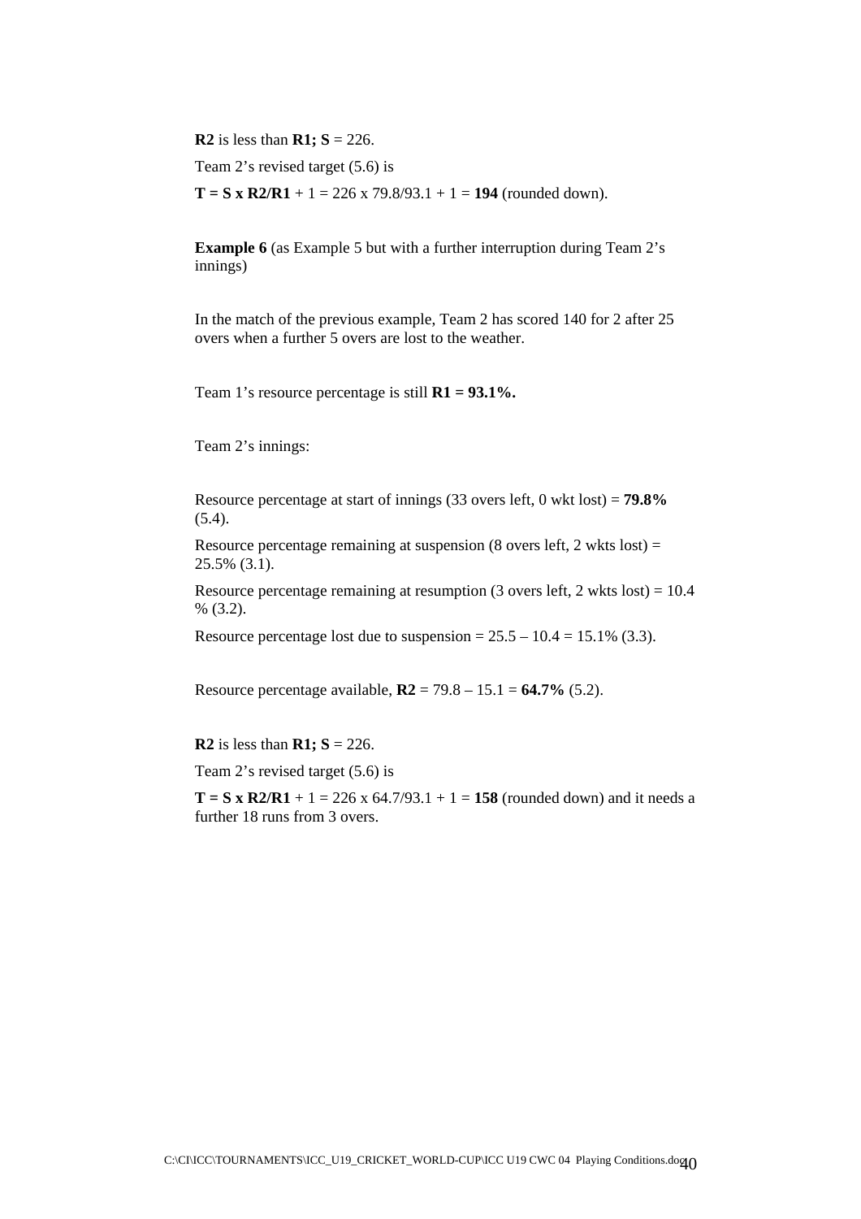**R2** is less than **R1; S** = 226.

Team 2's revised target (5.6) is

**T = S x R2/R1** + 1 = 226 x 79.8/93.1 + 1 = **194** (rounded down).

**Example 6** (as Example 5 but with a further interruption during Team 2's innings)

In the match of the previous example, Team 2 has scored 140 for 2 after 25 overs when a further 5 overs are lost to the weather.

Team 1's resource percentage is still **R1 = 93.1%.**

Team 2's innings:

Resource percentage at start of innings (33 overs left, 0 wkt lost) = **79.8%** (5.4).

Resource percentage remaining at suspension (8 overs left, 2 wkts lost) = 25.5% (3.1).

Resource percentage remaining at resumption (3 overs left, 2 wkts lost) = 10.4 % (3.2).

Resource percentage lost due to suspension = 25.5 – 10.4 = 15.1% (3.3).

Resource percentage available, **R2** = 79.8 – 15.1 = **64.7%** (5.2).

**R2** is less than **R1; S** = 226.

Team 2's revised target (5.6) is

**T = S x R2/R1** + 1 = 226 x 64.7/93.1 + 1 = **158** (rounded down) and it needs a further 18 runs from 3 overs.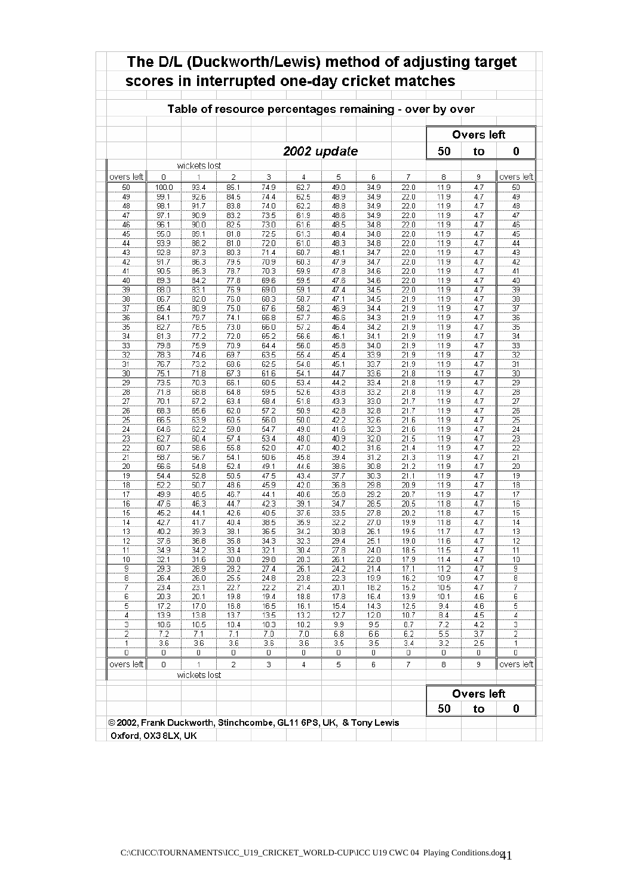# The D/L (Duckworth/Lewis) method of adjusting target scores in interrupted one-day cricket matches

## Table of resource percentages remaining - over by over

*2002 update* — Overs left 50 to 0

| overs left | 0 | 1 | 2 | 3 | 4 | 5 | 6 | 7 | 8 | 9 | overs left |
|---|---|---|---|---|---|---|---|---|---|---|---|
| | wickets lost | | | | | | | | | | |
| 50 | 100.0 | 93.4 | 85.1 | 74.9 | 62.7 | 49.0 | 34.9 | 22.0 | 11.9 | 4.7 | 50 |
| 49 | 99.1 | 92.6 | 84.5 | 74.4 | 62.5 | 48.9 | 34.9 | 22.0 | 11.9 | 4.7 | 49 |
| 48 | 98.1 | 91.7 | 83.8 | 74.0 | 62.2 | 48.8 | 34.9 | 22.0 | 11.9 | 4.7 | 48 |
| 47 | 97.1 | 90.9 | 83.2 | 73.5 | 61.9 | 48.6 | 34.9 | 22.0 | 11.9 | 4.7 | 47 |
| 46 | 96.1 | 90.0 | 82.5 | 73.0 | 61.6 | 48.5 | 34.8 | 22.0 | 11.9 | 4.7 | 46 |
| 45 | 95.0 | 89.1 | 81.8 | 72.5 | 61.3 | 48.4 | 34.8 | 22.0 | 11.9 | 4.7 | 45 |
| 44 | 93.9 | 88.2 | 81.0 | 72.0 | 61.0 | 48.3 | 34.8 | 22.0 | 11.9 | 4.7 | 44 |
| 43 | 92.8 | 87.3 | 80.3 | 71.4 | 60.7 | 48.1 | 34.7 | 22.0 | 11.9 | 4.7 | 43 |
| 42 | 91.7 | 86.3 | 79.5 | 70.9 | 60.3 | 47.9 | 34.7 | 22.0 | 11.9 | 4.7 | 42 |
| 41 | 90.5 | 85.3 | 78.7 | 70.3 | 59.9 | 47.8 | 34.6 | 22.0 | 11.9 | 4.7 | 41 |
| 40 | 89.3 | 84.2 | 77.8 | 69.6 | 59.5 | 47.6 | 34.6 | 22.0 | 11.9 | 4.7 | 40 |
| 39 | 88.0 | 83.1 | 76.9 | 69.0 | 59.1 | 47.4 | 34.5 | 22.0 | 11.9 | 4.7 | 39 |
| 38 | 86.7 | 82.0 | 76.0 | 68.3 | 58.7 | 47.1 | 34.5 | 21.9 | 11.9 | 4.7 | 38 |
| 37 | 85.4 | 80.9 | 75.0 | 67.6 | 58.2 | 46.9 | 34.4 | 21.9 | 11.9 | 4.7 | 37 |
| 36 | 84.1 | 79.7 | 74.1 | 66.8 | 57.7 | 46.6 | 34.3 | 21.9 | 11.9 | 4.7 | 36 |
| 35 | 82.7 | 78.5 | 73.0 | 66.0 | 57.2 | 46.4 | 34.2 | 21.9 | 11.9 | 4.7 | 35 |
| 34 | 81.3 | 77.2 | 72.0 | 65.2 | 56.6 | 46.1 | 34.1 | 21.9 | 11.9 | 4.7 | 34 |
| 33 | 79.8 | 75.9 | 70.9 | 64.4 | 56.0 | 45.8 | 34.0 | 21.9 | 11.9 | 4.7 | 33 |
| 32 | 78.3 | 74.6 | 69.7 | 63.5 | 55.4 | 45.4 | 33.9 | 21.9 | 11.9 | 4.7 | 32 |
| 31 | 76.7 | 73.2 | 68.6 | 62.5 | 54.8 | 45.1 | 33.7 | 21.9 | 11.9 | 4.7 | 31 |
| 30 | 75.1 | 71.8 | 67.3 | 61.6 | 54.1 | 44.7 | 33.6 | 21.8 | 11.9 | 4.7 | 30 |
| 29 | 73.5 | 70.3 | 66.1 | 60.5 | 53.4 | 44.2 | 33.4 | 21.8 | 11.9 | 4.7 | 29 |
| 28 | 71.8 | 68.8 | 64.8 | 59.5 | 52.6 | 43.8 | 33.2 | 21.8 | 11.9 | 4.7 | 28 |
| 27 | 70.1 | 67.2 | 63.4 | 58.4 | 51.8 | 43.3 | 33.0 | 21.7 | 11.9 | 4.7 | 27 |
| 26 | 68.3 | 65.6 | 62.0 | 57.2 | 50.9 | 42.8 | 32.8 | 21.7 | 11.9 | 4.7 | 26 |
| 25 | 66.5 | 63.9 | 60.5 | 56.0 | 50.0 | 42.2 | 32.6 | 21.6 | 11.9 | 4.7 | 25 |
| 24 | 64.6 | 62.2 | 59.0 | 54.7 | 49.0 | 41.6 | 32.3 | 21.6 | 11.9 | 4.7 | 24 |
| 23 | 62.7 | 60.4 | 57.4 | 53.4 | 48.0 | 40.9 | 32.0 | 21.5 | 11.9 | 4.7 | 23 |
| 22 | 60.7 | 58.6 | 55.8 | 52.0 | 47.0 | 40.2 | 31.6 | 21.4 | 11.9 | 4.7 | 22 |
| 21 | 58.7 | 56.7 | 54.1 | 50.6 | 45.8 | 39.4 | 31.2 | 21.3 | 11.9 | 4.7 | 21 |
| 20 | 56.6 | 54.8 | 52.4 | 49.1 | 44.6 | 38.6 | 30.8 | 21.2 | 11.9 | 4.7 | 20 |
| 19 | 54.4 | 52.8 | 50.5 | 47.5 | 43.4 | 37.7 | 30.3 | 21.1 | 11.9 | 4.7 | 19 |
| 18 | 52.2 | 50.7 | 48.6 | 45.9 | 42.0 | 36.8 | 29.8 | 20.9 | 11.9 | 4.7 | 18 |
| 17 | 49.9 | 48.5 | 46.7 | 44.1 | 40.6 | 35.8 | 29.2 | 20.7 | 11.9 | 4.7 | 17 |
| 16 | 47.6 | 46.3 | 44.7 | 42.3 | 39.1 | 34.7 | 28.5 | 20.5 | 11.8 | 4.7 | 16 |
| 15 | 45.2 | 44.1 | 42.6 | 40.5 | 37.6 | 33.5 | 27.8 | 20.2 | 11.8 | 4.7 | 15 |
| 14 | 42.7 | 41.7 | 40.4 | 38.5 | 35.9 | 32.2 | 27.0 | 19.9 | 11.8 | 4.7 | 14 |
| 13 | 40.2 | 39.3 | 38.1 | 36.5 | 34.2 | 30.8 | 26.1 | 19.5 | 11.7 | 4.7 | 13 |
| 12 | 37.6 | 36.8 | 35.8 | 34.3 | 32.3 | 29.4 | 25.1 | 19.0 | 11.6 | 4.7 | 12 |
| 11 | 34.9 | 34.2 | 33.4 | 32.1 | 30.4 | 27.8 | 24.0 | 18.5 | 11.5 | 4.7 | 11 |
| 10 | 32.1 | 31.6 | 30.8 | 29.8 | 28.3 | 26.1 | 22.8 | 17.9 | 11.4 | 4.7 | 10 |
| 9 | 29.3 | 28.9 | 28.2 | 27.4 | 26.1 | 24.2 | 21.4 | 17.1 | 11.2 | 4.7 | 9 |
| 8 | 26.4 | 26.0 | 25.5 | 24.8 | 23.8 | 22.3 | 19.9 | 16.2 | 10.9 | 4.7 | 8 |
| 7 | 23.4 | 23.1 | 22.7 | 22.2 | 21.4 | 20.1 | 18.2 | 15.2 | 10.5 | 4.7 | 7 |
| 6 | 20.3 | 20.1 | 19.8 | 19.4 | 18.8 | 17.8 | 16.4 | 13.9 | 10.1 | 4.6 | 6 |
| 5 | 17.2 | 17.0 | 16.8 | 16.5 | 16.1 | 15.4 | 14.3 | 12.5 | 9.4 | 4.6 | 5 |
| 4 | 13.9 | 13.8 | 13.7 | 13.5 | 13.2 | 12.7 | 12.0 | 10.7 | 8.4 | 4.5 | 4 |
| 3 | 10.6 | 10.5 | 10.4 | 10.3 | 10.2 | 9.9 | 9.5 | 8.7 | 7.2 | 4.2 | 3 |
| 2 | 7.2 | 7.1 | 7.1 | 7.0 | 7.0 | 6.8 | 6.6 | 6.2 | 5.5 | 3.7 | 2 |
| 1 | 3.6 | 3.6 | 3.6 | 3.6 | 3.6 | 3.5 | 3.5 | 3.4 | 3.2 | 2.5 | 1 |
| 0 | 0 | 0 | 0 | 0 | 0 | 0 | 0 | 0 | 0 | 0 | 0 |
| overs left | 0 | 1 | 2 | 3 | 4 | 5 | 6 | 7 | 8 | 9 | overs left |
| | wickets lost | | | | | | | | | | |

Overs left 50 to 0

© 2002, Frank Duckworth, Stinchcombe, GL11 6PS, UK, & Tony Lewis Oxford, OX3 8LX, UK

C:\CI\ICC\TOURNAMENTS\ICC_U19_CRICKET_WORLD-CUP\ICC U19 CWC 04 Playing Conditions.doc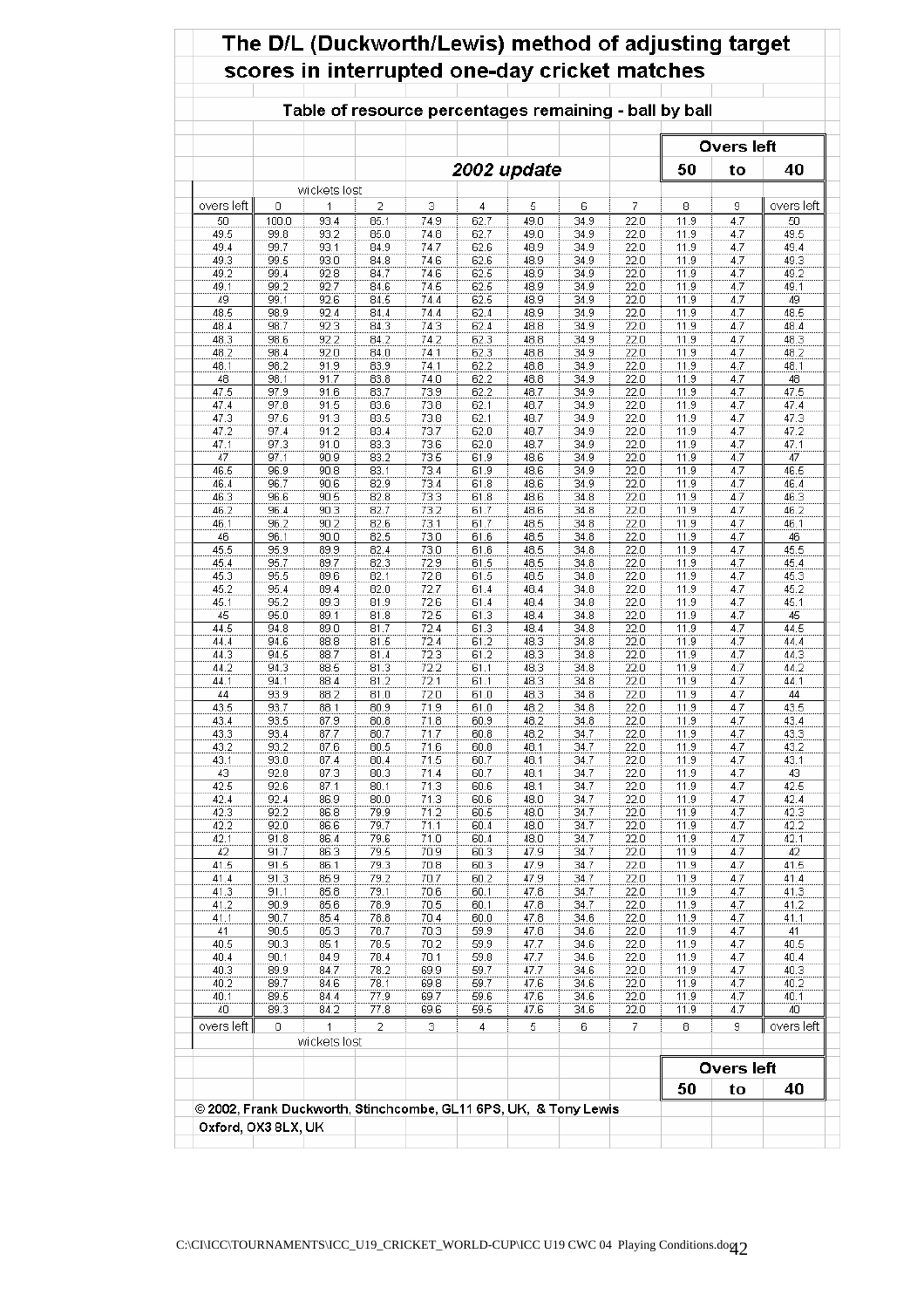# The D/L (Duckworth/Lewis) method of adjusting target scores in interrupted one-day cricket matches

## Table of resource percentages remaining - ball by ball

**2002 update**

**Overs left 50 to 40**

| overs left | 0 | 1 | 2 | 3 | 4 | 5 | 6 | 7 | 8 | 9 | overs left |
|---|---|---|---|---|---|---|---|---|---|---|---|
| | wickets lost | | | | | | | | | | |
| 50 | 100.0 | 93.4 | 85.1 | 74.9 | 62.7 | 49.0 | 34.9 | 22.0 | 11.9 | 4.7 | 50 |
| 49.5 | 99.8 | 93.2 | 85.0 | 74.8 | 62.7 | 49.0 | 34.9 | 22.0 | 11.9 | 4.7 | 49.5 |
| 49.4 | 99.7 | 93.1 | 84.9 | 74.7 | 62.6 | 48.9 | 34.9 | 22.0 | 11.9 | 4.7 | 49.4 |
| 49.3 | 99.5 | 93.0 | 84.8 | 74.6 | 62.6 | 48.9 | 34.9 | 22.0 | 11.9 | 4.7 | 49.3 |
| 49.2 | 99.4 | 92.8 | 84.7 | 74.6 | 62.5 | 48.9 | 34.9 | 22.0 | 11.9 | 4.7 | 49.2 |
| 49.1 | 99.2 | 92.7 | 84.6 | 74.5 | 62.5 | 48.9 | 34.9 | 22.0 | 11.9 | 4.7 | 49.1 |
| 49 | 99.1 | 92.6 | 84.5 | 74.4 | 62.5 | 48.9 | 34.9 | 22.0 | 11.9 | 4.7 | 49 |
| 48.5 | 98.9 | 92.4 | 84.4 | 74.4 | 62.4 | 48.9 | 34.9 | 22.0 | 11.9 | 4.7 | 48.5 |
| 48.4 | 98.7 | 92.3 | 84.3 | 74.3 | 62.4 | 48.8 | 34.9 | 22.0 | 11.9 | 4.7 | 48.4 |
| 48.3 | 98.6 | 92.2 | 84.2 | 74.2 | 62.3 | 48.8 | 34.9 | 22.0 | 11.9 | 4.7 | 48.3 |
| 48.2 | 98.4 | 92.0 | 84.0 | 74.1 | 62.3 | 48.8 | 34.9 | 22.0 | 11.9 | 4.7 | 48.2 |
| 48.1 | 98.2 | 91.9 | 83.9 | 74.1 | 62.2 | 48.8 | 34.9 | 22.0 | 11.9 | 4.7 | 48.1 |
| 48 | 98.1 | 91.7 | 83.8 | 74.0 | 62.2 | 48.8 | 34.9 | 22.0 | 11.9 | 4.7 | 48 |
| 47.5 | 97.9 | 91.6 | 83.7 | 73.9 | 62.2 | 48.7 | 34.9 | 22.0 | 11.9 | 4.7 | 47.5 |
| 47.4 | 97.8 | 91.5 | 83.6 | 73.8 | 62.1 | 48.7 | 34.9 | 22.0 | 11.9 | 4.7 | 47.4 |
| 47.3 | 97.6 | 91.3 | 83.5 | 73.8 | 62.1 | 48.7 | 34.9 | 22.0 | 11.9 | 4.7 | 47.3 |
| 47.2 | 97.4 | 91.2 | 83.4 | 73.7 | 62.0 | 48.7 | 34.9 | 22.0 | 11.9 | 4.7 | 47.2 |
| 47.1 | 97.3 | 91.0 | 83.3 | 73.6 | 62.0 | 48.7 | 34.9 | 22.0 | 11.9 | 4.7 | 47.1 |
| 47 | 97.1 | 90.9 | 83.2 | 73.5 | 61.9 | 48.6 | 34.9 | 22.0 | 11.9 | 4.7 | 47 |
| 46.5 | 96.9 | 90.8 | 83.1 | 73.4 | 61.9 | 48.6 | 34.9 | 22.0 | 11.9 | 4.7 | 46.5 |
| 46.4 | 96.7 | 90.6 | 82.9 | 73.4 | 61.8 | 48.6 | 34.9 | 22.0 | 11.9 | 4.7 | 46.4 |
| 46.3 | 96.6 | 90.5 | 82.8 | 73.3 | 61.8 | 48.6 | 34.8 | 22.0 | 11.9 | 4.7 | 46.3 |
| 46.2 | 96.4 | 90.3 | 82.7 | 73.2 | 61.7 | 48.6 | 34.8 | 22.0 | 11.9 | 4.7 | 46.2 |
| 46.1 | 96.2 | 90.2 | 82.6 | 73.1 | 61.7 | 48.5 | 34.8 | 22.0 | 11.9 | 4.7 | 46.1 |
| 46 | 96.1 | 90.0 | 82.5 | 73.0 | 61.6 | 48.5 | 34.8 | 22.0 | 11.9 | 4.7 | 46 |
| 45.5 | 95.9 | 89.9 | 82.4 | 73.0 | 61.6 | 48.5 | 34.8 | 22.0 | 11.9 | 4.7 | 45.5 |
| 45.4 | 95.7 | 89.7 | 82.3 | 72.9 | 61.5 | 48.5 | 34.8 | 22.0 | 11.9 | 4.7 | 45.4 |
| 45.3 | 95.5 | 89.6 | 82.1 | 72.8 | 61.5 | 48.5 | 34.8 | 22.0 | 11.9 | 4.7 | 45.3 |
| 45.2 | 95.4 | 89.4 | 82.0 | 72.7 | 61.4 | 48.4 | 34.8 | 22.0 | 11.9 | 4.7 | 45.2 |
| 45.1 | 95.2 | 89.3 | 81.9 | 72.6 | 61.4 | 48.4 | 34.8 | 22.0 | 11.9 | 4.7 | 45.1 |
| 45 | 95.0 | 89.1 | 81.8 | 72.5 | 61.3 | 48.4 | 34.8 | 22.0 | 11.9 | 4.7 | 45 |
| 44.5 | 94.8 | 89.0 | 81.7 | 72.4 | 61.3 | 48.4 | 34.8 | 22.0 | 11.9 | 4.7 | 44.5 |
| 44.4 | 94.6 | 88.8 | 81.5 | 72.4 | 61.2 | 48.3 | 34.8 | 22.0 | 11.9 | 4.7 | 44.4 |
| 44.3 | 94.5 | 88.7 | 81.4 | 72.3 | 61.2 | 48.3 | 34.8 | 22.0 | 11.9 | 4.7 | 44.3 |
| 44.2 | 94.3 | 88.5 | 81.3 | 72.2 | 61.1 | 48.3 | 34.8 | 22.0 | 11.9 | 4.7 | 44.2 |
| 44.1 | 94.1 | 88.4 | 81.2 | 72.1 | 61.1 | 48.3 | 34.8 | 22.0 | 11.9 | 4.7 | 44.1 |
| 44 | 93.9 | 88.2 | 81.0 | 72.0 | 61.0 | 48.3 | 34.8 | 22.0 | 11.9 | 4.7 | 44 |
| 43.5 | 93.7 | 88.1 | 80.9 | 71.9 | 61.0 | 48.2 | 34.8 | 22.0 | 11.9 | 4.7 | 43.5 |
| 43.4 | 93.5 | 87.9 | 80.8 | 71.8 | 60.9 | 48.2 | 34.8 | 22.0 | 11.9 | 4.7 | 43.4 |
| 43.3 | 93.4 | 87.7 | 80.7 | 71.7 | 60.8 | 48.2 | 34.7 | 22.0 | 11.9 | 4.7 | 43.3 |
| 43.2 | 93.2 | 87.6 | 80.5 | 71.6 | 60.8 | 48.1 | 34.7 | 22.0 | 11.9 | 4.7 | 43.2 |
| 43.1 | 93.0 | 87.4 | 80.4 | 71.5 | 60.7 | 48.1 | 34.7 | 22.0 | 11.9 | 4.7 | 43.1 |
| 43 | 92.8 | 87.3 | 80.3 | 71.4 | 60.7 | 48.1 | 34.7 | 22.0 | 11.9 | 4.7 | 43 |
| 42.5 | 92.6 | 87.1 | 80.1 | 71.3 | 60.6 | 48.1 | 34.7 | 22.0 | 11.9 | 4.7 | 42.5 |
| 42.4 | 92.4 | 86.9 | 80.0 | 71.3 | 60.6 | 48.0 | 34.7 | 22.0 | 11.9 | 4.7 | 42.4 |
| 42.3 | 92.2 | 86.8 | 79.9 | 71.2 | 60.5 | 48.0 | 34.7 | 22.0 | 11.9 | 4.7 | 42.3 |
| 42.2 | 92.0 | 86.6 | 79.7 | 71.1 | 60.4 | 48.0 | 34.7 | 22.0 | 11.9 | 4.7 | 42.2 |
| 42.1 | 91.8 | 86.4 | 79.6 | 71.0 | 60.4 | 48.0 | 34.7 | 22.0 | 11.9 | 4.7 | 42.1 |
| 42 | 91.7 | 86.3 | 79.5 | 70.9 | 60.3 | 47.9 | 34.7 | 22.0 | 11.9 | 4.7 | 42 |
| 41.5 | 91.5 | 86.1 | 79.3 | 70.8 | 60.3 | 47.9 | 34.7 | 22.0 | 11.9 | 4.7 | 41.5 |
| 41.4 | 91.3 | 85.9 | 79.2 | 70.7 | 60.2 | 47.9 | 34.7 | 22.0 | 11.9 | 4.7 | 41.4 |
| 41.3 | 91.1 | 85.8 | 79.1 | 70.6 | 60.1 | 47.8 | 34.7 | 22.0 | 11.9 | 4.7 | 41.3 |
| 41.2 | 90.9 | 85.6 | 78.9 | 70.5 | 60.1 | 47.8 | 34.7 | 22.0 | 11.9 | 4.7 | 41.2 |
| 41.1 | 90.7 | 85.4 | 78.8 | 70.4 | 60.0 | 47.8 | 34.6 | 22.0 | 11.9 | 4.7 | 41.1 |
| 41 | 90.5 | 85.3 | 78.7 | 70.3 | 59.9 | 47.8 | 34.6 | 22.0 | 11.9 | 4.7 | 41 |
| 40.5 | 90.3 | 85.1 | 78.5 | 70.2 | 59.9 | 47.7 | 34.6 | 22.0 | 11.9 | 4.7 | 40.5 |
| 40.4 | 90.1 | 84.9 | 78.4 | 70.1 | 59.8 | 47.7 | 34.6 | 22.0 | 11.9 | 4.7 | 40.4 |
| 40.3 | 89.9 | 84.7 | 78.2 | 69.9 | 59.7 | 47.7 | 34.6 | 22.0 | 11.9 | 4.7 | 40.3 |
| 40.2 | 89.7 | 84.6 | 78.1 | 69.8 | 59.7 | 47.6 | 34.6 | 22.0 | 11.9 | 4.7 | 40.2 |
| 40.1 | 89.5 | 84.4 | 77.9 | 69.7 | 59.6 | 47.6 | 34.6 | 22.0 | 11.9 | 4.7 | 40.1 |
| 40 | 89.3 | 84.2 | 77.8 | 69.6 | 59.5 | 47.6 | 34.6 | 22.0 | 11.9 | 4.7 | 40 |
| overs left | 0 | 1 | 2 | 3 | 4 | 5 | 6 | 7 | 8 | 9 | overs left |
| | wickets lost | | | | | | | | | | |

**Overs left 50 to 40**

© 2002, Frank Duckworth, Stinchcombe, GL11 6PS, UK, & Tony Lewis Oxford, OX3 8LX, UK

C:\CI\ICC\TOURNAMENTS\ICC_U19_CRICKET_WORLD-CUP\ICC U19 CWC 04 Playing Conditions.doc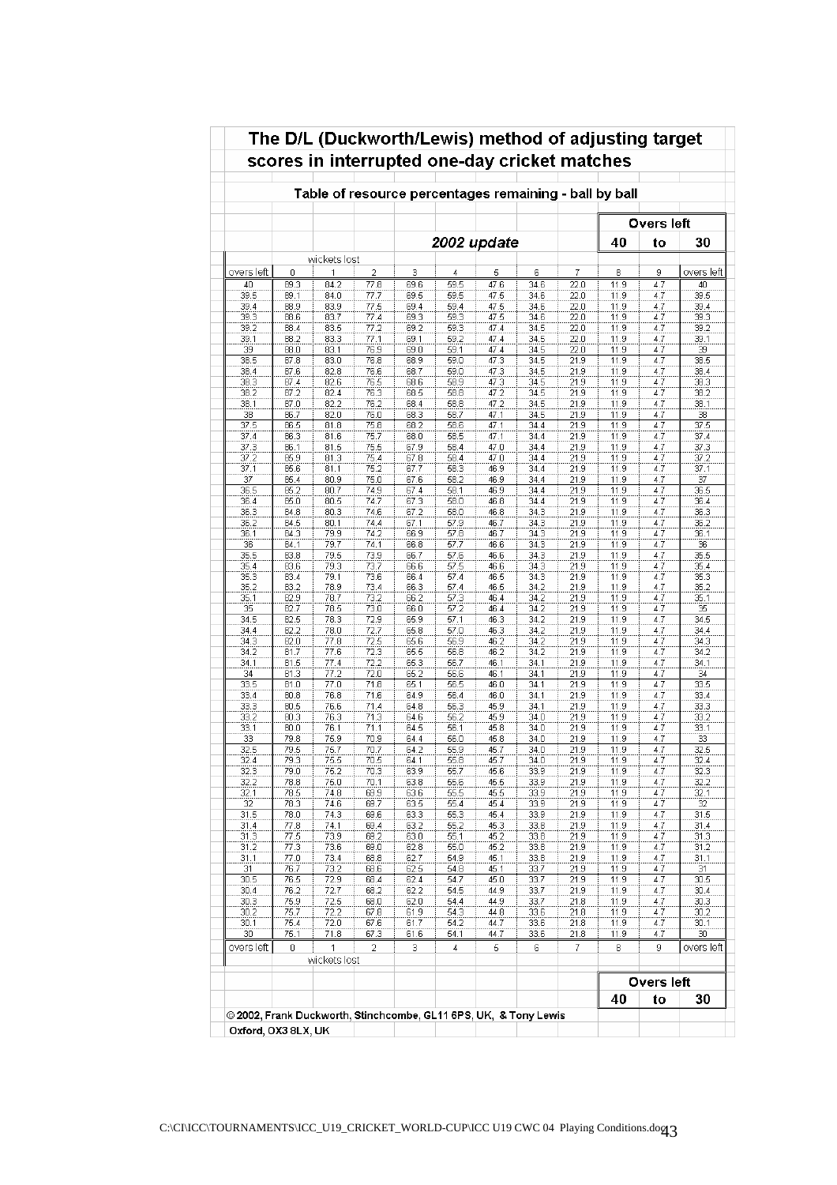# The D/L (Duckworth/Lewis) method of adjusting target scores in interrupted one-day cricket matches

## Table of resource percentages remaining - ball by ball

*2002 update*

**Overs left 40 to 30**

| overs left | 0 | 1 | 2 | 3 | 4 | 5 | 6 | 7 | 8 | 9 | overs left |
|---|---|---|---|---|---|---|---|---|---|---|---|
| | wickets lost | | | | | | | | | | |
| 40 | 89.3 | 84.2 | 77.8 | 69.6 | 59.5 | 47.6 | 34.6 | 22.0 | 11.9 | 4.7 | 40 |
| 39.5 | 89.1 | 84.0 | 77.7 | 69.5 | 59.5 | 47.5 | 34.6 | 22.0 | 11.9 | 4.7 | 39.5 |
| 39.4 | 88.9 | 83.9 | 77.5 | 69.4 | 59.4 | 47.5 | 34.6 | 22.0 | 11.9 | 4.7 | 39.4 |
| 39.3 | 88.6 | 83.7 | 77.4 | 69.3 | 59.3 | 47.5 | 34.6 | 22.0 | 11.9 | 4.7 | 39.3 |
| 39.2 | 88.4 | 83.5 | 77.2 | 69.2 | 59.3 | 47.4 | 34.5 | 22.0 | 11.9 | 4.7 | 39.2 |
| 39.1 | 88.2 | 83.3 | 77.1 | 69.1 | 59.2 | 47.4 | 34.5 | 22.0 | 11.9 | 4.7 | 39.1 |
| 39 | 88.0 | 83.1 | 76.9 | 69.0 | 59.1 | 47.4 | 34.5 | 22.0 | 11.9 | 4.7 | 39 |
| 38.5 | 87.8 | 83.0 | 76.8 | 68.9 | 59.0 | 47.3 | 34.5 | 21.9 | 11.9 | 4.7 | 38.5 |
| 38.4 | 87.6 | 82.8 | 76.6 | 68.7 | 59.0 | 47.3 | 34.5 | 21.9 | 11.9 | 4.7 | 38.4 |
| 38.3 | 87.4 | 82.6 | 76.5 | 68.6 | 58.9 | 47.3 | 34.5 | 21.9 | 11.9 | 4.7 | 38.3 |
| 38.2 | 87.2 | 82.4 | 76.3 | 68.5 | 58.8 | 47.2 | 34.5 | 21.9 | 11.9 | 4.7 | 38.2 |
| 38.1 | 87.0 | 82.2 | 76.2 | 68.4 | 58.8 | 47.2 | 34.5 | 21.9 | 11.9 | 4.7 | 38.1 |
| 38 | 86.7 | 82.0 | 76.0 | 68.3 | 58.7 | 47.1 | 34.5 | 21.9 | 11.9 | 4.7 | 38 |
| 37.5 | 86.5 | 81.8 | 75.8 | 68.2 | 58.6 | 47.1 | 34.4 | 21.9 | 11.9 | 4.7 | 37.5 |
| 37.4 | 86.3 | 81.6 | 75.7 | 68.0 | 58.5 | 47.1 | 34.4 | 21.9 | 11.9 | 4.7 | 37.4 |
| 37.3 | 86.1 | 81.5 | 75.5 | 67.9 | 58.4 | 47.0 | 34.4 | 21.9 | 11.9 | 4.7 | 37.3 |
| 37.2 | 85.9 | 81.3 | 75.4 | 67.8 | 58.4 | 47.0 | 34.4 | 21.9 | 11.9 | 4.7 | 37.2 |
| 37.1 | 85.6 | 81.1 | 75.2 | 67.7 | 58.3 | 46.9 | 34.4 | 21.9 | 11.9 | 4.7 | 37.1 |
| 37 | 85.4 | 80.9 | 75.0 | 67.6 | 58.2 | 46.9 | 34.4 | 21.9 | 11.9 | 4.7 | 37 |
| 36.5 | 85.2 | 80.7 | 74.9 | 67.4 | 58.1 | 46.9 | 34.4 | 21.9 | 11.9 | 4.7 | 36.5 |
| 36.4 | 85.0 | 80.5 | 74.7 | 67.3 | 58.0 | 46.8 | 34.4 | 21.9 | 11.9 | 4.7 | 36.4 |
| 36.3 | 84.8 | 80.3 | 74.6 | 67.2 | 58.0 | 46.8 | 34.3 | 21.9 | 11.9 | 4.7 | 36.3 |
| 36.2 | 84.5 | 80.1 | 74.4 | 67.1 | 57.9 | 46.7 | 34.3 | 21.9 | 11.9 | 4.7 | 36.2 |
| 36.1 | 84.3 | 79.9 | 74.2 | 66.9 | 57.8 | 46.7 | 34.3 | 21.9 | 11.9 | 4.7 | 36.1 |
| 36 | 84.1 | 79.7 | 74.1 | 66.8 | 57.7 | 46.6 | 34.3 | 21.9 | 11.9 | 4.7 | 36 |
| 35.5 | 83.8 | 79.5 | 73.9 | 66.7 | 57.6 | 46.6 | 34.3 | 21.9 | 11.9 | 4.7 | 35.5 |
| 35.4 | 83.6 | 79.3 | 73.7 | 66.6 | 57.5 | 46.6 | 34.3 | 21.9 | 11.9 | 4.7 | 35.4 |
| 35.3 | 83.4 | 79.1 | 73.6 | 66.4 | 57.4 | 46.5 | 34.3 | 21.9 | 11.9 | 4.7 | 35.3 |
| 35.2 | 83.2 | 78.9 | 73.4 | 66.3 | 57.4 | 46.5 | 34.2 | 21.9 | 11.9 | 4.7 | 35.2 |
| 35.1 | 82.9 | 78.7 | 73.2 | 66.2 | 57.3 | 46.4 | 34.2 | 21.9 | 11.9 | 4.7 | 35.1 |
| 35 | 82.7 | 78.5 | 73.0 | 66.0 | 57.2 | 46.4 | 34.2 | 21.9 | 11.9 | 4.7 | 35 |
| 34.5 | 82.5 | 78.3 | 72.9 | 65.9 | 57.1 | 46.3 | 34.2 | 21.9 | 11.9 | 4.7 | 34.5 |
| 34.4 | 82.2 | 78.0 | 72.7 | 65.8 | 57.0 | 46.3 | 34.2 | 21.9 | 11.9 | 4.7 | 34.4 |
| 34.3 | 82.0 | 77.8 | 72.5 | 65.6 | 56.9 | 46.2 | 34.2 | 21.9 | 11.9 | 4.7 | 34.3 |
| 34.2 | 81.7 | 77.6 | 72.3 | 65.5 | 56.8 | 46.2 | 34.2 | 21.9 | 11.9 | 4.7 | 34.2 |
| 34.1 | 81.5 | 77.4 | 72.2 | 65.3 | 56.7 | 46.1 | 34.1 | 21.9 | 11.9 | 4.7 | 34.1 |
| 34 | 81.3 | 77.2 | 72.0 | 65.2 | 56.6 | 46.1 | 34.1 | 21.9 | 11.9 | 4.7 | 34 |
| 33.5 | 81.0 | 77.0 | 71.8 | 65.1 | 56.5 | 46.0 | 34.1 | 21.9 | 11.9 | 4.7 | 33.5 |
| 33.4 | 80.8 | 76.8 | 71.6 | 64.9 | 56.4 | 46.0 | 34.1 | 21.9 | 11.9 | 4.7 | 33.4 |
| 33.3 | 80.5 | 76.6 | 71.4 | 64.8 | 56.3 | 45.9 | 34.1 | 21.9 | 11.9 | 4.7 | 33.3 |
| 33.2 | 80.3 | 76.3 | 71.3 | 64.6 | 56.2 | 45.9 | 34.0 | 21.9 | 11.9 | 4.7 | 33.2 |
| 33.1 | 80.0 | 76.1 | 71.1 | 64.5 | 56.1 | 45.8 | 34.0 | 21.9 | 11.9 | 4.7 | 33.1 |
| 33 | 79.8 | 75.9 | 70.9 | 64.4 | 56.0 | 45.8 | 34.0 | 21.9 | 11.9 | 4.7 | 33 |
| 32.5 | 79.5 | 75.7 | 70.7 | 64.2 | 55.9 | 45.7 | 34.0 | 21.9 | 11.9 | 4.7 | 32.5 |
| 32.4 | 79.3 | 75.5 | 70.5 | 64.1 | 55.8 | 45.7 | 34.0 | 21.9 | 11.9 | 4.7 | 32.4 |
| 32.3 | 79.0 | 75.2 | 70.3 | 63.9 | 55.7 | 45.6 | 33.9 | 21.9 | 11.9 | 4.7 | 32.3 |
| 32.2 | 78.8 | 75.0 | 70.1 | 63.8 | 55.6 | 45.5 | 33.9 | 21.9 | 11.9 | 4.7 | 32.2 |
| 32.1 | 78.5 | 74.8 | 69.9 | 63.6 | 55.5 | 45.5 | 33.9 | 21.9 | 11.9 | 4.7 | 32.1 |
| 32 | 78.3 | 74.6 | 69.7 | 63.5 | 55.4 | 45.4 | 33.9 | 21.9 | 11.9 | 4.7 | 32 |
| 31.5 | 78.0 | 74.3 | 69.6 | 63.3 | 55.3 | 45.4 | 33.9 | 21.9 | 11.9 | 4.7 | 31.5 |
| 31.4 | 77.8 | 74.1 | 69.4 | 63.2 | 55.2 | 45.3 | 33.8 | 21.9 | 11.9 | 4.7 | 31.4 |
| 31.3 | 77.5 | 73.9 | 69.2 | 63.0 | 55.1 | 45.2 | 33.8 | 21.9 | 11.9 | 4.7 | 31.3 |
| 31.2 | 77.3 | 73.6 | 69.0 | 62.8 | 55.0 | 45.2 | 33.8 | 21.9 | 11.9 | 4.7 | 31.2 |
| 31.1 | 77.0 | 73.4 | 68.8 | 62.7 | 54.9 | 45.1 | 33.8 | 21.9 | 11.9 | 4.7 | 31.1 |
| 31 | 76.7 | 73.2 | 68.6 | 62.5 | 54.8 | 45.1 | 33.7 | 21.9 | 11.9 | 4.7 | 31 |
| 30.5 | 76.5 | 72.9 | 68.4 | 62.4 | 54.7 | 45.0 | 33.7 | 21.9 | 11.9 | 4.7 | 30.5 |
| 30.4 | 76.2 | 72.7 | 68.2 | 62.2 | 54.5 | 44.9 | 33.7 | 21.9 | 11.9 | 4.7 | 30.4 |
| 30.3 | 75.9 | 72.5 | 68.0 | 62.0 | 54.4 | 44.9 | 33.7 | 21.8 | 11.9 | 4.7 | 30.3 |
| 30.2 | 75.7 | 72.2 | 67.8 | 61.9 | 54.3 | 44.8 | 33.6 | 21.8 | 11.9 | 4.7 | 30.2 |
| 30.1 | 75.4 | 72.0 | 67.6 | 61.7 | 54.2 | 44.7 | 33.6 | 21.8 | 11.9 | 4.7 | 30.1 |
| 30 | 75.1 | 71.8 | 67.3 | 61.6 | 54.1 | 44.7 | 33.6 | 21.8 | 11.9 | 4.7 | 30 |
| overs left | 0 | 1 | 2 | 3 | 4 | 5 | 6 | 7 | 8 | 9 | overs left |
| | wickets lost | | | | | | | | | | |

**Overs left 40 to 30**

© 2002, Frank Duckworth, Stinchcombe, GL11 6PS, UK, & Tony Lewis Oxford, OX3 8LX, UK

C:\CI\ICC\TOURNAMENTS\ICC_U19_CRICKET_WORLD-CUP\ICC U19 CWC 04 Playing Conditions.doc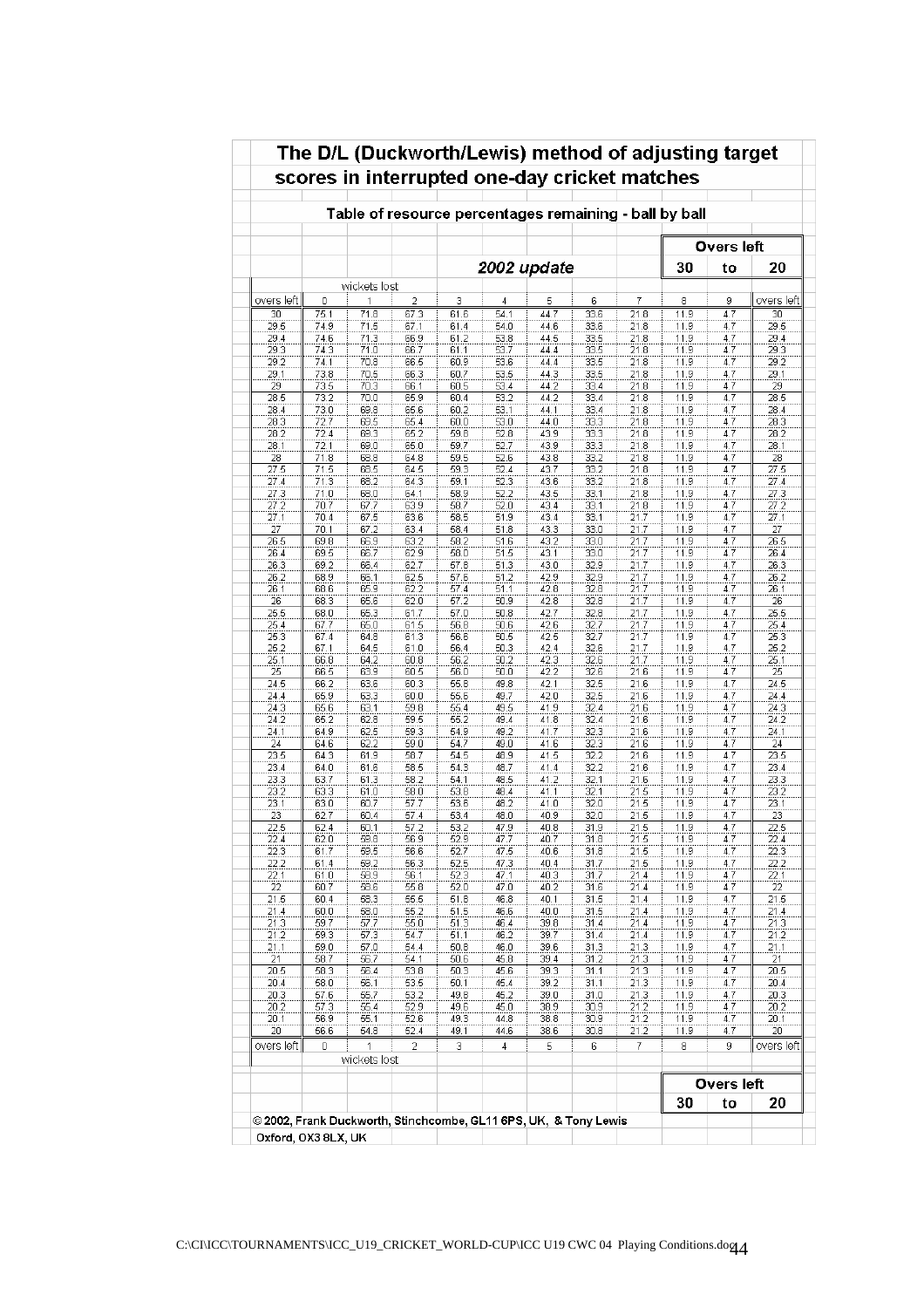# The D/L (Duckworth/Lewis) method of adjusting target scores in interrupted one-day cricket matches

## Table of resource percentages remaining - ball by ball

*2002 update*

**Overs left 30 to 20**

| overs left | 0 | 1 | 2 | 3 | 4 | 5 | 6 | 7 | 8 | 9 | overs left |
|---|---|---|---|---|---|---|---|---|---|---|---|
| | wickets lost | | | | | | | | | | |
| 30 | 75.1 | 71.8 | 67.3 | 61.6 | 54.1 | 44.7 | 33.6 | 21.8 | 11.9 | 4.7 | 30 |
| 29.5 | 74.9 | 71.5 | 67.1 | 61.4 | 54.0 | 44.6 | 33.6 | 21.8 | 11.9 | 4.7 | 29.5 |
| 29.4 | 74.6 | 71.3 | 66.9 | 61.2 | 53.8 | 44.5 | 33.5 | 21.8 | 11.9 | 4.7 | 29.4 |
| 29.3 | 74.3 | 71.0 | 66.7 | 61.1 | 53.7 | 44.4 | 33.5 | 21.8 | 11.9 | 4.7 | 29.3 |
| 29.2 | 74.1 | 70.8 | 66.5 | 60.9 | 53.6 | 44.4 | 33.5 | 21.8 | 11.9 | 4.7 | 29.2 |
| 29.1 | 73.8 | 70.5 | 66.3 | 60.7 | 53.5 | 44.3 | 33.5 | 21.8 | 11.9 | 4.7 | 29.1 |
| 29 | 73.5 | 70.3 | 66.1 | 60.5 | 53.4 | 44.2 | 33.4 | 21.8 | 11.9 | 4.7 | 29 |
| 28.5 | 73.2 | 70.0 | 65.9 | 60.4 | 53.2 | 44.2 | 33.4 | 21.8 | 11.9 | 4.7 | 28.5 |
| 28.4 | 73.0 | 69.8 | 65.6 | 60.2 | 53.1 | 44.1 | 33.4 | 21.8 | 11.9 | 4.7 | 28.4 |
| 28.3 | 72.7 | 69.5 | 65.4 | 60.0 | 53.0 | 44.0 | 33.3 | 21.8 | 11.9 | 4.7 | 28.3 |
| 28.2 | 72.4 | 69.3 | 65.2 | 59.8 | 52.8 | 43.9 | 33.3 | 21.8 | 11.9 | 4.7 | 28.2 |
| 28.1 | 72.1 | 69.0 | 65.0 | 59.7 | 52.7 | 43.9 | 33.3 | 21.8 | 11.9 | 4.7 | 28.1 |
| 28 | 71.8 | 68.8 | 64.8 | 59.5 | 52.6 | 43.8 | 33.2 | 21.8 | 11.9 | 4.7 | 28 |
| 27.5 | 71.5 | 68.5 | 64.5 | 59.3 | 52.4 | 43.7 | 33.2 | 21.8 | 11.9 | 4.7 | 27.5 |
| 27.4 | 71.3 | 68.2 | 64.3 | 59.1 | 52.3 | 43.6 | 33.2 | 21.8 | 11.9 | 4.7 | 27.4 |
| 27.3 | 71.0 | 68.0 | 64.1 | 58.9 | 52.2 | 43.5 | 33.1 | 21.7 | 11.9 | 4.7 | 27.3 |
| 27.2 | 70.7 | 67.7 | 63.9 | 58.7 | 52.0 | 43.4 | 33.1 | 21.8 | 11.9 | 4.7 | 27.2 |
| 27.1 | 70.4 | 67.5 | 63.6 | 58.5 | 51.9 | 43.4 | 33.1 | 21.7 | 11.9 | 4.7 | 27.1 |
| 27 | 70.1 | 67.2 | 63.4 | 58.4 | 51.8 | 43.3 | 33.0 | 21.7 | 11.9 | 4.7 | 27 |
| 26.5 | 69.8 | 66.9 | 63.2 | 58.2 | 51.6 | 43.2 | 33.0 | 21.7 | 11.9 | 4.7 | 26.5 |
| 26.4 | 69.5 | 66.7 | 62.9 | 58.0 | 51.5 | 43.1 | 33.0 | 21.7 | 11.9 | 4.7 | 26.4 |
| 26.3 | 69.2 | 66.4 | 62.7 | 57.8 | 51.3 | 43.0 | 32.9 | 21.7 | 11.9 | 4.7 | 26.3 |
| 26.2 | 68.9 | 66.1 | 62.5 | 57.6 | 51.2 | 42.9 | 32.9 | 21.7 | 11.9 | 4.7 | 26.2 |
| 26.1 | 68.6 | 65.9 | 62.2 | 57.4 | 51.1 | 42.8 | 32.8 | 21.7 | 11.9 | 4.7 | 26.1 |
| 26 | 68.3 | 65.6 | 62.0 | 57.2 | 50.9 | 42.8 | 32.8 | 21.7 | 11.9 | 4.7 | 26 |
| 25.5 | 68.0 | 65.3 | 61.7 | 57.0 | 50.8 | 42.7 | 32.8 | 21.7 | 11.9 | 4.7 | 25.5 |
| 25.4 | 67.7 | 65.0 | 61.5 | 56.8 | 50.6 | 42.6 | 32.7 | 21.7 | 11.9 | 4.7 | 25.4 |
| 25.3 | 67.4 | 64.8 | 61.3 | 56.6 | 50.5 | 42.5 | 32.7 | 21.7 | 11.9 | 4.7 | 25.3 |
| 25.2 | 67.1 | 64.5 | 61.0 | 56.4 | 50.3 | 42.4 | 32.6 | 21.7 | 11.9 | 4.7 | 25.2 |
| 25.1 | 66.8 | 64.2 | 60.8 | 56.2 | 50.2 | 42.3 | 32.6 | 21.7 | 11.9 | 4.7 | 25.1 |
| 25 | 66.5 | 63.9 | 60.5 | 56.0 | 50.0 | 42.2 | 32.6 | 21.6 | 11.9 | 4.7 | 25 |
| 24.5 | 66.2 | 63.6 | 60.3 | 55.8 | 49.8 | 42.1 | 32.5 | 21.6 | 11.9 | 4.7 | 24.5 |
| 24.4 | 65.9 | 63.3 | 60.0 | 55.6 | 49.7 | 42.0 | 32.5 | 21.6 | 11.9 | 4.7 | 24.4 |
| 24.3 | 65.6 | 63.1 | 59.8 | 55.4 | 49.5 | 41.9 | 32.4 | 21.6 | 11.9 | 4.7 | 24.3 |
| 24.2 | 65.2 | 62.8 | 59.5 | 55.2 | 49.4 | 41.8 | 32.4 | 21.6 | 11.9 | 4.7 | 24.2 |
| 24.1 | 64.9 | 62.5 | 59.3 | 54.9 | 49.2 | 41.7 | 32.3 | 21.6 | 11.9 | 4.7 | 24.1 |
| 24 | 64.6 | 62.2 | 59.0 | 54.7 | 49.0 | 41.6 | 32.3 | 21.6 | 11.9 | 4.7 | 24 |
| 23.5 | 64.3 | 61.9 | 58.7 | 54.5 | 48.9 | 41.5 | 32.2 | 21.6 | 11.9 | 4.7 | 23.5 |
| 23.4 | 64.0 | 61.6 | 58.5 | 54.3 | 48.7 | 41.4 | 32.2 | 21.6 | 11.9 | 4.7 | 23.4 |
| 23.3 | 63.7 | 61.3 | 58.2 | 54.1 | 48.5 | 41.2 | 32.1 | 21.6 | 11.9 | 4.7 | 23.3 |
| 23.2 | 63.3 | 61.0 | 58.0 | 53.8 | 48.4 | 41.1 | 32.1 | 21.5 | 11.9 | 4.7 | 23.2 |
| 23.1 | 63.0 | 60.7 | 57.7 | 53.6 | 48.2 | 41.0 | 32.0 | 21.5 | 11.9 | 4.7 | 23.1 |
| 23 | 62.7 | 60.4 | 57.4 | 53.4 | 48.0 | 40.9 | 32.0 | 21.5 | 11.9 | 4.7 | 23 |
| 22.5 | 62.4 | 60.1 | 57.2 | 53.2 | 47.9 | 40.8 | 31.9 | 21.5 | 11.9 | 4.7 | 22.5 |
| 22.4 | 62.0 | 59.8 | 56.9 | 52.9 | 47.7 | 40.7 | 31.8 | 21.5 | 11.9 | 4.7 | 22.4 |
| 22.3 | 61.7 | 59.5 | 56.6 | 52.7 | 47.5 | 40.6 | 31.8 | 21.5 | 11.9 | 4.7 | 22.3 |
| 22.2 | 61.4 | 59.2 | 56.3 | 52.5 | 47.3 | 40.4 | 31.7 | 21.5 | 11.9 | 4.7 | 22.2 |
| 22.1 | 61.0 | 58.9 | 56.1 | 52.3 | 47.1 | 40.3 | 31.7 | 21.4 | 11.9 | 4.7 | 22.1 |
| 22 | 60.7 | 58.6 | 55.8 | 52.0 | 47.0 | 40.2 | 31.6 | 21.4 | 11.9 | 4.7 | 22 |
| 21.5 | 60.4 | 58.3 | 55.5 | 51.8 | 46.8 | 40.1 | 31.5 | 21.4 | 11.9 | 4.7 | 21.5 |
| 21.4 | 60.0 | 58.0 | 55.2 | 51.5 | 46.6 | 40.0 | 31.5 | 21.4 | 11.9 | 4.7 | 21.4 |
| 21.3 | 59.7 | 57.7 | 55.0 | 51.3 | 46.4 | 39.8 | 31.4 | 21.4 | 11.9 | 4.7 | 21.3 |
| 21.2 | 59.3 | 57.3 | 54.7 | 51.1 | 46.2 | 39.7 | 31.4 | 21.4 | 11.9 | 4.7 | 21.2 |
| 21.1 | 59.0 | 57.0 | 54.4 | 50.8 | 46.0 | 39.6 | 31.3 | 21.3 | 11.9 | 4.7 | 21.1 |
| 21 | 58.7 | 56.7 | 54.1 | 50.6 | 45.8 | 39.4 | 31.2 | 21.3 | 11.9 | 4.7 | 21 |
| 20.5 | 58.3 | 56.4 | 53.8 | 50.3 | 45.6 | 39.3 | 31.1 | 21.3 | 11.9 | 4.7 | 20.5 |
| 20.4 | 58.0 | 56.1 | 53.5 | 50.1 | 45.4 | 39.2 | 31.1 | 21.3 | 11.9 | 4.7 | 20.4 |
| 20.3 | 57.6 | 55.7 | 53.2 | 49.8 | 45.2 | 39.0 | 31.0 | 21.3 | 11.9 | 4.7 | 20.3 |
| 20.2 | 57.3 | 55.4 | 52.9 | 49.6 | 45.0 | 38.9 | 30.9 | 21.2 | 11.9 | 4.7 | 20.2 |
| 20.1 | 56.9 | 55.1 | 52.6 | 49.3 | 44.8 | 38.8 | 30.9 | 21.2 | 11.9 | 4.7 | 20.1 |
| 20 | 56.6 | 54.8 | 52.4 | 49.1 | 44.6 | 38.6 | 30.8 | 21.2 | 11.9 | 4.7 | 20 |
| overs left | 0 | 1 | 2 | 3 | 4 | 5 | 6 | 7 | 8 | 9 | overs left |
| | wickets lost | | | | | | | | | | |

**Overs left 30 to 20**

© 2002, Frank Duckworth, Stinchcombe, GL11 6PS, UK, & Tony Lewis Oxford, OX3 8LX, UK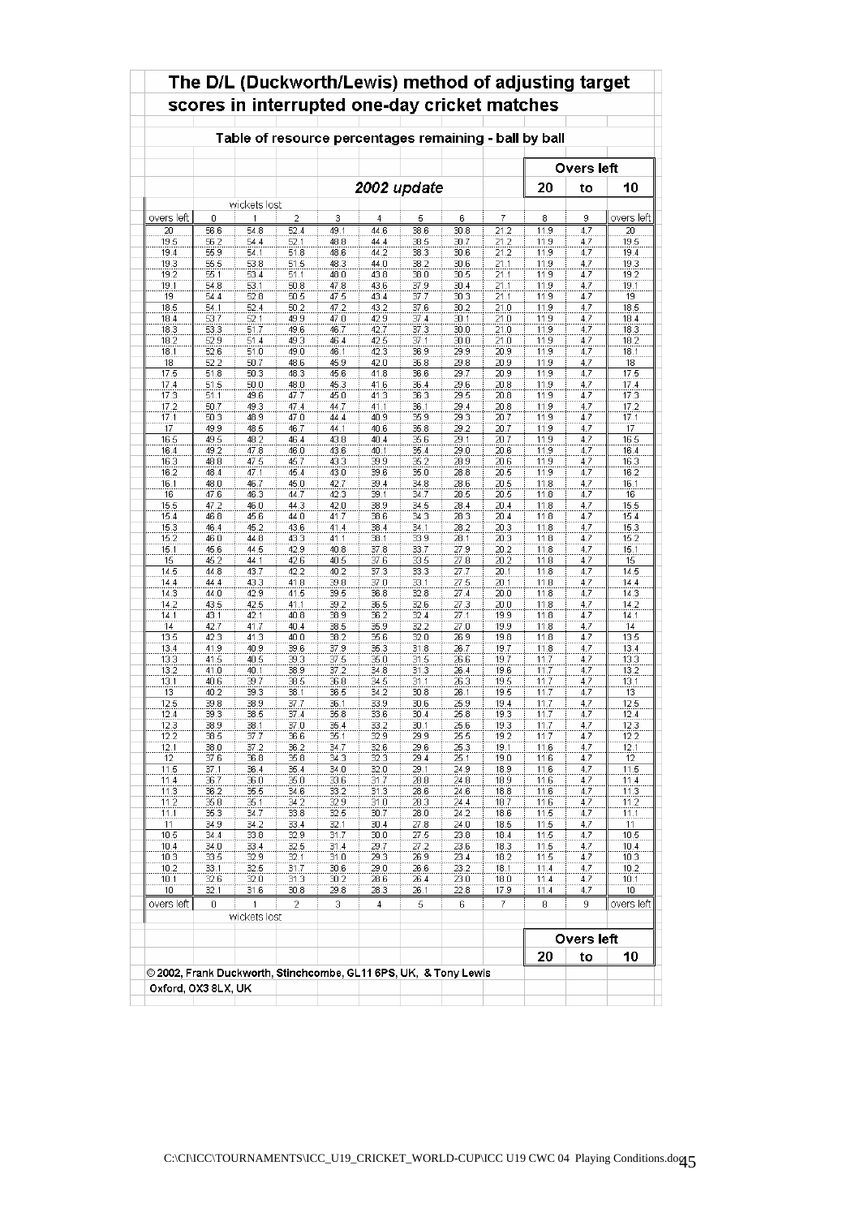# The D/L (Duckworth/Lewis) method of adjusting target scores in interrupted one-day cricket matches

## Table of resource percentages remaining - ball by ball

*2002 update*

**Overs left 20 to 10**

| overs left | 0 | 1 | 2 | 3 | 4 | 5 | 6 | 7 | 8 | 9 | overs left |
|---|---|---|---|---|---|---|---|---|---|---|---|
| | wickets lost | | | | | | | | | | |
| 20 | 56.6 | 54.8 | 52.4 | 49.1 | 44.6 | 38.6 | 30.8 | 21.2 | 11.9 | 4.7 | 20 |
| 19.5 | 56.2 | 54.4 | 52.1 | 48.8 | 44.4 | 38.5 | 30.7 | 21.2 | 11.9 | 4.7 | 19.5 |
| 19.4 | 55.9 | 54.1 | 51.8 | 48.6 | 44.2 | 38.3 | 30.6 | 21.2 | 11.9 | 4.7 | 19.4 |
| 19.3 | 55.5 | 53.8 | 51.5 | 48.3 | 44.0 | 38.2 | 30.6 | 21.1 | 11.9 | 4.7 | 19.3 |
| 19.2 | 55.1 | 53.4 | 51.1 | 48.0 | 43.8 | 38.0 | 30.5 | 21.1 | 11.9 | 4.7 | 19.2 |
| 19.1 | 54.8 | 53.1 | 50.8 | 47.8 | 43.6 | 37.9 | 30.4 | 21.1 | 11.9 | 4.7 | 19.1 |
| 19 | 54.4 | 52.8 | 50.5 | 47.5 | 43.4 | 37.7 | 30.3 | 21.1 | 11.9 | 4.7 | 19 |
| 18.5 | 54.1 | 52.4 | 50.2 | 47.2 | 43.2 | 37.6 | 30.2 | 21.0 | 11.9 | 4.7 | 18.5 |
| 18.4 | 53.7 | 52.1 | 49.9 | 47.0 | 42.9 | 37.4 | 30.1 | 21.0 | 11.9 | 4.7 | 18.4 |
| 18.3 | 53.3 | 51.7 | 49.6 | 46.7 | 42.7 | 37.3 | 30.0 | 21.0 | 11.9 | 4.7 | 18.3 |
| 18.2 | 52.9 | 51.4 | 49.3 | 46.4 | 42.5 | 37.1 | 30.0 | 21.0 | 11.9 | 4.7 | 18.2 |
| 18.1 | 52.6 | 51.0 | 49.0 | 46.1 | 42.3 | 36.9 | 29.9 | 20.9 | 11.9 | 4.7 | 18.1 |
| 18 | 52.2 | 50.7 | 48.6 | 45.9 | 42.0 | 36.8 | 29.8 | 20.9 | 11.9 | 4.7 | 18 |
| 17.5 | 51.8 | 50.3 | 48.3 | 45.6 | 41.8 | 36.6 | 29.7 | 20.9 | 11.9 | 4.7 | 17.5 |
| 17.4 | 51.5 | 50.0 | 48.0 | 45.3 | 41.6 | 36.4 | 29.6 | 20.8 | 11.9 | 4.7 | 17.4 |
| 17.3 | 51.1 | 49.6 | 47.7 | 45.0 | 41.3 | 36.3 | 29.5 | 20.8 | 11.9 | 4.7 | 17.3 |
| 17.2 | 50.7 | 49.3 | 47.4 | 44.7 | 41.1 | 36.1 | 29.4 | 20.8 | 11.9 | 4.7 | 17.2 |
| 17.1 | 50.3 | 48.9 | 47.0 | 44.4 | 40.9 | 35.9 | 29.3 | 20.7 | 11.9 | 4.7 | 17.1 |
| 17 | 49.9 | 48.5 | 46.7 | 44.1 | 40.6 | 35.8 | 29.2 | 20.7 | 11.9 | 4.7 | 17 |
| 16.5 | 49.5 | 48.2 | 46.4 | 43.8 | 40.4 | 35.6 | 29.1 | 20.7 | 11.9 | 4.7 | 16.5 |
| 16.4 | 49.2 | 47.8 | 46.0 | 43.6 | 40.1 | 35.4 | 29.0 | 20.6 | 11.9 | 4.7 | 16.4 |
| 16.3 | 48.8 | 47.5 | 45.7 | 43.3 | 39.9 | 35.2 | 28.9 | 20.6 | 11.9 | 4.7 | 16.3 |
| 16.2 | 48.4 | 47.1 | 45.4 | 43.0 | 39.6 | 35.0 | 28.8 | 20.5 | 11.9 | 4.7 | 16.2 |
| 16.1 | 48.0 | 46.7 | 45.0 | 42.7 | 39.4 | 34.8 | 28.6 | 20.5 | 11.8 | 4.7 | 16.1 |
| 16 | 47.6 | 46.3 | 44.7 | 42.3 | 39.1 | 34.7 | 28.5 | 20.5 | 11.8 | 4.7 | 16 |
| 15.5 | 47.2 | 46.0 | 44.3 | 42.0 | 38.9 | 34.5 | 28.4 | 20.4 | 11.8 | 4.7 | 15.5 |
| 15.4 | 46.8 | 45.6 | 44.0 | 41.7 | 38.6 | 34.3 | 28.3 | 20.4 | 11.8 | 4.7 | 15.4 |
| 15.3 | 46.4 | 45.2 | 43.6 | 41.4 | 38.4 | 34.1 | 28.2 | 20.3 | 11.8 | 4.7 | 15.3 |
| 15.2 | 46.0 | 44.8 | 43.3 | 41.1 | 38.1 | 33.9 | 28.1 | 20.3 | 11.8 | 4.7 | 15.2 |
| 15.1 | 45.6 | 44.5 | 42.9 | 40.8 | 37.8 | 33.7 | 27.9 | 20.2 | 11.8 | 4.7 | 15.1 |
| 15 | 45.2 | 44.1 | 42.6 | 40.5 | 37.6 | 33.5 | 27.8 | 20.2 | 11.8 | 4.7 | 15 |
| 14.5 | 44.8 | 43.7 | 42.2 | 40.2 | 37.3 | 33.3 | 27.7 | 20.1 | 11.8 | 4.7 | 14.5 |
| 14.4 | 44.4 | 43.3 | 41.8 | 39.8 | 37.0 | 33.1 | 27.5 | 20.1 | 11.8 | 4.7 | 14.4 |
| 14.3 | 44.0 | 42.9 | 41.5 | 39.5 | 36.8 | 32.8 | 27.4 | 20.0 | 11.8 | 4.7 | 14.3 |
| 14.2 | 43.5 | 42.5 | 41.1 | 39.2 | 36.5 | 32.6 | 27.3 | 20.0 | 11.8 | 4.7 | 14.2 |
| 14.1 | 43.1 | 42.1 | 40.8 | 38.9 | 36.2 | 32.4 | 27.1 | 19.9 | 11.8 | 4.7 | 14.1 |
| 14 | 42.7 | 41.7 | 40.4 | 38.5 | 35.9 | 32.2 | 27.0 | 19.9 | 11.8 | 4.7 | 14 |
| 13.5 | 42.3 | 41.3 | 40.0 | 38.2 | 35.6 | 32.0 | 26.9 | 19.8 | 11.8 | 4.7 | 13.5 |
| 13.4 | 41.9 | 40.9 | 39.6 | 37.9 | 35.3 | 31.8 | 26.7 | 19.7 | 11.8 | 4.7 | 13.4 |
| 13.3 | 41.5 | 40.5 | 39.3 | 37.5 | 35.0 | 31.5 | 26.6 | 19.7 | 11.7 | 4.7 | 13.3 |
| 13.2 | 41.0 | 40.1 | 38.9 | 37.2 | 34.8 | 31.3 | 26.4 | 19.6 | 11.7 | 4.7 | 13.2 |
| 13.1 | 40.6 | 39.7 | 38.5 | 36.8 | 34.5 | 31.1 | 26.3 | 19.5 | 11.7 | 4.7 | 13.1 |
| 13 | 40.2 | 39.3 | 38.1 | 36.5 | 34.2 | 30.8 | 26.1 | 19.5 | 11.7 | 4.7 | 13 |
| 12.5 | 39.8 | 38.9 | 37.7 | 36.1 | 33.9 | 30.6 | 25.9 | 19.4 | 11.7 | 4.7 | 12.5 |
| 12.4 | 39.3 | 38.5 | 37.4 | 35.8 | 33.6 | 30.4 | 25.8 | 19.3 | 11.7 | 4.7 | 12.4 |
| 12.3 | 38.9 | 38.1 | 37.0 | 35.4 | 33.2 | 30.1 | 25.6 | 19.3 | 11.7 | 4.7 | 12.3 |
| 12.2 | 38.5 | 37.7 | 36.6 | 35.1 | 32.9 | 29.9 | 25.5 | 19.2 | 11.7 | 4.7 | 12.2 |
| 12.1 | 38.0 | 37.2 | 36.2 | 34.7 | 32.6 | 29.6 | 25.3 | 19.1 | 11.6 | 4.7 | 12.1 |
| 12 | 37.6 | 36.8 | 35.8 | 34.3 | 32.3 | 29.4 | 25.1 | 19.0 | 11.6 | 4.7 | 12 |
| 11.5 | 37.1 | 36.4 | 35.4 | 34.0 | 32.0 | 29.1 | 24.9 | 18.9 | 11.6 | 4.7 | 11.5 |
| 11.4 | 36.7 | 36.0 | 35.0 | 33.6 | 31.7 | 28.8 | 24.8 | 18.9 | 11.6 | 4.7 | 11.4 |
| 11.3 | 36.2 | 35.5 | 34.6 | 33.2 | 31.3 | 28.6 | 24.6 | 18.8 | 11.6 | 4.7 | 11.3 |
| 11.2 | 35.8 | 35.1 | 34.2 | 32.9 | 31.0 | 28.3 | 24.4 | 18.7 | 11.6 | 4.7 | 11.2 |
| 11.1 | 35.3 | 34.7 | 33.8 | 32.5 | 30.7 | 28.0 | 24.2 | 18.6 | 11.5 | 4.7 | 11.1 |
| 11 | 34.9 | 34.2 | 33.4 | 32.1 | 30.4 | 27.8 | 24.0 | 18.5 | 11.5 | 4.7 | 11 |
| 10.5 | 34.4 | 33.8 | 32.9 | 31.7 | 30.0 | 27.5 | 23.8 | 18.4 | 11.5 | 4.7 | 10.5 |
| 10.4 | 34.0 | 33.4 | 32.5 | 31.4 | 29.7 | 27.2 | 23.6 | 18.3 | 11.5 | 4.7 | 10.4 |
| 10.3 | 33.5 | 32.9 | 32.1 | 31.0 | 29.3 | 26.9 | 23.4 | 18.2 | 11.5 | 4.7 | 10.3 |
| 10.2 | 33.1 | 32.5 | 31.7 | 30.6 | 29.0 | 26.6 | 23.2 | 18.1 | 11.4 | 4.7 | 10.2 |
| 10.1 | 32.6 | 32.0 | 31.3 | 30.2 | 28.6 | 26.4 | 23.0 | 18.0 | 11.4 | 4.7 | 10.1 |
| 10 | 32.1 | 31.6 | 30.8 | 29.8 | 28.3 | 26.1 | 22.8 | 17.9 | 11.4 | 4.7 | 10 |
| overs left | 0 | 1 | 2 | 3 | 4 | 5 | 6 | 7 | 8 | 9 | overs left |
| | wickets lost | | | | | | | | | | |

**Overs left 20 to 10**

© 2002, Frank Duckworth, Stinchcombe, GL11 6PS, UK, & Tony Lewis Oxford, OX3 8LX, UK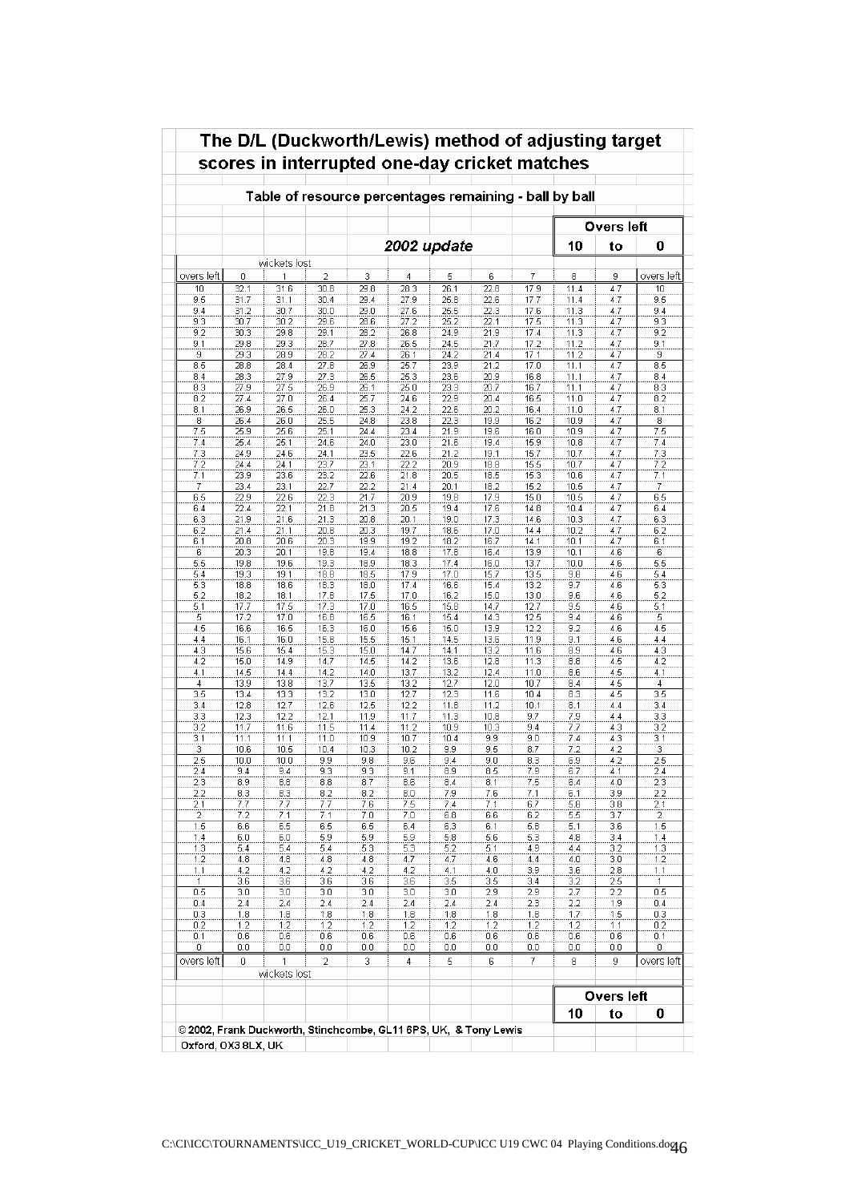# The D/L (Duckworth/Lewis) method of adjusting target scores in interrupted one-day cricket matches

## Table of resource percentages remaining - ball by ball

*2002 update*

**Overs left 10 to 0**

| overs left | 0 | 1 | 2 | 3 | 4 | 5 | 6 | 7 | 8 | 9 | overs left |
|---|---|---|---|---|---|---|---|---|---|---|---|
| | wickets lost | | | | | | | | | | |
| 10 | 32.1 | 31.6 | 30.8 | 29.8 | 28.3 | 26.1 | 22.8 | 17.9 | 11.4 | 4.7 | 10 |
| 9.5 | 31.7 | 31.1 | 30.4 | 29.4 | 27.9 | 25.8 | 22.6 | 17.7 | 11.4 | 4.7 | 9.5 |
| 9.4 | 31.2 | 30.7 | 30.0 | 29.0 | 27.6 | 25.5 | 22.3 | 17.6 | 11.3 | 4.7 | 9.4 |
| 9.3 | 30.7 | 30.2 | 29.6 | 28.6 | 27.2 | 25.2 | 22.1 | 17.5 | 11.3 | 4.7 | 9.3 |
| 9.2 | 30.3 | 29.8 | 29.1 | 28.2 | 26.8 | 24.9 | 21.9 | 17.4 | 11.3 | 4.7 | 9.2 |
| 9.1 | 29.8 | 29.3 | 28.7 | 27.8 | 26.5 | 24.5 | 21.7 | 17.2 | 11.2 | 4.7 | 9.1 |
| 9 | 29.3 | 28.9 | 28.2 | 27.4 | 26.1 | 24.2 | 21.4 | 17.1 | 11.2 | 4.7 | 9 |
| 8.5 | 28.8 | 28.4 | 27.8 | 26.9 | 25.7 | 23.9 | 21.2 | 17.0 | 11.1 | 4.7 | 8.5 |
| 8.4 | 28.3 | 27.9 | 27.3 | 26.5 | 25.3 | 23.6 | 20.9 | 16.8 | 11.1 | 4.7 | 8.4 |
| 8.3 | 27.9 | 27.5 | 26.9 | 26.1 | 25.0 | 23.3 | 20.7 | 16.7 | 11.1 | 4.7 | 8.3 |
| 8.2 | 27.4 | 27.0 | 26.4 | 25.7 | 24.6 | 22.9 | 20.4 | 16.5 | 11.0 | 4.7 | 8.2 |
| 8.1 | 26.9 | 26.5 | 26.0 | 25.3 | 24.2 | 22.6 | 20.2 | 16.4 | 11.0 | 4.7 | 8.1 |
| 8 | 26.4 | 26.0 | 25.5 | 24.8 | 23.8 | 22.3 | 19.9 | 16.2 | 10.9 | 4.7 | 8 |
| 7.5 | 25.9 | 25.6 | 25.1 | 24.4 | 23.4 | 21.9 | 19.6 | 16.0 | 10.9 | 4.7 | 7.5 |
| 7.4 | 25.4 | 25.1 | 24.6 | 24.0 | 23.0 | 21.6 | 19.4 | 15.9 | 10.8 | 4.7 | 7.4 |
| 7.3 | 24.9 | 24.6 | 24.1 | 23.5 | 22.6 | 21.2 | 19.1 | 15.7 | 10.7 | 4.7 | 7.3 |
| 7.2 | 24.4 | 24.1 | 23.7 | 23.1 | 22.2 | 20.9 | 18.8 | 15.5 | 10.7 | 4.7 | 7.2 |
| 7.1 | 23.9 | 23.6 | 23.2 | 22.6 | 21.8 | 20.5 | 18.5 | 15.3 | 10.6 | 4.7 | 7.1 |
| 7 | 23.4 | 23.1 | 22.7 | 22.2 | 21.4 | 20.1 | 18.2 | 15.2 | 10.5 | 4.7 | 7 |
| 6.5 | 22.9 | 22.6 | 22.3 | 21.7 | 20.9 | 19.8 | 17.9 | 15.0 | 10.5 | 4.7 | 6.5 |
| 6.4 | 22.4 | 22.1 | 21.8 | 21.3 | 20.5 | 19.4 | 17.6 | 14.8 | 10.4 | 4.7 | 6.4 |
| 6.3 | 21.9 | 21.6 | 21.3 | 20.8 | 20.1 | 19.0 | 17.3 | 14.6 | 10.3 | 4.7 | 6.3 |
| 6.2 | 21.4 | 21.1 | 20.8 | 20.3 | 19.7 | 18.6 | 17.0 | 14.4 | 10.2 | 4.7 | 6.2 |
| 6.1 | 20.8 | 20.6 | 20.3 | 19.9 | 19.2 | 18.2 | 16.7 | 14.1 | 10.1 | 4.7 | 6.1 |
| 6 | 20.3 | 20.1 | 19.8 | 19.4 | 18.8 | 17.8 | 16.4 | 13.9 | 10.1 | 4.6 | 6 |
| 5.5 | 19.8 | 19.6 | 19.3 | 18.9 | 18.3 | 17.4 | 16.0 | 13.7 | 10.0 | 4.6 | 5.5 |
| 5.4 | 19.3 | 19.1 | 18.8 | 18.5 | 17.9 | 17.0 | 15.7 | 13.5 | 9.8 | 4.6 | 5.4 |
| 5.3 | 18.8 | 18.6 | 18.3 | 18.0 | 17.4 | 16.6 | 15.4 | 13.2 | 9.7 | 4.6 | 5.3 |
| 5.2 | 18.2 | 18.1 | 17.8 | 17.5 | 17.0 | 16.2 | 15.0 | 13.0 | 9.6 | 4.6 | 5.2 |
| 5.1 | 17.7 | 17.5 | 17.3 | 17.0 | 16.5 | 15.8 | 14.7 | 12.7 | 9.5 | 4.6 | 5.1 |
| 5 | 17.2 | 17.0 | 16.8 | 16.5 | 16.1 | 15.4 | 14.3 | 12.5 | 9.4 | 4.6 | 5 |
| 4.5 | 16.6 | 16.5 | 16.3 | 16.0 | 15.6 | 15.0 | 13.9 | 12.2 | 9.2 | 4.6 | 4.5 |
| 4.4 | 16.1 | 16.0 | 15.8 | 15.5 | 15.1 | 14.5 | 13.6 | 11.9 | 9.1 | 4.6 | 4.4 |
| 4.3 | 15.6 | 15.4 | 15.3 | 15.0 | 14.7 | 14.1 | 13.2 | 11.6 | 8.9 | 4.6 | 4.3 |
| 4.2 | 15.0 | 14.9 | 14.7 | 14.5 | 14.2 | 13.6 | 12.8 | 11.3 | 8.8 | 4.5 | 4.2 |
| 4.1 | 14.5 | 14.4 | 14.2 | 14.0 | 13.7 | 13.2 | 12.4 | 11.0 | 8.6 | 4.5 | 4.1 |
| 4 | 13.9 | 13.8 | 13.7 | 13.5 | 13.2 | 12.7 | 12.0 | 10.7 | 8.4 | 4.5 | 4 |
| 3.5 | 13.4 | 13.3 | 13.2 | 13.0 | 12.7 | 12.3 | 11.6 | 10.4 | 8.3 | 4.5 | 3.5 |
| 3.4 | 12.8 | 12.7 | 12.6 | 12.5 | 12.2 | 11.8 | 11.2 | 10.1 | 8.1 | 4.4 | 3.4 |
| 3.3 | 12.3 | 12.2 | 12.1 | 11.9 | 11.7 | 11.3 | 10.8 | 9.7 | 7.9 | 4.4 | 3.3 |
| 3.2 | 11.7 | 11.6 | 11.5 | 11.4 | 11.2 | 10.9 | 10.3 | 9.4 | 7.7 | 4.3 | 3.2 |
| 3.1 | 11.1 | 11.1 | 11.0 | 10.9 | 10.7 | 10.4 | 9.9 | 9.0 | 7.4 | 4.3 | 3.1 |
| 3 | 10.6 | 10.5 | 10.4 | 10.3 | 10.2 | 9.9 | 9.5 | 8.7 | 7.2 | 4.2 | 3 |
| 2.5 | 10.0 | 10.0 | 9.9 | 9.8 | 9.6 | 9.4 | 9.0 | 8.3 | 6.9 | 4.2 | 2.5 |
| 2.4 | 9.4 | 9.4 | 9.3 | 9.3 | 9.1 | 8.9 | 8.5 | 7.9 | 6.7 | 4.1 | 2.4 |
| 2.3 | 8.9 | 8.8 | 8.8 | 8.7 | 8.6 | 8.4 | 8.1 | 7.5 | 6.4 | 4.0 | 2.3 |
| 2.2 | 8.3 | 8.3 | 8.2 | 8.2 | 8.0 | 7.9 | 7.6 | 7.1 | 6.1 | 3.9 | 2.2 |
| 2.1 | 7.7 | 7.7 | 7.7 | 7.6 | 7.5 | 7.4 | 7.1 | 6.7 | 5.8 | 3.8 | 2.1 |
| 2 | 7.2 | 7.1 | 7.1 | 7.0 | 7.0 | 6.8 | 6.6 | 6.2 | 5.5 | 3.7 | 2 |
| 1.5 | 6.6 | 6.5 | 6.5 | 6.5 | 6.4 | 6.3 | 6.1 | 5.8 | 5.1 | 3.6 | 1.5 |
| 1.4 | 6.0 | 6.0 | 5.9 | 5.9 | 5.9 | 5.8 | 5.6 | 5.3 | 4.8 | 3.4 | 1.4 |
| 1.3 | 5.4 | 5.4 | 5.4 | 5.3 | 5.3 | 5.2 | 5.1 | 4.9 | 4.4 | 3.2 | 1.3 |
| 1.2 | 4.8 | 4.8 | 4.8 | 4.8 | 4.7 | 4.7 | 4.6 | 4.4 | 4.0 | 3.0 | 1.2 |
| 1.1 | 4.2 | 4.2 | 4.2 | 4.2 | 4.2 | 4.1 | 4.0 | 3.9 | 3.6 | 2.8 | 1.1 |
| 1 | 3.6 | 3.6 | 3.6 | 3.6 | 3.6 | 3.5 | 3.5 | 3.4 | 3.2 | 2.5 | 1 |
| 0.5 | 3.0 | 3.0 | 3.0 | 3.0 | 3.0 | 3.0 | 2.9 | 2.9 | 2.7 | 2.2 | 0.5 |
| 0.4 | 2.4 | 2.4 | 2.4 | 2.4 | 2.4 | 2.4 | 2.4 | 2.3 | 2.2 | 1.9 | 0.4 |
| 0.3 | 1.8 | 1.8 | 1.8 | 1.8 | 1.8 | 1.8 | 1.8 | 1.8 | 1.7 | 1.5 | 0.3 |
| 0.2 | 1.2 | 1.2 | 1.2 | 1.2 | 1.2 | 1.2 | 1.2 | 1.2 | 1.2 | 1.1 | 0.2 |
| 0.1 | 0.6 | 0.6 | 0.6 | 0.6 | 0.6 | 0.6 | 0.6 | 0.6 | 0.6 | 0.6 | 0.1 |
| 0 | 0.0 | 0.0 | 0.0 | 0.0 | 0.0 | 0.0 | 0.0 | 0.0 | 0.0 | 0.0 | 0 |
| overs left | 0 | 1 | 2 | 3 | 4 | 5 | 6 | 7 | 8 | 9 | overs left |
| | wickets lost | | | | | | | | | | |

**Overs left 10 to 0**

© 2002, Frank Duckworth, Stinchcombe, GL11 6PS, UK, & Tony Lewis Oxford, OX3 8LX, UK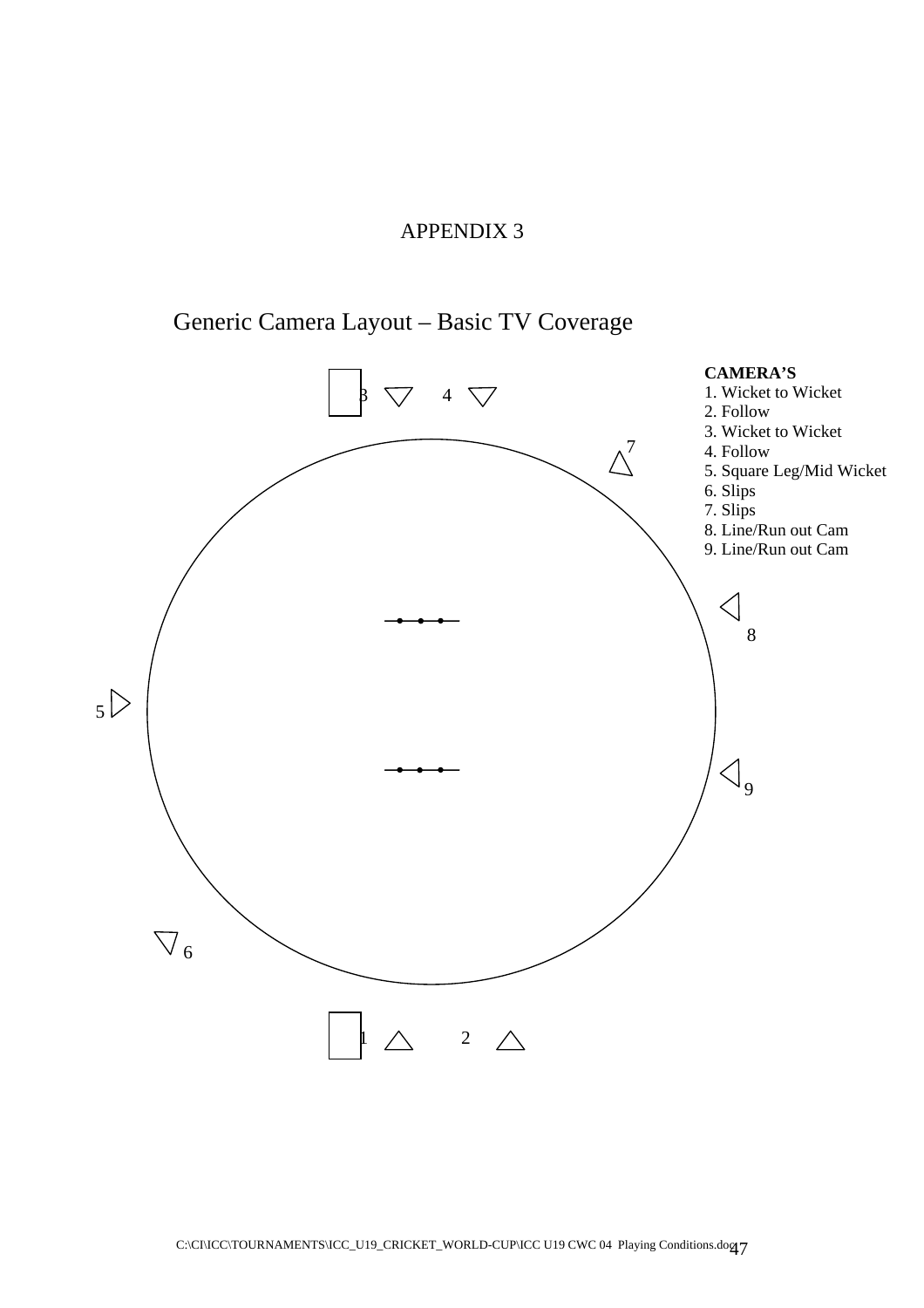# APPENDIX 3

## Generic Camera Layout – Basic TV Coverage

**CAMERA'S**
1. Wicket to Wicket
2. Follow
3. Wicket to Wicket
4. Follow
5. Square Leg/Mid Wicket
6. Slips
7. Slips
8. Line/Run out Cam
9. Line/Run out Cam

3 4

7

8

5

9

6

1 2